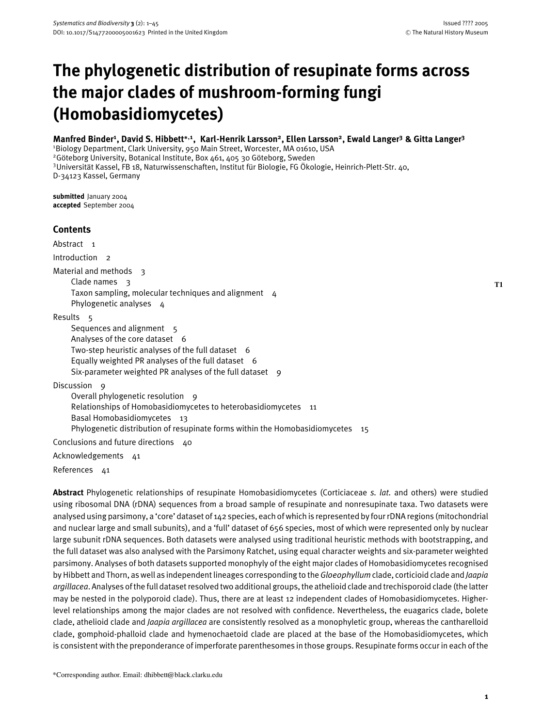# The phylogenetic distribution of resupinate forms across the major clades of mushroom-forming fungi (Homobasidiomycetes)

**Manfred Binder[1], David S. Hibbett*,[1], Karl-Henrik Larsson[2], Ellen Larsson[2], Ewald Langer[3] & Gitta Langer[3]**

[1]Biology Department, Clark University, 950 Main Street, Worcester, MA 01610, USA
[2]Göteborg University, Botanical Institute, Box 461, 405 30 Göteborg, Sweden
[3]Universität Kassel, FB 18, Naturwissenschaften, Institut für Biologie, FG Ökologie, Heinrich-Plett-Str. 40, D-34123 Kassel, Germany

**submitted** January 2004
**accepted** September 2004

## Contents

Abstract 1

Introduction 2

Material and methods 3
- Clade names 3
- Taxon sampling, molecular techniques and alignment 4
- Phylogenetic analyses 4

Results 5
- Sequences and alignment 5
- Analyses of the core dataset 6
- Two-step heuristic analyses of the full dataset 6
- Equally weighted PR analyses of the full dataset 6
- Six-parameter weighted PR analyses of the full dataset 9

Discussion 9
- Overall phylogenetic resolution 9
- Relationships of Homobasidiomycetes to heterobasidiomycetes 11
- Basal Homobasidiomycetes 13
- Phylogenetic distribution of resupinate forms within the Homobasidiomycetes 15

Conclusions and future directions 40

Acknowledgements 41

References 41

**Abstract** Phylogenetic relationships of resupinate Homobasidiomycetes (Corticiaceae *s. lat.* and others) were studied using ribosomal DNA (rDNA) sequences from a broad sample of resupinate and nonresupinate taxa. Two datasets were analysed using parsimony, a 'core' dataset of 142 species, each of which is represented by four rDNA regions (mitochondrial and nuclear large and small subunits), and a 'full' dataset of 656 species, most of which were represented only by nuclear large subunit rDNA sequences. Both datasets were analysed using traditional heuristic methods with bootstrapping, and the full dataset was also analysed with the Parsimony Ratchet, using equal character weights and six-parameter weighted parsimony. Analyses of both datasets supported monophyly of the eight major clades of Homobasidiomycetes recognised by Hibbett and Thorn, as well as independent lineages corresponding to the *Gloeophyllum* clade, corticioid clade and *Jaapia argillacea*. Analyses of the full dataset resolved two additional groups, the athelioid clade and trechisporoid clade (the latter may be nested in the polyporoid clade). Thus, there are at least 12 independent clades of Homobasidiomycetes. Higher-level relationships among the major clades are not resolved with confidence. Nevertheless, the euagarics clade, bolete clade, athelioid clade and *Jaapia argillacea* are consistently resolved as a monophyletic group, whereas the cantharelloid clade, gomphoid-phalloid clade and hymenochaetoid clade are placed at the base of the Homobasidiomycetes, which is consistent with the preponderance of imperforate parenthesomes in those groups. Resupinate forms occur in each of the

*Corresponding author. Email: dhibbett@black.clarku.edu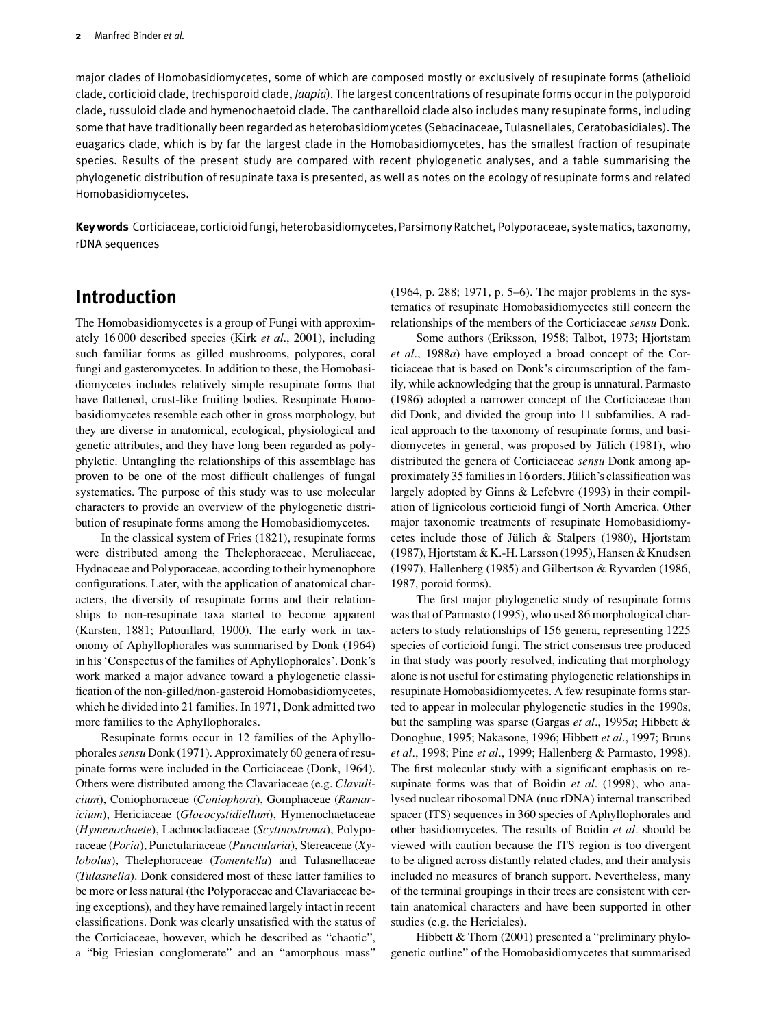major clades of Homobasidiomycetes, some of which are composed mostly or exclusively of resupinate forms (athelioid clade, corticioid clade, trechisporoid clade, *Jaapia*). The largest concentrations of resupinate forms occur in the polyporoid clade, russuloid clade and hymenochaetoid clade. The cantharelloid clade also includes many resupinate forms, including some that have traditionally been regarded as heterobasidiomycetes (Sebacinaceae, Tulasnellales, Ceratobasidiales). The euagarics clade, which is by far the largest clade in the Homobasidiomycetes, has the smallest fraction of resupinate species. Results of the present study are compared with recent phylogenetic analyses, and a table summarising the phylogenetic distribution of resupinate taxa is presented, as well as notes on the ecology of resupinate forms and related Homobasidiomycetes.

**Key words** Corticiaceae, corticioid fungi, heterobasidiomycetes, Parsimony Ratchet, Polyporaceae, systematics, taxonomy, rDNA sequences

## Introduction

The Homobasidiomycetes is a group of Fungi with approximately 16 000 described species (Kirk *et al*., 2001), including such familiar forms as gilled mushrooms, polypores, coral fungi and gasteromycetes. In addition to these, the Homobasidiomycetes includes relatively simple resupinate forms that have flattened, crust-like fruiting bodies. Resupinate Homobasidiomycetes resemble each other in gross morphology, but they are diverse in anatomical, ecological, physiological and genetic attributes, and they have long been regarded as polyphyletic. Untangling the relationships of this assemblage has proven to be one of the most difficult challenges of fungal systematics. The purpose of this study was to use molecular characters to provide an overview of the phylogenetic distribution of resupinate forms among the Homobasidiomycetes.

In the classical system of Fries (1821), resupinate forms were distributed among the Thelephoraceae, Meruliaceae, Hydnaceae and Polyporaceae, according to their hymenophore configurations. Later, with the application of anatomical characters, the diversity of resupinate forms and their relationships to non-resupinate taxa started to become apparent (Karsten, 1881; Patouillard, 1900). The early work in taxonomy of Aphyllophorales was summarised by Donk (1964) in his 'Conspectus of the families of Aphyllophorales'. Donk's work marked a major advance toward a phylogenetic classification of the non-gilled/non-gasteroid Homobasidiomycetes, which he divided into 21 families. In 1971, Donk admitted two more families to the Aphyllophorales.

Resupinate forms occur in 12 families of the Aphyllophorales *sensu* Donk (1971). Approximately 60 genera of resupinate forms were included in the Corticiaceae (Donk, 1964). Others were distributed among the Clavariaceae (e.g. *Clavulicium*), Coniophoraceae (*Coniophora*), Gomphaceae (*Ramaricium*), Hericiaceae (*Gloeocystidiellum*), Hymenochaetaceae (*Hymenochaete*), Lachnocladiaceae (*Scytinostroma*), Polyporaceae (*Poria*), Punctulariaceae (*Punctularia*), Stereaceae (*Xylobolus*), Thelephoraceae (*Tomentella*) and Tulasnellaceae (*Tulasnella*). Donk considered most of these latter families to be more or less natural (the Polyporaceae and Clavariaceae being exceptions), and they have remained largely intact in recent classifications. Donk was clearly unsatisfied with the status of the Corticiaceae, however, which he described as "chaotic", a "big Friesian conglomerate" and an "amorphous mass" (1964, p. 288; 1971, p. 5–6). The major problems in the systematics of resupinate Homobasidiomycetes still concern the relationships of the members of the Corticiaceae *sensu* Donk.

Some authors (Eriksson, 1958; Talbot, 1973; Hjortstam *et al*., 1988*a*) have employed a broad concept of the Corticiaceae that is based on Donk's circumscription of the family, while acknowledging that the group is unnatural. Parmasto (1986) adopted a narrower concept of the Corticiaceae than did Donk, and divided the group into 11 subfamilies. A radical approach to the taxonomy of resupinate forms, and basidiomycetes in general, was proposed by Jülich (1981), who distributed the genera of Corticiaceae *sensu* Donk among approximately 35 families in 16 orders. Jülich's classification was largely adopted by Ginns & Lefebvre (1993) in their compilation of lignicolous corticioid fungi of North America. Other major taxonomic treatments of resupinate Homobasidiomycetes include those of Jülich & Stalpers (1980), Hjortstam (1987), Hjortstam & K.-H. Larsson (1995), Hansen & Knudsen (1997), Hallenberg (1985) and Gilbertson & Ryvarden (1986, 1987, poroid forms).

The first major phylogenetic study of resupinate forms was that of Parmasto (1995), who used 86 morphological characters to study relationships of 156 genera, representing 1225 species of corticioid fungi. The strict consensus tree produced in that study was poorly resolved, indicating that morphology alone is not useful for estimating phylogenetic relationships in resupinate Homobasidiomycetes. A few resupinate forms started to appear in molecular phylogenetic studies in the 1990s, but the sampling was sparse (Gargas *et al*., 1995*a*; Hibbett & Donoghue, 1995; Nakasone, 1996; Hibbett *et al*., 1997; Bruns *et al*., 1998; Pine *et al*., 1999; Hallenberg & Parmasto, 1998). The first molecular study with a significant emphasis on resupinate forms was that of Boidin *et al*. (1998), who analysed nuclear ribosomal DNA (nuc rDNA) internal transcribed spacer (ITS) sequences in 360 species of Aphyllophorales and other basidiomycetes. The results of Boidin *et al*. should be viewed with caution because the ITS region is too divergent to be aligned across distantly related clades, and their analysis included no measures of branch support. Nevertheless, many of the terminal groupings in their trees are consistent with certain anatomical characters and have been supported in other studies (e.g. the Hericiales).

Hibbett & Thorn (2001) presented a "preliminary phylogenetic outline" of the Homobasidiomycetes that summarised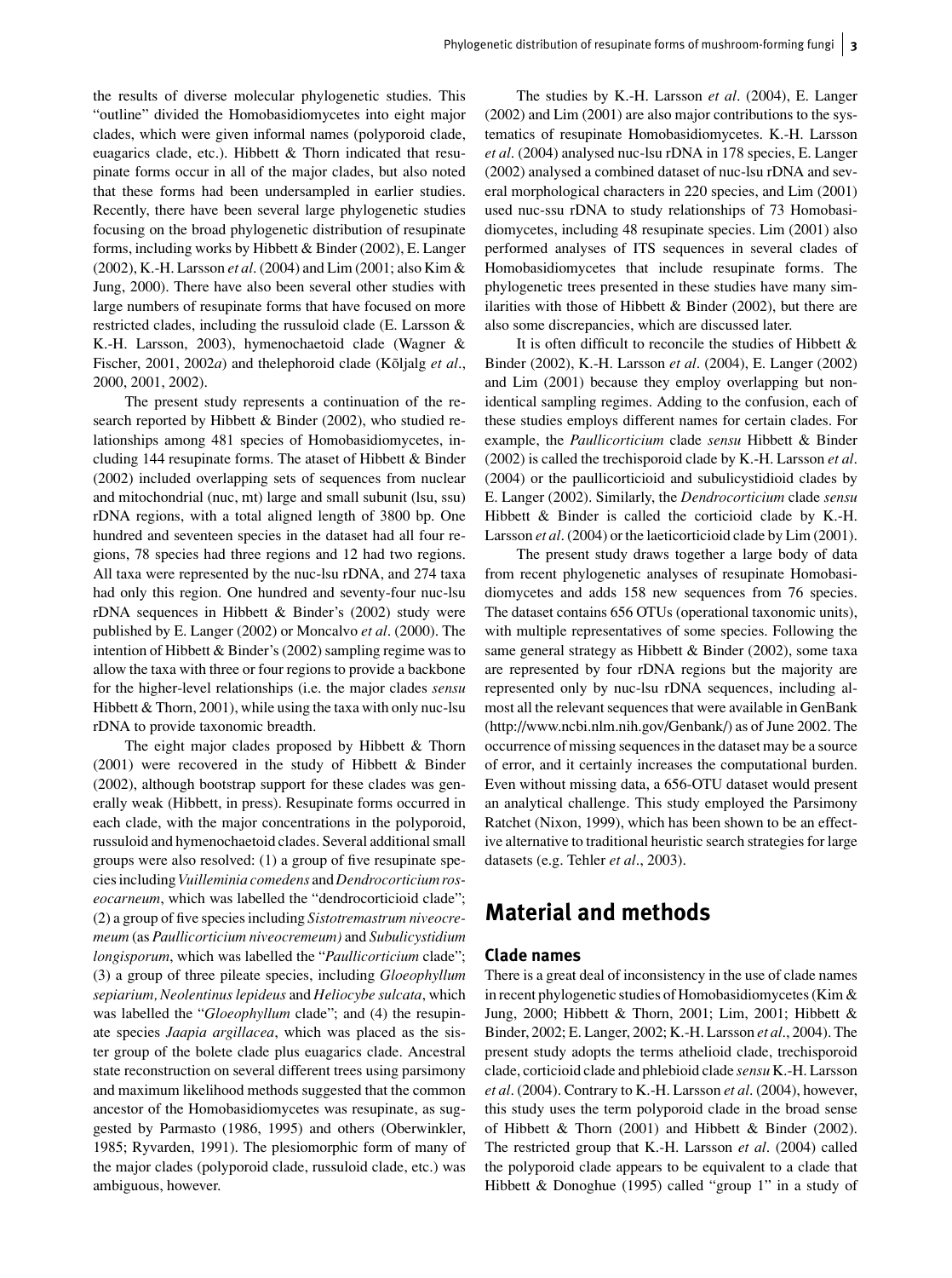the results of diverse molecular phylogenetic studies. This "outline" divided the Homobasidiomycetes into eight major clades, which were given informal names (polyporoid clade, euagarics clade, etc.). Hibbett & Thorn indicated that resupinate forms occur in all of the major clades, but also noted that these forms had been undersampled in earlier studies. Recently, there have been several large phylogenetic studies focusing on the broad phylogenetic distribution of resupinate forms, including works by Hibbett & Binder (2002), E. Langer (2002), K.-H. Larsson *et al*. (2004) and Lim (2001; also Kim & Jung, 2000). There have also been several other studies with large numbers of resupinate forms that have focused on more restricted clades, including the russuloid clade (E. Larsson & K.-H. Larsson, 2003), hymenochaetoid clade (Wagner & Fischer, 2001, 2002*a*) and thelephoroid clade (Kõljalg *et al*., 2000, 2001, 2002).

The present study represents a continuation of the research reported by Hibbett & Binder (2002), who studied relationships among 481 species of Homobasidiomycetes, including 144 resupinate forms. The ataset of Hibbett & Binder (2002) included overlapping sets of sequences from nuclear and mitochondrial (nuc, mt) large and small subunit (lsu, ssu) rDNA regions, with a total aligned length of 3800 bp. One hundred and seventeen species in the dataset had all four regions, 78 species had three regions and 12 had two regions. All taxa were represented by the nuc-lsu rDNA, and 274 taxa had only this region. One hundred and seventy-four nuc-lsu rDNA sequences in Hibbett & Binder's (2002) study were published by E. Langer (2002) or Moncalvo *et al*. (2000). The intention of Hibbett & Binder's (2002) sampling regime was to allow the taxa with three or four regions to provide a backbone for the higher-level relationships (i.e. the major clades *sensu* Hibbett & Thorn, 2001), while using the taxa with only nuc-lsu rDNA to provide taxonomic breadth.

The eight major clades proposed by Hibbett & Thorn (2001) were recovered in the study of Hibbett & Binder (2002), although bootstrap support for these clades was generally weak (Hibbett, in press). Resupinate forms occurred in each clade, with the major concentrations in the polyporoid, russuloid and hymenochaetoid clades. Several additional small groups were also resolved: (1) a group of five resupinate species including *Vuilleminia comedens* and *Dendrocorticium roseocarneum*, which was labelled the "dendrocorticioid clade"; (2) a group of five species including *Sistotremastrum niveocremeum* (as *Paullicorticium niveocremeum)* and *Subulicystidium longisporum*, which was labelled the "*Paullicorticium* clade"; (3) a group of three pileate species, including *Gloeophyllum sepiarium, Neolentinus lepideus* and *Heliocybe sulcata*, which was labelled the "*Gloeophyllum* clade"; and (4) the resupinate species *Jaapia argillacea*, which was placed as the sister group of the bolete clade plus euagarics clade. Ancestral state reconstruction on several different trees using parsimony and maximum likelihood methods suggested that the common ancestor of the Homobasidiomycetes was resupinate, as suggested by Parmasto (1986, 1995) and others (Oberwinkler, 1985; Ryvarden, 1991). The plesiomorphic form of many of the major clades (polyporoid clade, russuloid clade, etc.) was ambiguous, however.

The studies by K.-H. Larsson *et al*. (2004), E. Langer (2002) and Lim (2001) are also major contributions to the systematics of resupinate Homobasidiomycetes. K.-H. Larsson *et al*. (2004) analysed nuc-lsu rDNA in 178 species, E. Langer (2002) analysed a combined dataset of nuc-lsu rDNA and several morphological characters in 220 species, and Lim (2001) used nuc-ssu rDNA to study relationships of 73 Homobasidiomycetes, including 48 resupinate species. Lim (2001) also performed analyses of ITS sequences in several clades of Homobasidiomycetes that include resupinate forms. The phylogenetic trees presented in these studies have many similarities with those of Hibbett & Binder (2002), but there are also some discrepancies, which are discussed later.

It is often difficult to reconcile the studies of Hibbett & Binder (2002), K.-H. Larsson *et al*. (2004), E. Langer (2002) and Lim (2001) because they employ overlapping but nonidentical sampling regimes. Adding to the confusion, each of these studies employs different names for certain clades. For example, the *Paullicorticium* clade *sensu* Hibbett & Binder (2002) is called the trechisporoid clade by K.-H. Larsson *et al*. (2004) or the paullicorticioid and subulicystidioid clades by E. Langer (2002). Similarly, the *Dendrocorticium* clade *sensu* Hibbett & Binder is called the corticioid clade by K.-H. Larsson *et al*. (2004) or the laeticorticioid clade by Lim (2001).

The present study draws together a large body of data from recent phylogenetic analyses of resupinate Homobasidiomycetes and adds 158 new sequences from 76 species. The dataset contains 656 OTUs (operational taxonomic units), with multiple representatives of some species. Following the same general strategy as Hibbett & Binder (2002), some taxa are represented by four rDNA regions but the majority are represented only by nuc-lsu rDNA sequences, including almost all the relevant sequences that were available in GenBank (http://www.ncbi.nlm.nih.gov/Genbank/) as of June 2002. The occurrence of missing sequences in the dataset may be a source of error, and it certainly increases the computational burden. Even without missing data, a 656-OTU dataset would present an analytical challenge. This study employed the Parsimony Ratchet (Nixon, 1999), which has been shown to be an effective alternative to traditional heuristic search strategies for large datasets (e.g. Tehler *et al*., 2003).

## Material and methods

### Clade names

There is a great deal of inconsistency in the use of clade names in recent phylogenetic studies of Homobasidiomycetes (Kim & Jung, 2000; Hibbett & Thorn, 2001; Lim, 2001; Hibbett & Binder, 2002; E. Langer, 2002; K.-H. Larsson *et al*., 2004). The present study adopts the terms athelioid clade, trechisporoid clade, corticioid clade and phlebioid clade *sensu* K.-H. Larsson *et al*. (2004). Contrary to K.-H. Larsson *et al*. (2004), however, this study uses the term polyporoid clade in the broad sense of Hibbett & Thorn (2001) and Hibbett & Binder (2002). The restricted group that K.-H. Larsson *et al*. (2004) called the polyporoid clade appears to be equivalent to a clade that Hibbett & Donoghue (1995) called "group 1" in a study of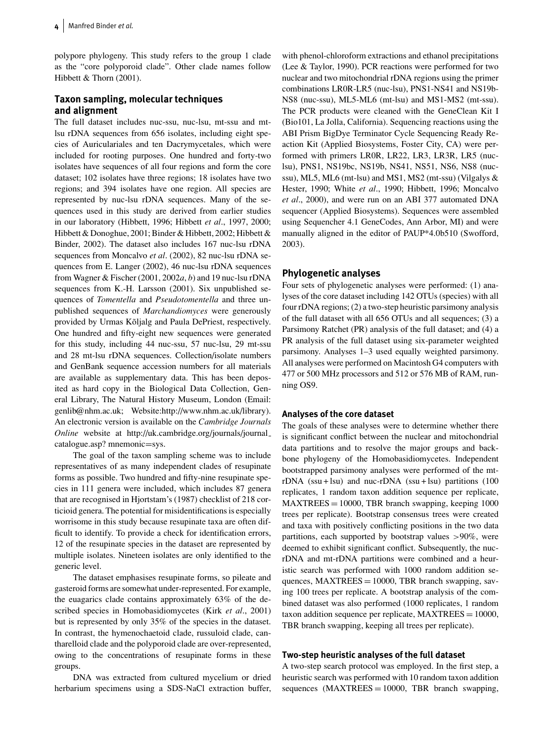polypore phylogeny. This study refers to the group 1 clade as the "core polyporoid clade". Other clade names follow Hibbett & Thorn (2001).

## Taxon sampling, molecular techniques and alignment

The full dataset includes nuc-ssu, nuc-lsu, mt-ssu and mt-lsu rDNA sequences from 656 isolates, including eight species of Auriculariales and ten Dacrymycetales, which were included for rooting purposes. One hundred and forty-two isolates have sequences of all four regions and form the core dataset; 102 isolates have three regions; 18 isolates have two regions; and 394 isolates have one region. All species are represented by nuc-lsu rDNA sequences. Many of the sequences used in this study are derived from earlier studies in our laboratory (Hibbett, 1996; Hibbett *et al*., 1997, 2000; Hibbett & Donoghue, 2001; Binder & Hibbett, 2002; Hibbett & Binder, 2002). The dataset also includes 167 nuc-lsu rDNA sequences from Moncalvo *et al*. (2002), 82 nuc-lsu rDNA sequences from E. Langer (2002), 46 nuc-lsu rDNA sequences from Wagner & Fischer (2001, 2002*a*, *b*) and 19 nuc-lsu rDNA sequences from K.-H. Larsson (2001). Six unpublished sequences of *Tomentella* and *Pseudotomentella* and three unpublished sequences of *Marchandiomyces* were generously provided by Urmas Kõljalg and Paula DePriest, respectively. One hundred and fifty-eight new sequences were generated for this study, including 44 nuc-ssu, 57 nuc-lsu, 29 mt-ssu and 28 mt-lsu rDNA sequences. Collection/isolate numbers and GenBank sequence accession numbers for all materials are available as supplementary data. This has been deposited as hard copy in the Biological Data Collection, General Library, The Natural History Museum, London (Email: genlib@nhm.ac.uk; Website:http://www.nhm.ac.uk/library). An electronic version is available on the *Cambridge Journals Online* website at http://uk.cambridge.org/journals/journal_catalogue.asp? mnemonic=sys.

The goal of the taxon sampling scheme was to include representatives of as many independent clades of resupinate forms as possible. Two hundred and fifty-nine resupinate species in 111 genera were included, which includes 87 genera that are recognised in Hjortstam's (1987) checklist of 218 corticioid genera. The potential for misidentifications is especially worrisome in this study because resupinate taxa are often difficult to identify. To provide a check for identification errors, 12 of the resupinate species in the dataset are represented by multiple isolates. Nineteen isolates are only identified to the generic level.

The dataset emphasises resupinate forms, so pileate and gasteroid forms are somewhat under-represented. For example, the euagarics clade contains approximately 63% of the described species in Homobasidiomycetes (Kirk *et al*., 2001) but is represented by only 35% of the species in the dataset. In contrast, the hymenochaetoid clade, russuloid clade, cantharelloid clade and the polyporoid clade are over-represented, owing to the concentrations of resupinate forms in these groups.

DNA was extracted from cultured mycelium or dried herbarium specimens using a SDS-NaCl extraction buffer, with phenol-chloroform extractions and ethanol precipitations (Lee & Taylor, 1990). PCR reactions were performed for two nuclear and two mitochondrial rDNA regions using the primer combinations LR0R-LR5 (nuc-lsu), PNS1-NS41 and NS19b-NS8 (nuc-ssu), ML5-ML6 (mt-lsu) and MS1-MS2 (mt-ssu). The PCR products were cleaned with the GeneClean Kit I (Bio101, La Jolla, California). Sequencing reactions using the ABI Prism BigDye Terminator Cycle Sequencing Ready Reaction Kit (Applied Biosystems, Foster City, CA) were performed with primers LR0R, LR22, LR3, LR3R, LR5 (nuc-lsu), PNS1, NS19bc, NS19b, NS41, NS51, NS6, NS8 (nuc-ssu), ML5, ML6 (mt-lsu) and MS1, MS2 (mt-ssu) (Vilgalys & Hester, 1990; White *et al*., 1990; Hibbett, 1996; Moncalvo *et al*., 2000), and were run on an ABI 377 automated DNA sequencer (Applied Biosystems). Sequences were assembled using Sequencher 4.1 GeneCodes, Ann Arbor, MI) and were manually aligned in the editor of PAUP*4.0b510 (Swofford, 2003).

## Phylogenetic analyses

Four sets of phylogenetic analyses were performed: (1) analyses of the core dataset including 142 OTUs (species) with all four rDNA regions; (2) a two-step heuristic parsimony analysis of the full dataset with all 656 OTUs and all sequences; (3) a Parsimony Ratchet (PR) analysis of the full dataset; and (4) a PR analysis of the full dataset using six-parameter weighted parsimony. Analyses 1–3 used equally weighted parsimony. All analyses were performed on Macintosh G4 computers with 477 or 500 MHz processors and 512 or 576 MB of RAM, running OS9.

### Analyses of the core dataset

The goals of these analyses were to determine whether there is significant conflict between the nuclear and mitochondrial data partitions and to resolve the major groups and backbone phylogeny of the Homobasidiomycetes. Independent bootstrapped parsimony analyses were performed of the mt-rDNA (ssu + lsu) and nuc-rDNA (ssu + lsu) partitions (100 replicates, 1 random taxon addition sequence per replicate, MAXTREES = 10000, TBR branch swapping, keeping 1000 trees per replicate). Bootstrap consensus trees were created and taxa with positively conflicting positions in the two data partitions, each supported by bootstrap values $>90\%$, were deemed to exhibit significant conflict. Subsequently, the nuc-rDNA and mt-rDNA partitions were combined and a heuristic search was performed with 1000 random addition sequences, MAXTREES = 10000, TBR branch swapping, saving 100 trees per replicate. A bootstrap analysis of the combined dataset was also performed (1000 replicates, 1 random taxon addition sequence per replicate, MAXTREES = 10000, TBR branch swapping, keeping all trees per replicate).

### Two-step heuristic analyses of the full dataset

A two-step search protocol was employed. In the first step, a heuristic search was performed with 10 random taxon addition sequences (MAXTREES = 10000, TBR branch swapping,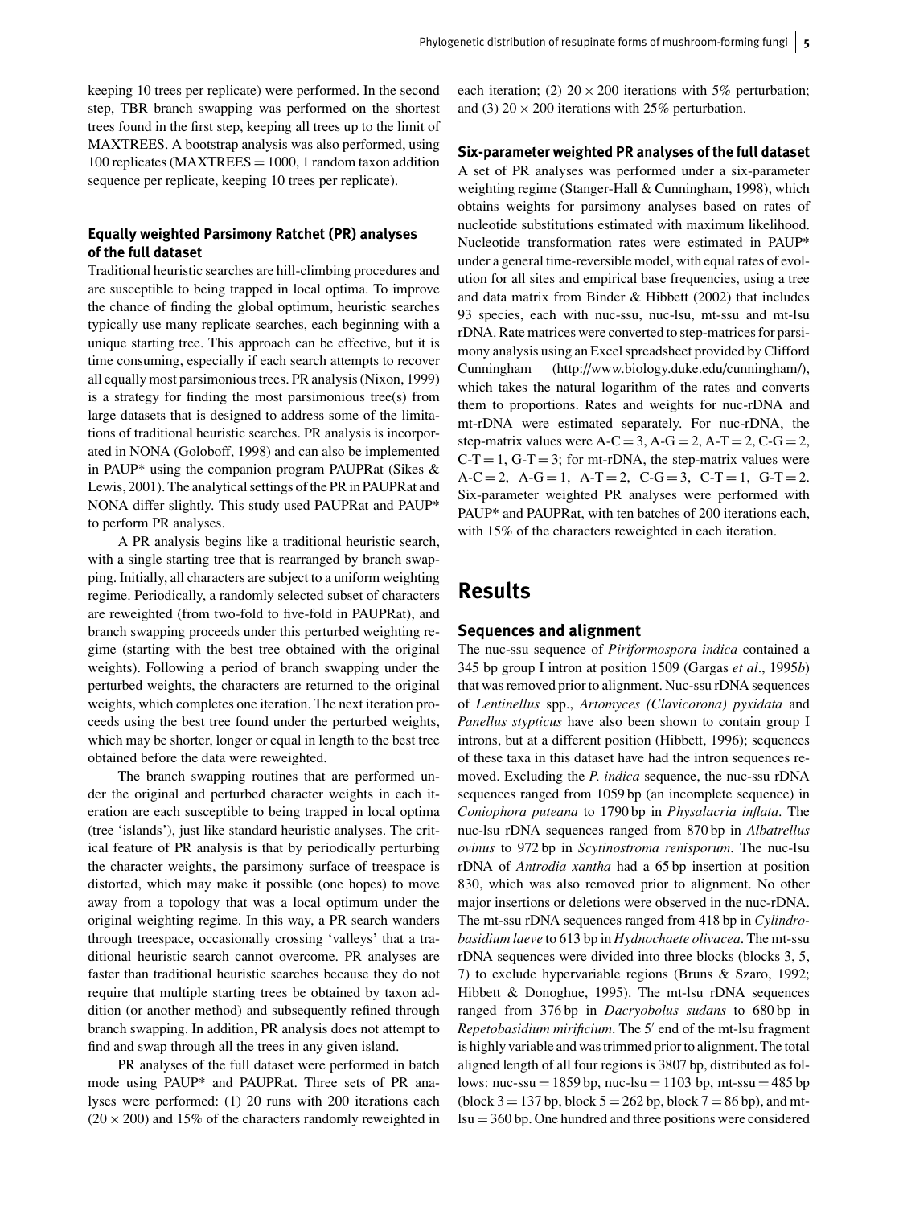keeping 10 trees per replicate) were performed. In the second step, TBR branch swapping was performed on the shortest trees found in the first step, keeping all trees up to the limit of MAXTREES. A bootstrap analysis was also performed, using 100 replicates (MAXTREES = 1000, 1 random taxon addition sequence per replicate, keeping 10 trees per replicate).

### Equally weighted Parsimony Ratchet (PR) analyses of the full dataset

Traditional heuristic searches are hill-climbing procedures and are susceptible to being trapped in local optima. To improve the chance of finding the global optimum, heuristic searches typically use many replicate searches, each beginning with a unique starting tree. This approach can be effective, but it is time consuming, especially if each search attempts to recover all equally most parsimonious trees. PR analysis (Nixon, 1999) is a strategy for finding the most parsimonious tree(s) from large datasets that is designed to address some of the limitations of traditional heuristic searches. PR analysis is incorporated in NONA (Goloboff, 1998) and can also be implemented in PAUP* using the companion program PAUPRat (Sikes & Lewis, 2001). The analytical settings of the PR in PAUPRat and NONA differ slightly. This study used PAUPRat and PAUP* to perform PR analyses.

A PR analysis begins like a traditional heuristic search, with a single starting tree that is rearranged by branch swapping. Initially, all characters are subject to a uniform weighting regime. Periodically, a randomly selected subset of characters are reweighted (from two-fold to five-fold in PAUPRat), and branch swapping proceeds under this perturbed weighting regime (starting with the best tree obtained with the original weights). Following a period of branch swapping under the perturbed weights, the characters are returned to the original weights, which completes one iteration. The next iteration proceeds using the best tree found under the perturbed weights, which may be shorter, longer or equal in length to the best tree obtained before the data were reweighted.

The branch swapping routines that are performed under the original and perturbed character weights in each iteration are each susceptible to being trapped in local optima (tree 'islands'), just like standard heuristic analyses. The critical feature of PR analysis is that by periodically perturbing the character weights, the parsimony surface of treespace is distorted, which may make it possible (one hopes) to move away from a topology that was a local optimum under the original weighting regime. In this way, a PR search wanders through treespace, occasionally crossing 'valleys' that a traditional heuristic search cannot overcome. PR analyses are faster than traditional heuristic searches because they do not require that multiple starting trees be obtained by taxon addition (or another method) and subsequently refined through branch swapping. In addition, PR analysis does not attempt to find and swap through all the trees in any given island.

PR analyses of the full dataset were performed in batch mode using PAUP* and PAUPRat. Three sets of PR analyses were performed: (1) 20 runs with 200 iterations each ($20 \times 200$) and 15% of the characters randomly reweighted in each iteration; (2) $20 \times 200$ iterations with 5% perturbation; and (3) $20 \times 200$ iterations with 25% perturbation.

### Six-parameter weighted PR analyses of the full dataset

A set of PR analyses was performed under a six-parameter weighting regime (Stanger-Hall & Cunningham, 1998), which obtains weights for parsimony analyses based on rates of nucleotide substitutions estimated with maximum likelihood. Nucleotide transformation rates were estimated in PAUP* under a general time-reversible model, with equal rates of evolution for all sites and empirical base frequencies, using a tree and data matrix from Binder & Hibbett (2002) that includes 93 species, each with nuc-ssu, nuc-lsu, mt-ssu and mt-lsu rDNA. Rate matrices were converted to step-matrices for parsimony analysis using an Excel spreadsheet provided by Clifford Cunningham (http://www.biology.duke.edu/cunningham/), which takes the natural logarithm of the rates and converts them to proportions. Rates and weights for nuc-rDNA and mt-rDNA were estimated separately. For nuc-rDNA, the step-matrix values were A-C = 3, A-G = 2, A-T = 2, C-G = 2, C-T = 1, G-T = 3; for mt-rDNA, the step-matrix values were A-C = 2, A-G = 1, A-T = 2, C-G = 3, C-T = 1, G-T = 2. Six-parameter weighted PR analyses were performed with PAUP* and PAUPRat, with ten batches of 200 iterations each, with 15% of the characters reweighted in each iteration.

## Results

### Sequences and alignment

The nuc-ssu sequence of *Piriformospora indica* contained a 345 bp group I intron at position 1509 (Gargas *et al*., 1995*b*) that was removed prior to alignment. Nuc-ssu rDNA sequences of *Lentinellus* spp., *Artomyces (Clavicorona) pyxidata* and *Panellus stypticus* have also been shown to contain group I introns, but at a different position (Hibbett, 1996); sequences of these taxa in this dataset have had the intron sequences removed. Excluding the *P. indica* sequence, the nuc-ssu rDNA sequences ranged from 1059 bp (an incomplete sequence) in *Coniophora puteana* to 1790 bp in *Physalacria inflata*. The nuc-lsu rDNA sequences ranged from 870 bp in *Albatrellus ovinus* to 972 bp in *Scytinostroma renisporum*. The nuc-lsu rDNA of *Antrodia xantha* had a 65 bp insertion at position 830, which was also removed prior to alignment. No other major insertions or deletions were observed in the nuc-rDNA. The mt-ssu rDNA sequences ranged from 418 bp in *Cylindrobasidium laeve* to 613 bp in *Hydnochaete olivacea*. The mt-ssu rDNA sequences were divided into three blocks (blocks 3, 5, 7) to exclude hypervariable regions (Bruns & Szaro, 1992; Hibbett & Donoghue, 1995). The mt-lsu rDNA sequences ranged from 376 bp in *Dacryobolus sudans* to 680 bp in *Repetobasidium mirificium*. The 5′ end of the mt-lsu fragment is highly variable and was trimmed prior to alignment. The total aligned length of all four regions is 3807 bp, distributed as follows: nuc-ssu = 1859 bp, nuc-lsu = 1103 bp, mt-ssu = 485 bp (block 3 = 137 bp, block 5 = 262 bp, block 7 = 86 bp), and mt-lsu = 360 bp. One hundred and three positions were considered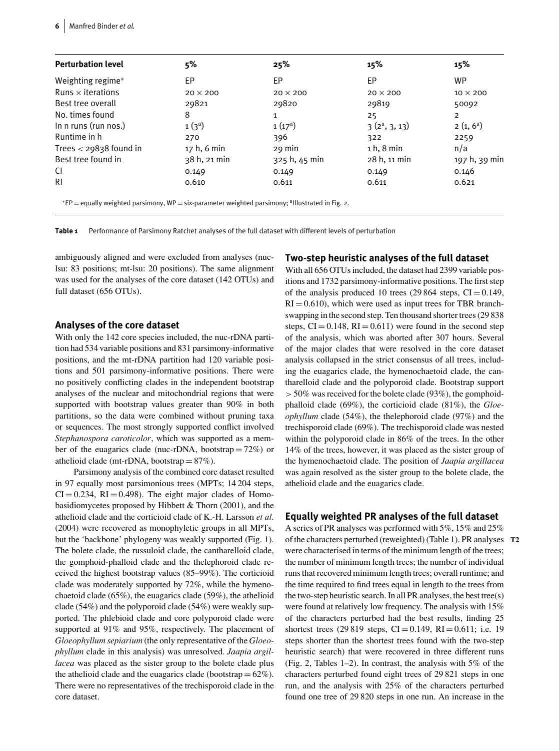| Perturbation level | 5% | 25% | 15% | 15% |
|---|---|---|---|---|
| Weighting regime* | EP | EP | EP | WP |
| Runs × iterations | 20 × 200 | 20 × 200 | 20 × 200 | 10 × 200 |
| Best tree overall | 29821 | 29820 | 29819 | 50092 |
| No. times found | 8 | 1 | 25 | 2 |
| In n runs (run nos.) | 1 (3[a]) | 1 (17[a]) | 3 (2[a], 3, 13) | 2 (1, 6[a]) |
| Runtime in h | 270 | 396 | 322 | 2259 |
| Trees < 29838 found in | 17 h, 6 min | 29 min | 1 h, 8 min | n/a |
| Best tree found in | 38 h, 21 min | 325 h, 45 min | 28 h, 11 min | 197 h, 39 min |
| CI | 0.149 | 0.149 | 0.149 | 0.146 |
| RI | 0.610 | 0.611 | 0.611 | 0.621 |

*EP = equally weighted parsimony, WP = six-parameter weighted parsimony; [a]Illustrated in Fig. 2.

**Table 1** Performance of Parsimony Ratchet analyses of the full dataset with different levels of perturbation

ambiguously aligned and were excluded from analyses (nuc-lsu: 83 positions; mt-lsu: 20 positions). The same alignment was used for the analyses of the core dataset (142 OTUs) and full dataset (656 OTUs).

## Analyses of the core dataset

With only the 142 core species included, the nuc-rDNA partition had 534 variable positions and 831 parsimony-informative positions, and the mt-rDNA partition had 120 variable positions and 501 parsimony-informative positions. There were no positively conflicting clades in the independent bootstrap analyses of the nuclear and mitochondrial regions that were supported with bootstrap values greater than 90% in both partitions, so the data were combined without pruning taxa or sequences. The most strongly supported conflict involved *Stephanospora caroticolor*, which was supported as a member of the euagarics clade (nuc-rDNA, bootstrap = 72%) or athelioid clade (mt-rDNA, bootstrap = 87%).

Parsimony analysis of the combined core dataset resulted in 97 equally most parsimonious trees (MPTs; 14 204 steps, CI = 0.234, RI = 0.498). The eight major clades of Homobasidiomycetes proposed by Hibbett & Thorn (2001), and the athelioid clade and the corticioid clade of K.-H. Larsson *et al*. (2004) were recovered as monophyletic groups in all MPTs, but the 'backbone' phylogeny was weakly supported (Fig. 1). The bolete clade, the russuloid clade, the cantharelloid clade, the gomphoid-phalloid clade and the thelephoroid clade received the highest bootstrap values (85–99%). The corticioid clade was moderately supported by 72%, while the hymenochaetoid clade (65%), the euagarics clade (59%), the athelioid clade (54%) and the polyporoid clade (54%) were weakly supported. The phlebioid clade and core polyporoid clade were supported at 91% and 95%, respectively. The placement of *Gloeophyllum sepiarium* (the only representative of the *Gloeophyllum* clade in this analysis) was unresolved. *Jaapia argillacea* was placed as the sister group to the bolete clade plus the athelioid clade and the euagarics clade (bootstrap = 62%). There were no representatives of the trechisporoid clade in the core dataset.

## Two-step heuristic analyses of the full dataset

With all 656 OTUs included, the dataset had 2399 variable positions and 1732 parsimony-informative positions. The first step of the analysis produced 10 trees (29 864 steps, CI = 0.149, RI = 0.610), which were used as input trees for TBR branch-swapping in the second step. Ten thousand shorter trees (29 838 steps, CI = 0.148, RI = 0.611) were found in the second step of the analysis, which was aborted after 307 hours. Several of the major clades that were resolved in the core dataset analysis collapsed in the strict consensus of all trees, including the euagarics clade, the hymenochaetoid clade, the cantharelloid clade and the polyporoid clade. Bootstrap support > 50% was received for the bolete clade (93%), the gomphoid-phalloid clade (69%), the corticioid clade (81%), the *Gloeophyllum* clade (54%), the thelephorid clade (97%) and the trechisporoid clade (69%). The trechisporoid clade was nested within the polyporoid clade in 86% of the trees. In the other 14% of the trees, however, it was placed as the sister group of the hymenochaetoid clade. The position of *Jaapia argillacea* was again resolved as the sister group to the bolete clade, the athelioid clade and the euagarics clade.

## Equally weighted PR analyses of the full dataset

A series of PR analyses was performed with 5%, 15% and 25% of the characters perturbed (reweighted) (Table 1). PR analyses were characterised in terms of the minimum length of the trees; the number of minimum length trees; the number of individual runs that recovered minimum length trees; overall runtime; and the time required to find trees equal in length to the trees from the two-step heuristic search. In all PR analyses, the best tree(s) were found at relatively low frequency. The analysis with 15% of the characters perturbed had the best results, finding 25 shortest trees (29 819 steps, CI = 0.149, RI = 0.611; i.e. 19 steps shorter than the shortest trees found with the two-step heuristic search) that were recovered in three different runs (Fig. 2, Tables 1–2). In contrast, the analysis with 5% of the characters perturbed found eight trees of 29 821 steps in one run, and the analysis with 25% of the characters perturbed found one tree of 29 820 steps in one run. An increase in the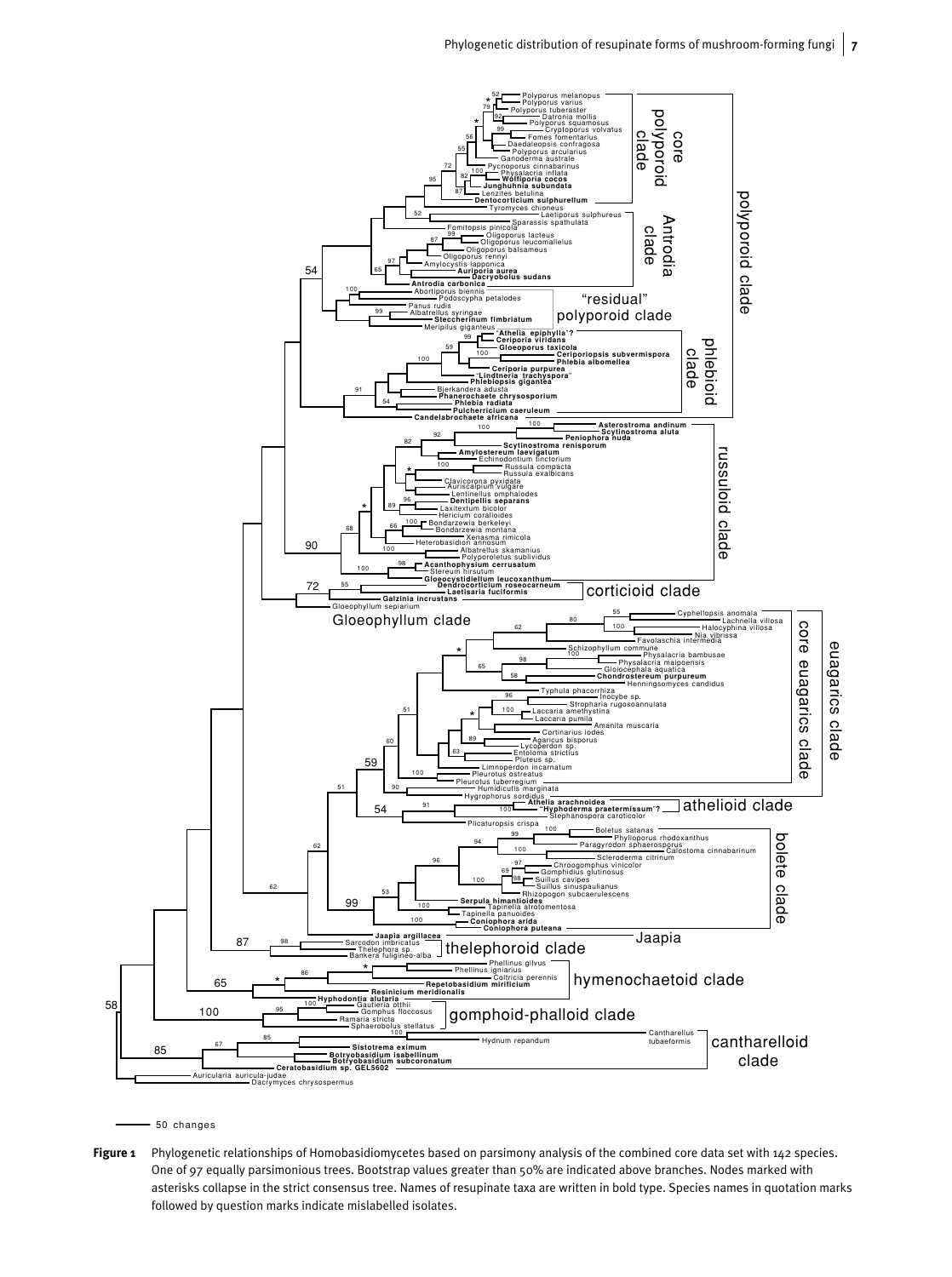Figure 1 Phylogenetic relationships of Homobasidiomycetes based on parsimony analysis of the combined core data set with 142 species. One of 97 equally parsimonious trees. Bootstrap values greater than 50% are indicated above branches. Nodes marked with asterisks collapse in the strict consensus tree. Names of resupinate taxa are written in bold type. Species names in quotation marks followed by question marks indicate mislabelled isolates.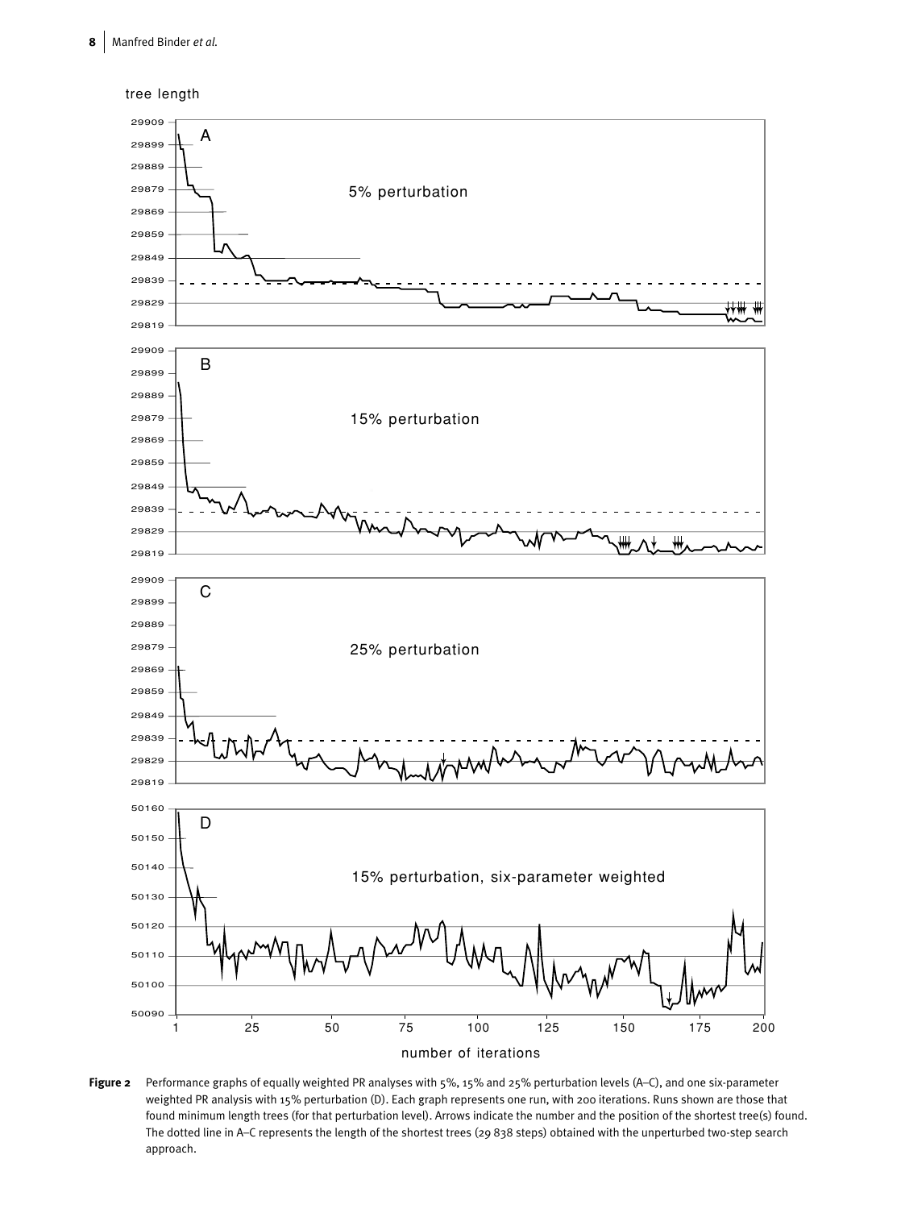tree length

29909
29899
29889
29879
29869
29859
29849
29839
29829
29819

A

5% perturbation

29909
29899
29889
29879
29869
29859
29849
29839
29829
29819

B

15% perturbation

29909
29899
29889
29879
29869
29859
29849
29839
29829
29819

C

25% perturbation

50160
50150
50140
50130
50120
50110
50100
50090

D

15% perturbation, six-parameter weighted

1 25 50 75 100 125 150 175 200

number of iterations

**Figure 2** Performance graphs of equally weighted PR analyses with 5%, 15% and 25% perturbation levels (A–C), and one six-parameter weighted PR analysis with 15% perturbation (D). Each graph represents one run, with 200 iterations. Runs shown are those that found minimum length trees (for that perturbation level). Arrows indicate the number and the position of the shortest tree(s) found. The dotted line in A–C represents the length of the shortest trees (29 838 steps) obtained with the unperturbed two-step search approach.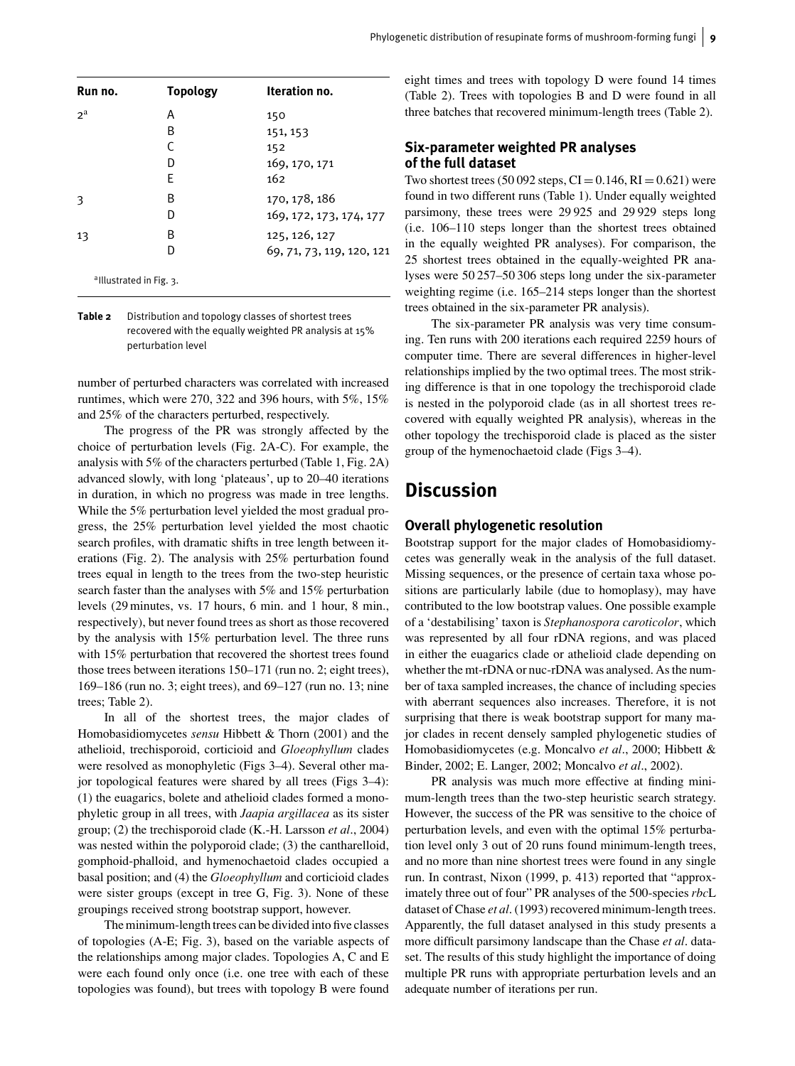| Run no. | Topology | Iteration no. |
| --- | --- | --- |
| 2[a] | A | 150 |
| | B | 151, 153 |
| | C | 152 |
| | D | 169, 170, 171 |
| | E | 162 |
| 3 | B | 170, 178, 186 |
| | D | 169, 172, 173, 174, 177 |
| 13 | B | 125, 126, 127 |
| | D | 69, 71, 73, 119, 120, 121 |

[a]Illustrated in Fig. 3.

**Table 2** Distribution and topology classes of shortest trees recovered with the equally weighted PR analysis at 15% perturbation level

number of perturbed characters was correlated with increased runtimes, which were 270, 322 and 396 hours, with 5%, 15% and 25% of the characters perturbed, respectively.

The progress of the PR was strongly affected by the choice of perturbation levels (Fig. 2A-C). For example, the analysis with 5% of the characters perturbed (Table 1, Fig. 2A) advanced slowly, with long 'plateaus', up to 20–40 iterations in duration, in which no progress was made in tree lengths. While the 5% perturbation level yielded the most gradual progress, the 25% perturbation level yielded the most chaotic search profiles, with dramatic shifts in tree length between iterations (Fig. 2). The analysis with 25% perturbation found trees equal in length to the trees from the two-step heuristic search faster than the analyses with 5% and 15% perturbation levels (29 minutes, vs. 17 hours, 6 min. and 1 hour, 8 min., respectively), but never found trees as short as those recovered by the analysis with 15% perturbation level. The three runs with 15% perturbation that recovered the shortest trees found those trees between iterations 150–171 (run no. 2; eight trees), 169–186 (run no. 3; eight trees), and 69–127 (run no. 13; nine trees; Table 2).

In all of the shortest trees, the major clades of Homobasidiomycetes *sensu* Hibbett & Thorn (2001) and the athelioid, trechisporoid, corticioid and *Gloeophyllum* clades were resolved as monophyletic (Figs 3–4). Several other major topological features were shared by all trees (Figs 3–4): (1) the euagarics, bolete and athelioid clades formed a monophyletic group in all trees, with *Jaapia argillacea* as its sister group; (2) the trechisporoid clade (K.-H. Larsson *et al*., 2004) was nested within the polyporoid clade; (3) the cantharelloid, gomphoid-phalloid, and hymenochaetoid clades occupied a basal position; and (4) the *Gloeophyllum* and corticioid clades were sister groups (except in tree G, Fig. 3). None of these groupings received strong bootstrap support, however.

The minimum-length trees can be divided into five classes of topologies (A-E; Fig. 3), based on the variable aspects of the relationships among major clades. Topologies A, C and E were each found only once (i.e. one tree with each of these topologies was found), but trees with topology B were found eight times and trees with topology D were found 14 times (Table 2). Trees with topologies B and D were found in all three batches that recovered minimum-length trees (Table 2).

### Six-parameter weighted PR analyses of the full dataset

Two shortest trees (50 092 steps, CI = 0.146, RI = 0.621) were found in two different runs (Table 1). Under equally weighted parsimony, these trees were 29 925 and 29 929 steps long (i.e. 106–110 steps longer than the shortest trees obtained in the equally weighted PR analyses). For comparison, the 25 shortest trees obtained in the equally-weighted PR analyses were 50 257–50 306 steps long under the six-parameter weighting regime (i.e. 165–214 steps longer than the shortest trees obtained in the six-parameter PR analysis).

The six-parameter PR analysis was very time consuming. Ten runs with 200 iterations each required 2259 hours of computer time. There are several differences in higher-level relationships implied by the two optimal trees. The most striking difference is that in one topology the trechisporoid clade is nested in the polyporoid clade (as in all shortest trees recovered with equally weighted PR analysis), whereas in the other topology the trechisporoid clade is placed as the sister group of the hymenochaetoid clade (Figs 3–4).

## Discussion

### Overall phylogenetic resolution

Bootstrap support for the major clades of Homobasidiomycetes was generally weak in the analysis of the full dataset. Missing sequences, or the presence of certain taxa whose positions are particularly labile (due to homoplasy), may have contributed to the low bootstrap values. One possible example of a 'destabilising' taxon is *Stephanospora caroticolor*, which was represented by all four rDNA regions, and was placed in either the euagarics clade or athelioid clade depending on whether the mt-rDNA or nuc-rDNA was analysed. As the number of taxa sampled increases, the chance of including species with aberrant sequences also increases. Therefore, it is not surprising that there is weak bootstrap support for many major clades in recent densely sampled phylogenetic studies of Homobasidiomycetes (e.g. Moncalvo *et al*., 2000; Hibbett & Binder, 2002; E. Langer, 2002; Moncalvo *et al*., 2002).

PR analysis was much more effective at finding minimum-length trees than the two-step heuristic search strategy. However, the success of the PR was sensitive to the choice of perturbation levels, and even with the optimal 15% perturbation level only 3 out of 20 runs found minimum-length trees, and no more than nine shortest trees were found in any single run. In contrast, Nixon (1999, p. 413) reported that "approximately three out of four" PR analyses of the 500-species *rbc*L dataset of Chase *et al*. (1993) recovered minimum-length trees. Apparently, the full dataset analysed in this study presents a more difficult parsimony landscape than the Chase *et al*. dataset. The results of this study highlight the importance of doing multiple PR runs with appropriate perturbation levels and an adequate number of iterations per run.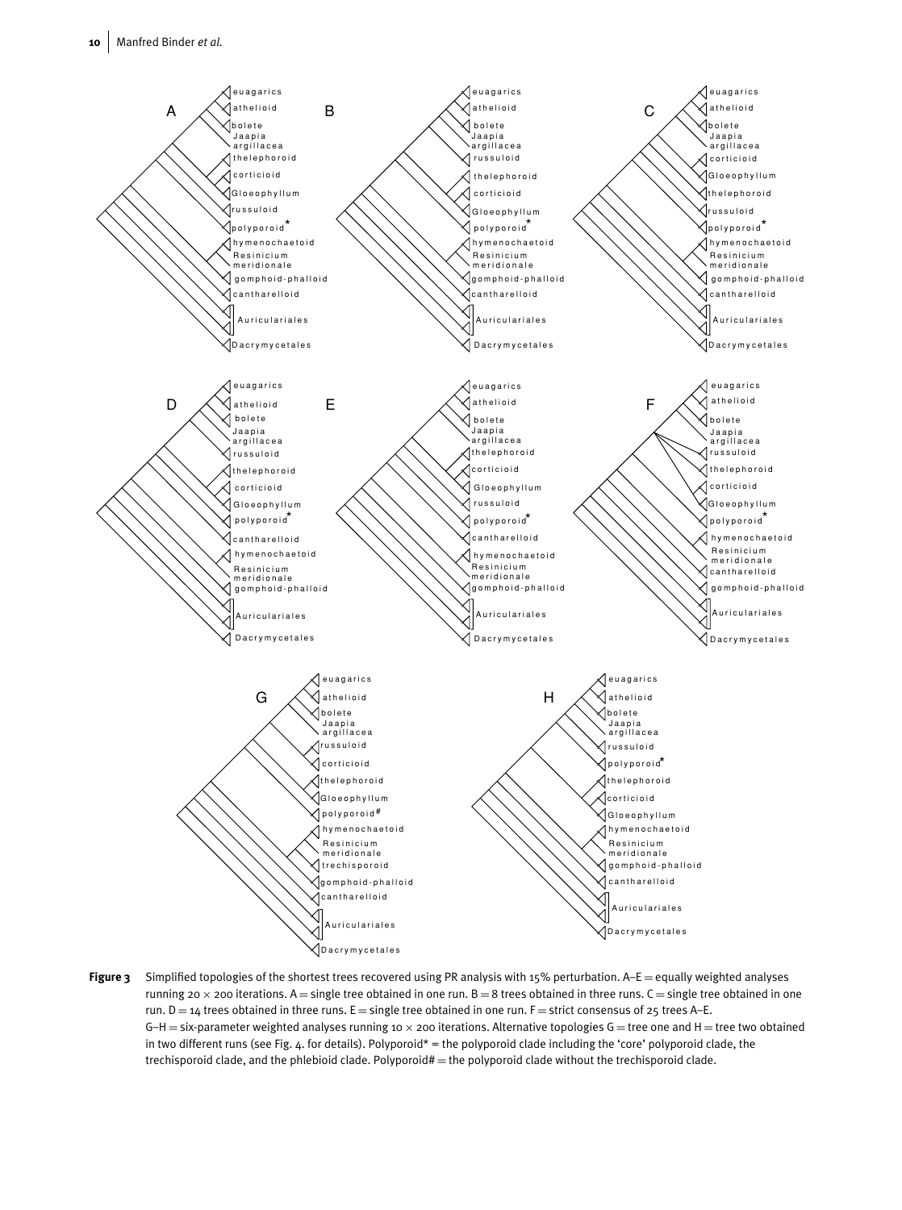A

euagarics
athelioid
bolete
Jaapia argillacea
thelephoroid
corticioid
Gloeophyllum
russuloid
polyporoid*
hymenochaetoid
Resinicium meridionale
gomphoid-phalloid
cantharelloid
Auriculariales
Dacrymycetales

B

euagarics
athelioid
bolete
Jaapia argillacea
russuloid
thelephoroid
corticioid
Gloeophyllum
polyporoid*
hymenochaetoid
Resinicium meridionale
gomphoid-phalloid
cantharelloid
Auriculariales
Dacrymycetales

C

euagarics
athelioid
bolete
Jaapia argillacea
corticioid
Gloeophyllum
thelephoroid
russuloid
polyporoid*
hymenochaetoid
Resinicium meridionale
gomphoid-phalloid
cantharelloid
Auriculariales
Dacrymycetales

D

euagarics
athelioid
bolete
Jaapia argillacea
russuloid
thelephoroid
corticioid
Gloeophyllum
polyporoid*
cantharelloid
hymenochaetoid
Resinicium meridionale
gomphoid-phalloid
Auriculariales
Dacrymycetales

E

euagarics
athelioid
bolete
Jaapia argillacea
thelephoroid
corticioid
Gloeophyllum
russuloid
polyporoid*
cantharelloid
hymenochaetoid
Resinicium meridionale
gomphoid-phalloid
Auriculariales
Dacrymycetales

F

euagarics
athelioid
bolete
Jaapia argillacea
russuloid
thelephoroid
corticioid
Gloeophyllum
polyporoid*
hymenochaetoid
Resinicium meridionale
cantharelloid
gomphoid-phalloid
Auriculariales
Dacrymycetales

G

euagarics
athelioid
bolete
Jaapia argillacea
russuloid
corticioid
thelephoroid
Gloeophyllum
polyporoid#
hymenochaetoid
Resinicium meridionale
trechisporoid
gomphoid-phalloid
cantharelloid
Auriculariales
Dacrymycetales

H

euagarics
athelioid
bolete
Jaapia argillacea
russuloid
polyporoid*
thelephoroid
corticioid
Gloeophyllum
hymenochaetoid
Resinicium meridionale
gomphoid-phalloid
cantharelloid
Auriculariales
Dacrymycetales

**Figure 3** Simplified topologies of the shortest trees recovered using PR analysis with 15% perturbation. A–E = equally weighted analyses running 20 × 200 iterations. A = single tree obtained in one run. B = 8 trees obtained in three runs. C = single tree obtained in one run. D = 14 trees obtained in three runs. E = single tree obtained in one run. F = strict consensus of 25 trees A–E. G–H = six-parameter weighted analyses running 10 × 200 iterations. Alternative topologies G = tree one and H = tree two obtained in two different runs (see Fig. 4. for details). Polyporoid* = the polyporoid clade including the 'core' polyporoid clade, the trechisporoid clade, and the phlebioid clade. Polyporoid# = the polyporoid clade without the trechisporoid clade.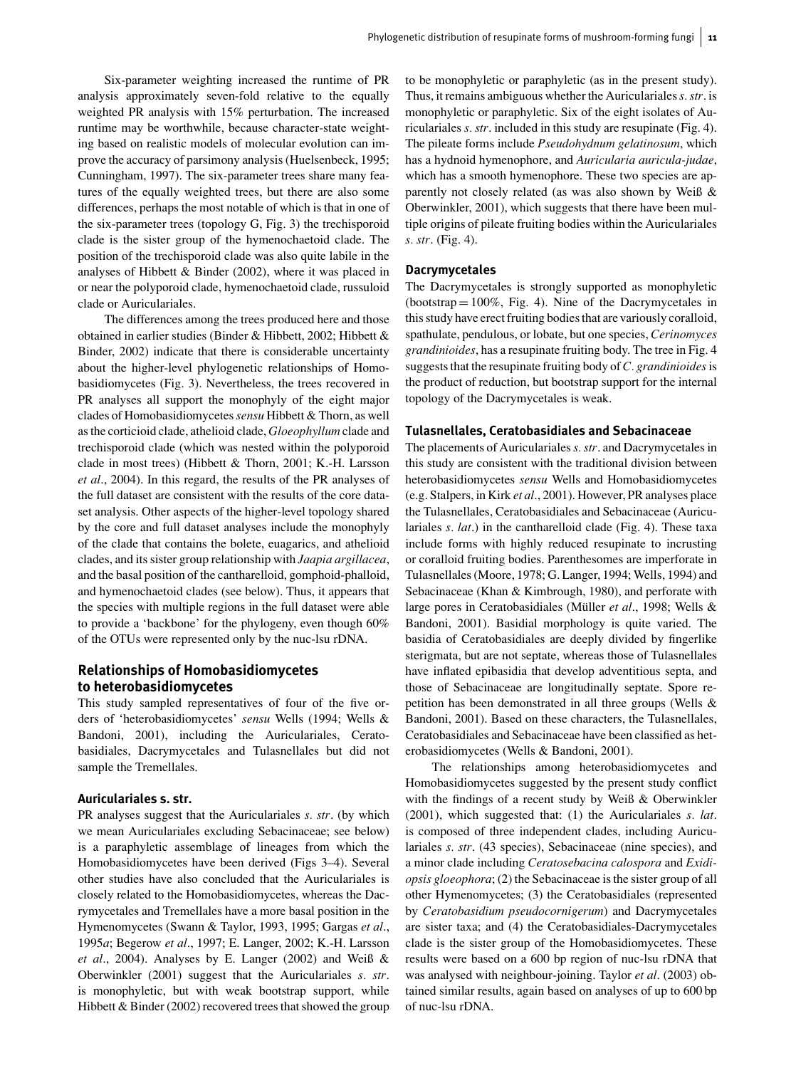Six-parameter weighting increased the runtime of PR analysis approximately seven-fold relative to the equally weighted PR analysis with 15% perturbation. The increased runtime may be worthwhile, because character-state weighting based on realistic models of molecular evolution can improve the accuracy of parsimony analysis (Huelsenbeck, 1995; Cunningham, 1997). The six-parameter trees share many features of the equally weighted trees, but there are also some differences, perhaps the most notable of which is that in one of the six-parameter trees (topology G, Fig. 3) the trechisporoid clade is the sister group of the hymenochaetoid clade. The position of the trechisporoid clade was also quite labile in the analyses of Hibbett & Binder (2002), where it was placed in or near the polyporoid clade, hymenochaetoid clade, russuloid clade or Auriculariales.

The differences among the trees produced here and those obtained in earlier studies (Binder & Hibbett, 2002; Hibbett & Binder, 2002) indicate that there is considerable uncertainty about the higher-level phylogenetic relationships of Homobasidiomycetes (Fig. 3). Nevertheless, the trees recovered in PR analyses all support the monophyly of the eight major clades of Homobasidiomycetes *sensu* Hibbett & Thorn, as well as the corticioid clade, athelioid clade, *Gloeophyllum* clade and trechisporoid clade (which was nested within the polyporoid clade in most trees) (Hibbett & Thorn, 2001; K.-H. Larsson *et al*., 2004). In this regard, the results of the PR analyses of the full dataset are consistent with the results of the core dataset analysis. Other aspects of the higher-level topology shared by the core and full dataset analyses include the monophyly of the clade that contains the bolete, euagarics, and athelioid clades, and its sister group relationship with *Jaapia argillacea*, and the basal position of the cantharelloid, gomphoid-phalloid, and hymenochaetoid clades (see below). Thus, it appears that the species with multiple regions in the full dataset were able to provide a 'backbone' for the phylogeny, even though 60% of the OTUs were represented only by the nuc-lsu rDNA.

## Relationships of Homobasidiomycetes to heterobasidiomycetes

This study sampled representatives of four of the five orders of 'heterobasidiomycetes' *sensu* Wells (1994; Wells & Bandoni, 2001), including the Auriculariales, Ceratobasidiales, Dacrymycetales and Tulasnellales but did not sample the Tremellales.

### Auriculariales s. str.

PR analyses suggest that the Auriculariales *s. str*. (by which we mean Auriculariales excluding Sebacinaceae; see below) is a paraphyletic assemblage of lineages from which the Homobasidiomycetes have been derived (Figs 3–4). Several other studies have also concluded that the Auriculariales is closely related to the Homobasidiomycetes, whereas the Dacrymycetales and Tremellales have a more basal position in the Hymenomycetes (Swann & Taylor, 1993, 1995; Gargas *et al*., 1995*a*; Begerow *et al*., 1997; E. Langer, 2002; K.-H. Larsson *et al*., 2004). Analyses by E. Langer (2002) and Weiß & Oberwinkler (2001) suggest that the Auriculariales *s. str*. is monophyletic, but with weak bootstrap support, while Hibbett & Binder (2002) recovered trees that showed the group to be monophyletic or paraphyletic (as in the present study). Thus, it remains ambiguous whether the Auriculariales *s. str*. is monophyletic or paraphyletic. Six of the eight isolates of Auriculariales *s. str*. included in this study are resupinate (Fig. 4). The pileate forms include *Pseudohydnum gelatinosum*, which has a hydnoid hymenophore, and *Auricularia auricula-judae*, which has a smooth hymenophore. These two species are apparently not closely related (as was also shown by Weiß & Oberwinkler, 2001), which suggests that there have been multiple origins of pileate fruiting bodies within the Auriculariales *s. str*. (Fig. 4).

### Dacrymycetales

The Dacrymycetales is strongly supported as monophyletic (bootstrap = 100%, Fig. 4). Nine of the Dacrymycetales in this study have erect fruiting bodies that are variously coralloid, spathulate, pendulous, or lobate, but one species, *Cerinomyces grandinioides*, has a resupinate fruiting body. The tree in Fig. 4 suggests that the resupinate fruiting body of *C. grandinioides* is the product of reduction, but bootstrap support for the internal topology of the Dacrymycetales is weak.

### Tulasnellales, Ceratobasidiales and Sebacinaceae

The placements of Auriculariales *s. str*. and Dacrymycetales in this study are consistent with the traditional division between heterobasidiomycetes *sensu* Wells and Homobasidiomycetes (e.g. Stalpers, in Kirk *et al*., 2001). However, PR analyses place the Tulasnellales, Ceratobasidiales and Sebacinaceae (Auriculariales *s. lat*.) in the cantharelloid clade (Fig. 4). These taxa include forms with highly reduced resupinate to incrusting or coralloid fruiting bodies. Parenthesomes are imperforate in Tulasnellales (Moore, 1978; G. Langer, 1994; Wells, 1994) and Sebacinaceae (Khan & Kimbrough, 1980), and perforate with large pores in Ceratobasidiales (Müller *et al*., 1998; Wells & Bandoni, 2001). Basidial morphology is quite varied. The basidia of Ceratobasidiales are deeply divided by fingerlike sterigmata, but are not septate, whereas those of Tulasnellales have inflated epibasidia that develop adventitious septa, and those of Sebacinaceae are longitudinally septate. Spore repetition has been demonstrated in all three groups (Wells & Bandoni, 2001). Based on these characters, the Tulasnellales, Ceratobasidiales and Sebacinaceae have been classified as heterobasidiomycetes (Wells & Bandoni, 2001).

The relationships among heterobasidiomycetes and Homobasidiomycetes suggested by the present study conflict with the findings of a recent study by Weiß & Oberwinkler (2001), which suggested that: (1) the Auriculariales *s. lat*. is composed of three independent clades, including Auriculariales *s. str*. (43 species), Sebacinaceae (nine species), and a minor clade including *Ceratosebacina calospora* and *Exidiopsis gloeophora*; (2) the Sebacinaceae is the sister group of all other Hymenomycetes; (3) the Ceratobasidiales (represented by *Ceratobasidium pseudocornigerum*) and Dacrymycetales are sister taxa; and (4) the Ceratobasidiales-Dacrymycetales clade is the sister group of the Homobasidiomycetes. These results were based on a 600 bp region of nuc-lsu rDNA that was analysed with neighbour-joining. Taylor *et al*. (2003) obtained similar results, again based on analyses of up to 600 bp of nuc-lsu rDNA.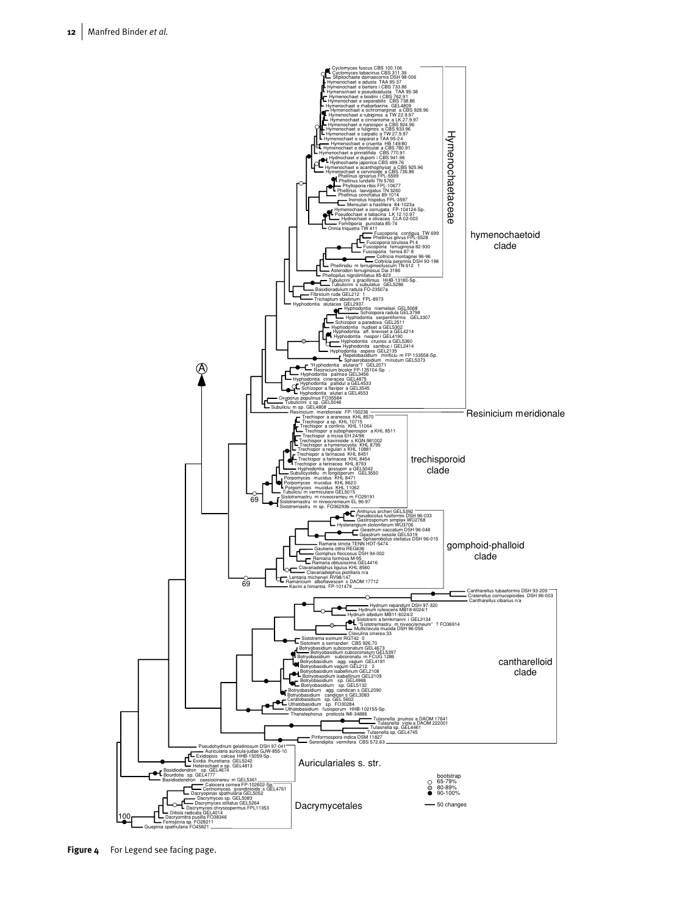A

Cyclomyces fuscus CBS 100.106
Cyclomyces tabacinus CBS 311.39
Stipitochaete damaecornis DSH 98-006
Hymenochaete adusta TAA 95-37
Hymenochaete berteroi CBS 733.86
Hymenochaete pseudoadusta TAA 95-38
Hymenochaete boidinii CBS 762.91
Hymenochaete separabilis CBS 738.86
Hymenochaete rhabarbarina GEL4809
Hymenochaete ochromarginata CBS 928.96
Hymenochaete rubiginosa TW 22.9.97
Hymenochaete cinnamomea LK 27.9.97
Hymenochaete nanospora CBS 924.96
Hymenochaete fuliginosa CBS 933.96
Hymenochaete carpatica TW 27.9.97
Hymenochaete separata TAA 95-24
Hymenochaete cruenta HB 149/80
Hymenochaete denticulata CBS 780.91
Hymenochaete pinnatifida CBS 770.91
Hydnochaete duportii CBS 941.96
Hydnochaete japonica CBS 499.76
Hymenochaete acanthophysata CBS 925.96
Hymenochaete cervinoidea CBS 736.86
Phellinus igniarius FPL-5599
Phellinus lundellii TN 5760
Phylloporia ribis FPL-10677
Phellinus laevigatus TN 3260
Phellinus conchatus 89-1014
Inonotus hispidus FPL-3597
Mensularia hastifera 84-1023a
Hymenochaete corrugata FP-104124-Sp.
Pseudochaete tabacina LK 12.10.97
Hydnochaete olivacea CLA 02-003
Fomitiporia punctata 85-74
Onnia triquetra TW 411
Fuscoporia contigua TW 699
Phellinus gilvus FPL-5528
Fuscoporia torulosa Pt 4
Fuscoporia ferruginosa 82-930
Fuscoporia ferrea 87-8
Coltricia montagnei 96-96
Coltricia perennis DSH 93-198
Phellinidium ferrugineofuscum TN 612 1
Asterodon ferruginosus Dai 3186
Phellopilus nigrolimitatus 85-823
Tubulicrinis gracillimus HHB-13180-Sp.
Tubulicrinis subulatus GEL5286
Basidioradulum radula FO-23507a
Fibricium rude GEL212 1
Trichaptum abietinum FPL-8973
Hyphodontia alutacea GEL2937
Hyphodontia niemelaei GEL5068
Schizopora radula GEL3798
Hyphodontia serpentiformis GEL3307
Schizopora paradoxa GEL2511
Hyphodontia nudiseta GEL5302
Hyphodontia aff. breviseta GEL4214
Hyphodontia nespori GEL4190
Hyphodontia crustosa GEL5360
Hyphodontia sambuci GEL2414
Hyphodontia aspera GEL2135
Repetobasidium mirificum FP-133558-Sp.
Sphaerobasidium minutum GEL5373
"Hyphodontia alutaria"? GEL2071
Resinicium bicolor FP-135104-Sp.
Hyphodontia palmae GEL3456
Hyphodontia cineracea GEL4875
Hyphodontia pallidula GEL4533
Schizopora flavipora GEL3545
Hyphodontia alutaria GEL4553
Oxyporus populinus FO35584
Tubulicrinis sp. GEL5046
Subulicium sp. GEL4808
Resinicium meridionale FP-150236

Hymenochaetaceae
hymenochaetoid clade
Resinicium meridionale

Trechispora araneosa KHL 8570
Trechispora sp. KHL 10715
Trechispora confinis KHL 11064
Trechispora subsphaerospora KHL 8511
Trechispora incisa EH 24/98
Trechispora kavinioides KGN 981002
Trechispora hymenocystis KHL 8795
Trechispora regularis KHL 10881
Trechispora farinacea KHL 8451
Trechispora farinacea KHL 8454
Trechispora farinacea KHL 8793
Hyphodontia gossypina GEL5042
Subulicystidium longisporum GEL3550
Porpomyces mucidus KHL 8471
Porpomyces mucidus KHL 8620
Porpomyces mucidus KHL 11062
Tubulicium vermiculare GEL5015
Sistotremastrum niveocremeum FO29191
Sistotremastrum niveocremeum EL 96-97
Sistotremastrum sp. FO36293b
69

trechisporoid clade

Anthurus archeri GEL5392
Pseudocolus fusiformis DSH 96-033
Gastrosporium simplex WU2768
Hysterangium stoloniferum WU3706
Geastrum saccatum DSH 96-048
Geastrum sessile GEL5319
Sphaerobolus stellatus DSH 96-015
Ramaria stricta TENN HDT-5474
Gautieria otthii REG636
Gomphus floccosus DSH 94-002
Ramaria formosa M-95
Ramaria obtusissima GEL4416
Clavariadelphus ligula KHL 8560
Clavariadelphus pistillaris n/a
Lentaria micheneri RV98/147
Ramaricium alboflavescens DAOM 17712
Kavinia himantia FP-101479
69

gomphoid-phalloid clade

Cantharellus tubaeformis DSH 93-209
Craterellus cornucopioides DSH 96-003
Cantharellus cibarius n/a
Hydnum repandum DSH 97-320
Hydnum rufescens MB18-6024/1
Hydnum albidum MB11-6024/2
Sistotrema brinkmannii GEL3134
"Sistotremastrum niveocremeum" ? FO36914
Multiclavula mucida DSH 96-056
Clavulina cinerea 33
Sistotrema eximum RGT42 0
Sistotrema sernanderi CBS 926.70
Botryobasidium subcoronatum GEL4673
Botryobasidium subcoronatum GEL5397
Botryobasidium subcoronatum FCUG 1286
Botryobasidium agg. vagum GEL4181
Botryobasidium vagum GEL212 2
Botryobasidium isabellinum GEL2108
Botryobasidium isabellinum GEL2109
Botryobasidium sp. GEL4968
Botryobasidium sp. GEL5132
Botryobasidium agg. candicans GEL2090
Botryobasidium candicans GEL3083
Ceratobasidium sp. GEL 5602
Uthatobasidium sp. FO30284
Uthatobasidium fusisporum HHB-102155-Sp.
Thanatephorus praticola IMI-34886
Tulasnella pruinosa DAOM 17641
Tulasnella violea DAOM 222001
Tulasnella sp. GEL4461
Tulasnella sp. GEL4745
Piriformospora indica DSM 11827
Serendipita vermifera CBS 572.83

cantharelloid clade

Pseudohydnum gelatinosum DSH 97-041
Auricularia auricula-judae GJW-855-10
Exidiopsis calcea HHB-15059-Sp.
Exidia thuretiana GEL5242
Heterochaete sp. GEL4813
Basidiodendron sp. GEL4674
Bourdotia sp. GEL4777
Basidiodendron caesiocinereum GEL5361

Auriculariales s. str.

Calocera cornea FP-102602-Sp.
Cerinomyces grandinioides GEL4761
Dacryopinax spathularia GEL5052
Dacrymyces sp. GEL5083
Dacrymyces stillatus GEL5264
Dacrymyces chrysospermus FPL11353
Ditiola radicata GEL4014
Dacryomitra pusilla FO38346
Femsjonia sp. FO28211
Guepinia spathularia FO45821
100

Dacrymycetales

bootstrap
65-79%
80-89%
90-100%

50 changes

**Figure 4** For Legend see facing page.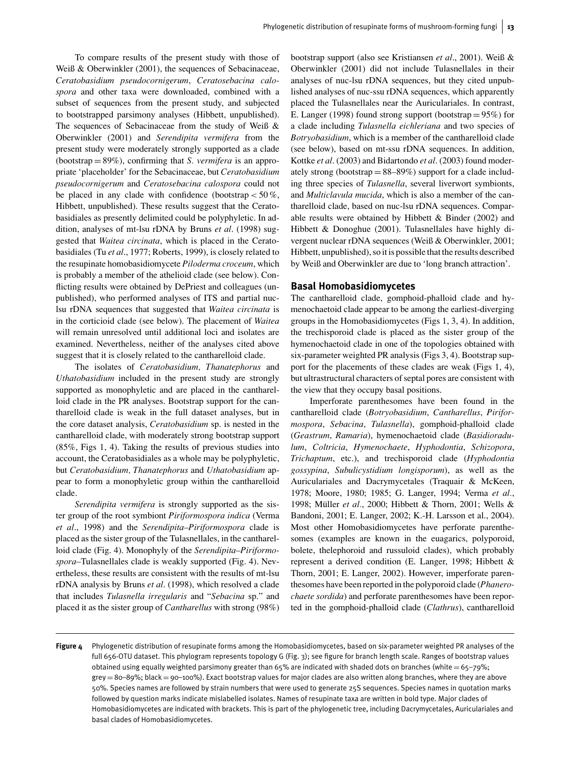To compare results of the present study with those of Weiß & Oberwinkler (2001), the sequences of Sebacinaceae, *Ceratobasidium pseudocornigerum*, *Ceratosebacina calospora* and other taxa were downloaded, combined with a subset of sequences from the present study, and subjected to bootstrapped parsimony analyses (Hibbett, unpublished). The sequences of Sebacinaceae from the study of Weiß & Oberwinkler (2001) and *Serendipita vermifera* from the present study were moderately strongly supported as a clade (bootstrap = 89%), confirming that *S. vermifera* is an appropriate 'placeholder' for the Sebacinaceae, but *Ceratobasidium pseudocornigerum* and *Ceratosebacina calospora* could not be placed in any clade with confidence (bootstrap < 50 %, Hibbett, unpublished). These results suggest that the Ceratobasidiales as presently delimited could be polyphyletic. In addition, analyses of mt-lsu rDNA by Bruns *et al*. (1998) suggested that *Waitea circinata*, which is placed in the Ceratobasidiales (Tu *et al*., 1977; Roberts, 1999), is closely related to the resupinate homobasidiomycete *Piloderma croceum*, which is probably a member of the athelioid clade (see below). Conflicting results were obtained by DePriest and colleagues (unpublished), who performed analyses of ITS and partial nuc-lsu rDNA sequences that suggested that *Waitea circinata* is in the corticioid clade (see below). The placement of *Waitea* will remain unresolved until additional loci and isolates are examined. Nevertheless, neither of the analyses cited above suggest that it is closely related to the cantharelloid clade.

The isolates of *Ceratobasidium, Thanatephorus* and *Uthatobasidium* included in the present study are strongly supported as monophyletic and are placed in the cantharelloid clade in the PR analyses. Bootstrap support for the cantharelloid clade is weak in the full dataset analyses, but in the core dataset analysis, *Ceratobasidium* sp. is nested in the cantharelloid clade, with moderately strong bootstrap support (85%, Figs 1, 4). Taking the results of previous studies into account, the Ceratobasidiales as a whole may be polyphyletic, but *Ceratobasidium, Thanatephorus* and *Uthatobasidium* appear to form a monophyletic group within the cantharelloid clade.

*Serendipita vermifera* is strongly supported as the sister group of the root symbiont *Piriformospora indica* (Verma *et al*., 1998) and the *Serendipita–Piriformospora* clade is placed as the sister group of the Tulasnellales, in the cantharelloid clade (Fig. 4). Monophyly of the *Serendipita–Piriformospora*–Tulasnellales clade is weakly supported (Fig. 4). Nevertheless, these results are consistent with the results of mt-lsu rDNA analysis by Bruns *et al*. (1998), which resolved a clade that includes *Tulasnella irregularis* and "*Sebacina* sp." and placed it as the sister group of *Cantharellus* with strong (98%) bootstrap support (also see Kristiansen *et al*., 2001). Weiß & Oberwinkler (2001) did not include Tulasnellales in their analyses of nuc-lsu rDNA sequences, but they cited unpublished analyses of nuc-ssu rDNA sequences, which apparently placed the Tulasnellales near the Auriculariales. In contrast, E. Langer (1998) found strong support (bootstrap = 95%) for a clade including *Tulasnella eichleriana* and two species of *Botryobasidium*, which is a member of the cantharelloid clade (see below), based on mt-ssu rDNA sequences. In addition, Kottke *et al*. (2003) and Bidartondo *et al*. (2003) found moderately strong (bootstrap = 88–89%) support for a clade including three species of *Tulasnella*, several liverwort symbionts, and *Multiclavula mucida*, which is also a member of the cantharelloid clade, based on nuc-lsu rDNA sequences. Comparable results were obtained by Hibbett & Binder (2002) and Hibbett & Donoghue (2001). Tulasnellales have highly divergent nuclear rDNA sequences (Weiß & Oberwinkler, 2001; Hibbett, unpublished), so it is possible that the results described by Weiß and Oberwinkler are due to 'long branch attraction'.

## Basal Homobasidiomycetes

The cantharelloid clade, gomphoid-phalloid clade and hymenochaetoid clade appear to be among the earliest-diverging groups in the Homobasidiomycetes (Figs 1, 3, 4). In addition, the trechisporoid clade is placed as the sister group of the hymenochaetoid clade in one of the topologies obtained with six-parameter weighted PR analysis (Figs 3, 4). Bootstrap support for the placements of these clades are weak (Figs 1, 4), but ultrastructural characters of septal pores are consistent with the view that they occupy basal positions.

Imperforate parenthesomes have been found in the cantharelloid clade (*Botryobasidium*, *Cantharellus*, *Piriformospora*, *Sebacina*, *Tulasnella*), gomphoid-phalloid clade (*Geastrum*, *Ramaria*), hymenochaetoid clade (*Basidioradulum*, *Coltricia*, *Hymenochaete*, *Hyphodontia*, *Schizopora*, *Trichaptum*, etc.), and trechisporoid clade (*Hyphodontia gossypina*, *Subulicystidium longisporum*), as well as the Auriculariales and Dacrymycetales (Traquair & McKeen, 1978; Moore, 1980; 1985; G. Langer, 1994; Verma *et al*., 1998; Müller *et al*., 2000; Hibbett & Thorn, 2001; Wells & Bandoni, 2001; E. Langer, 2002; K.-H. Larsson et al., 2004). Most other Homobasidiomycetes have perforate parenthesomes (examples are known in the euagarics, polyporoid, bolete, thelephoroid and russuloid clades), which probably represent a derived condition (E. Langer, 1998; Hibbett & Thorn, 2001; E. Langer, 2002). However, imperforate parenthesomes have been reported in the polyporoid clade (*Phanerochaete sordida*) and perforate parenthesomes have been reported in the gomphoid-phalloid clade (*Clathrus*), cantharelloid

**Figure 4** Phylogenetic distribution of resupinate forms among the Homobasidiomycetes, based on six-parameter weighted PR analyses of the full 656-OTU dataset. This phylogram represents topology G (Fig. 3); see figure for branch length scale. Ranges of bootstrap values obtained using equally weighted parsimony greater than 65% are indicated with shaded dots on branches (white = 65–79%; grey = 80–89%; black = 90–100%). Exact bootstrap values for major clades are also written along branches, where they are above 50%. Species names are followed by strain numbers that were used to generate 25S sequences. Species names in quotation marks followed by question marks indicate mislabelled isolates. Names of resupinate taxa are written in bold type. Major clades of Homobasidiomycetes are indicated with brackets. This is part of the phylogenetic tree, including Dacrymycetales, Auriculariales and basal clades of Homobasidiomycetes.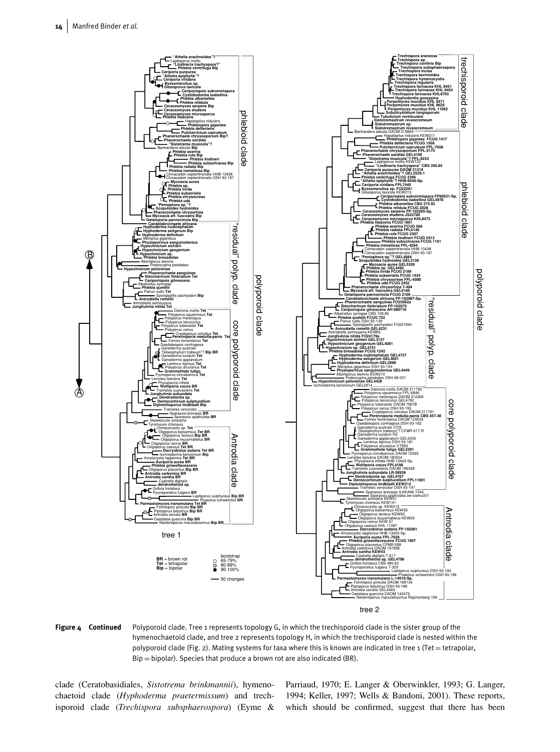tree 1

BR = brown rot
Tet = tetrapolar
Bip = bipolar

bootstrap
65-79%
80-89%
90-100%

50 changes

tree 2

**Figure 4 Continued** Polyporoid clade. Tree 1 represents topology G, in which the trechisporoid clade is the sister group of the hymenochaetoid clade, and tree 2 represents topology H, in which the trechisporoid clade is nested within the polyporoid clade (Fig. 2). Mating systems for taxa where this is known are indicated in tree 1 (Tet = tetrapolar, Bip = bipolar). Species that produce a brown rot are also indicated (BR).

clade (Ceratobasidiales, *Sistotrema brinkmannii*), hymenochaetoid clade (*Hyphoderma praetermissum*) and trechisporoid clade (*Trechispora subsphaerospora*) (Eyme & Parriaud, 1970; E. Langer & Oberwinkler, 1993; G. Langer, 1994; Keller, 1997; Wells & Bandoni, 2001). These reports, which should be confirmed, suggest that there has been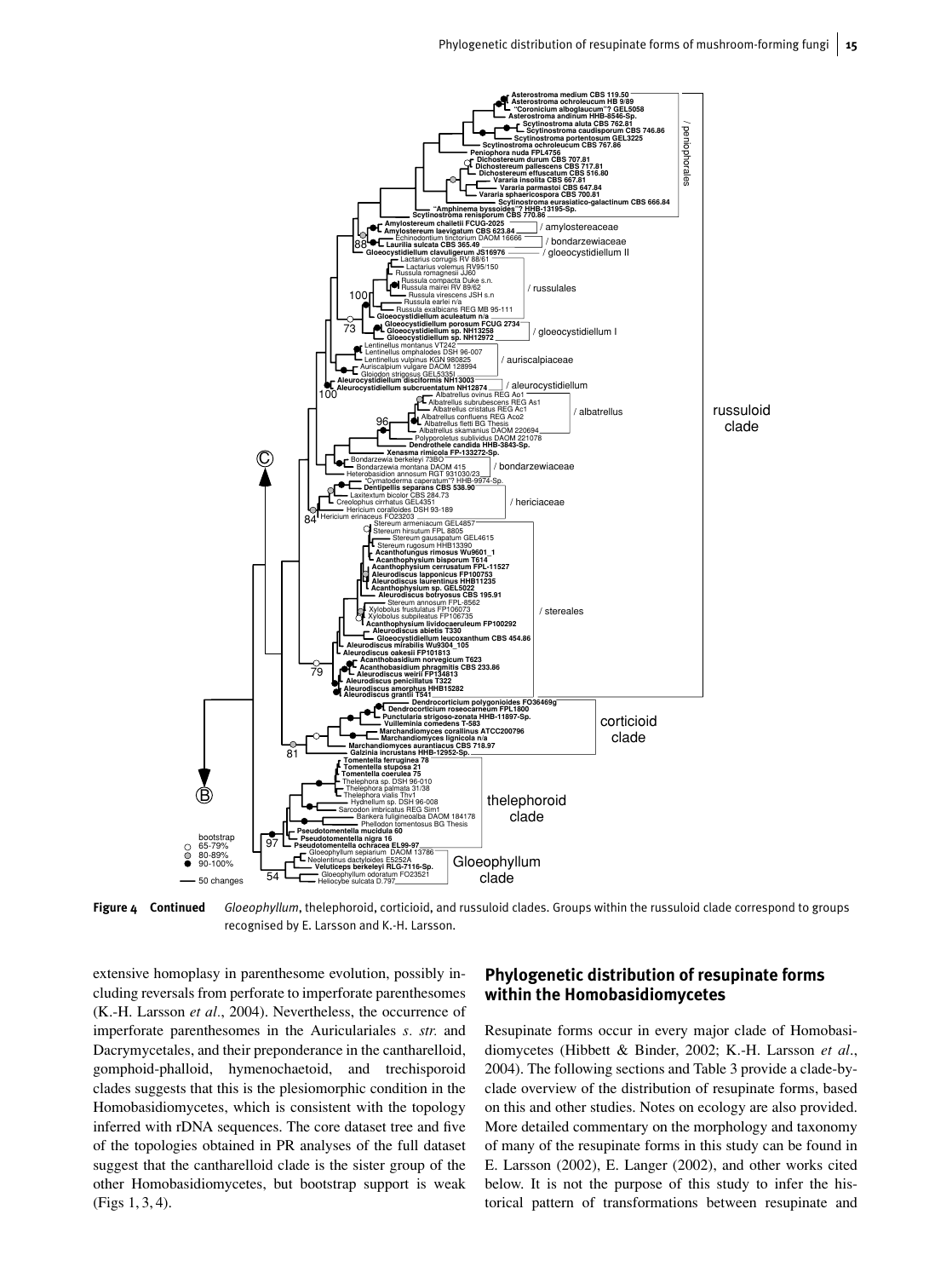Asterostroma medium CBS 119.50
Asterostroma ochroleucum HB 9/89
"Coronicium alboglaucum"? GEL5058
Asterostroma andinum HHB-8546-Sp.
Scytinostroma aluta CBS 762.81
Scytinostroma caudisporum CBS 746.86
Scytinostroma portentosum GEL3225
Scytinostroma ochroleucum CBS 767.86
Peniophora nuda FPL4756
Dichostereum durum CBS 707.81
Dichostereum pallescens CBS 717.81
Dichostereum effuscatum CBS 516.80
Vararia insolita CBS 667.81
Vararia parmastoi CBS 647.84
Vararia sphaericospora CBS 700.81
Scytinostroma eurasiatico-galactinum CBS 666.84
"Amphinema byssoides"? HHB-13195-Sp.
Scytinostroma renisporum CBS 770.86
/ peniophorales
Amylostereum chailetii FCUG-2025
Amylostereum laevigatum CBS 623.84
/ amylostereaceae
88
Echinodontium tinctorium DAOM 16666
Laurilia sulcata CBS 365.49
/ bondarzewiaceae
Gloeocystidiellum clavuligerum JS16976
/ gloeocystidiellum II
Lactarius corrugis RV 88/61
Lactarius volemus RV95/150
Russula romagnesii JJ60
Russula compacta Duke s.n.
Russula mairei RV 89/62
Russula virescens JSH s.n
Russula earlei n/a
Russula exalbicans REG MB 95-111
100
/ russulales
Gloeocystidiellum aculeatum n/a
73
Gloeocystidiellum porosum FCUG 2734
Gloeocystidiellum sp. NH13258
Gloeocystidiellum sp. NH12972
/ gloeocystidiellum I
Lentinellus montanus VT242
Lentinellus omphalodes DSH 96-007
Lentinellus vulpinus KGN 980825
Auriscalpium vulgare DAOM 128994
Gloiodon strigosus GEL5335
/ auriscalpiaceae
Aleurocystidiellum disciformis NH13003
Aleurocystidiellum subcruentatum NH12874
/ aleurocystidiellum
100
Albatrellus ovinus REG Ao1
Albatrellus subrubescens REG As1
Albatrellus cristatus REG Ac1
Albatrellus confluens REG Aco2
Albatrellus flettii BG Thesis
Albatrellus skamanius DAOM 220694
96
/ albatrellus
Polyporoletus sublividus DAOM 221078
Dendrothele candida HHB-3843-Sp.
Xenasma rimicola FP-133272-Sp.
Bondarzewia berkeleyi 73BO
Bondarzewia montana DAOM 415
Heterobasidion annosum RGT 931030/23
/ bondarzewiaceae
"Cymatoderma caperatum"? HHB-9974-Sp.
Dentipellis separans CBS 538.90
Laxitextum bicolor CBS 284.73
Creolophus cirrhatus GEL4351
Hericium coralloides DSH 93-189
Hericium erinaceus FO23203
/ hericiaceae
84
Stereum armeniacum GEL4857
Stereum hirsutum FPL 8805
Stereum gausapatum GEL4615
Stereum rugosum HHB13390
Acanthofungus rimosus Wu9601_1
Acanthophysium bisporum T614
Acanthophysium cerrusatum FPL-11527
Aleurodiscus lapponicus FP100753
Aleurodiscus laurentinus HHB11235
Acanthophysium sp. GEL5022
Aleurodiscus botryosus CBS 195.91
Stereum annosum FPL-8562
Xylobolus frustulatus FP106073
Xylobolus subpileatus FP106735
Acanthophysium lividocaeruleum FP100292
Aleurodiscus abietis T330
Gloeocystidiellum leucoxanthum CBS 454.86
Aleurodiscus mirabilis Wu9304_105
Aleurodiscus oakesii FP101813
Acanthobasidium norvegicum T623
Acanthobasidium phragmitis CBS 233.86
Aleurodiscus weirii FP134813
Aleurodiscus penicillatus T322
Aleurodiscus amorphus HHB15282
Aleurodiscus grantii T541
/ stereales
79
russuloid clade
Dendrocorticium polygonioides FO36469g
Dendrocorticium roseocarneum FPL1800
Punctularia strigoso-zonata HHB-11897-Sp.
Vuilleminia comedens T-583
Marchandiomyces corallinus ATCC200796
Marchandiomyces lignicola n/a
Marchandiomyces aurantiacus CBS 718.97
Galzinia incrustans HHB-12952-Sp.
81
corticioid clade
Tomentella ferruginea 78
Tomentella stuposa 21
Tomentella coerulea 75
Thelephora sp. DSH 96-010
Thelephora palmata 31/38
Thelephora vialis Thv1
Hydnellum sp. DSH 96-008
Sarcodon imbricatus REG Sim1
Bankera fuligineoalba DAOM 184178
Phellodon tomentosus BG Thesis
Pseudotomentella mucidula 60
Pseudotomentella nigra 16
Pseudotomentella ochracea EL99-97
97
thelephoroid clade
Gloeophyllum sepiarium DAOM 137861
Neolentinus dactyloides E5252A
Veluticeps berkeleyi RLG-7116-Sp.
Gloeophyllum odoratum FO23521
Heliocybe sulcata D.797
54
Gloeophyllum clade
C
B
bootstrap
65-79%
80-89%
90-100%
50 changes

**Figure 4 Continued** *Gloeophyllum*, thelephoroid, corticioid, and russuloid clades. Groups within the russuloid clade correspond to groups recognised by E. Larsson and K.-H. Larsson.

extensive homoplasy in parenthesome evolution, possibly including reversals from perforate to imperforate parenthesomes (K.-H. Larsson *et al*., 2004). Nevertheless, the occurrence of imperforate parenthesomes in the Auriculariales *s. str.* and Dacrymycetales, and their preponderance in the cantharelloid, gomphoid-phalloid, hymenochaetoid, and trechisporoid clades suggests that this is the plesiomorphic condition in the Homobasidiomycetes, which is consistent with the topology inferred with rDNA sequences. The core dataset tree and five of the topologies obtained in PR analyses of the full dataset suggest that the cantharelloid clade is the sister group of the other Homobasidiomycetes, but bootstrap support is weak (Figs 1, 3, 4).

## Phylogenetic distribution of resupinate forms within the Homobasidiomycetes

Resupinate forms occur in every major clade of Homobasidiomycetes (Hibbett & Binder, 2002; K.-H. Larsson *et al*., 2004). The following sections and Table 3 provide a clade-by-clade overview of the distribution of resupinate forms, based on this and other studies. Notes on ecology are also provided. More detailed commentary on the morphology and taxonomy of many of the resupinate forms in this study can be found in E. Larsson (2002), E. Langer (2002), and other works cited below. It is not the purpose of this study to infer the historical pattern of transformations between resupinate and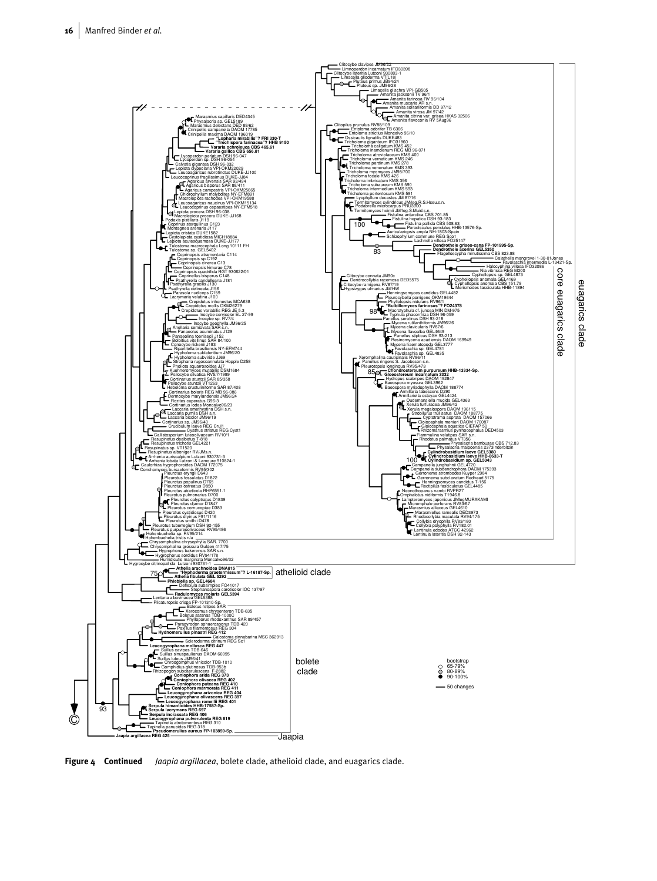core euagarics clade

euagarics clade

athelioid clade

bolete clade

Jaapia

bootstrap
65-79%
80-89%
90-100%

50 changes

100

83

98

85

100

75

93

C

**Figure 4 Continued** *Jaapia argillacea*, bolete clade, athelioid clade, and euagarics clade.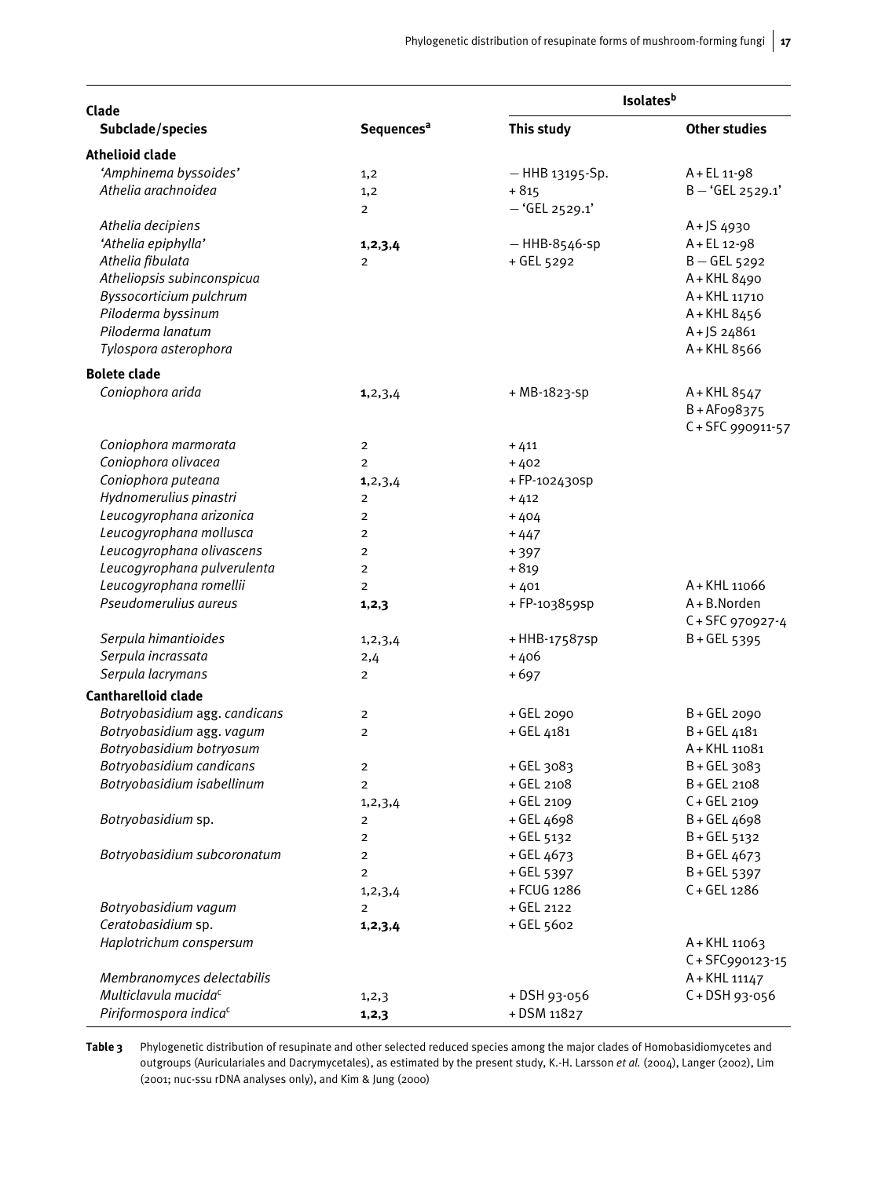| Clade | | Isolates[b] | |
|---|---|---|---|
| Subclade/species | Sequences[a] | This study | Other studies |
| **Athelioid clade** | | | |
| *'Amphinema byssoides'* | 1,2 | − HHB 13195-Sp. | A + EL 11-98 |
| *Athelia arachnoidea* | 1,2 | + 815 | B − 'GEL 2529.1' |
| | 2 | − 'GEL 2529.1' | |
| *Athelia decipiens* | | | A + JS 4930 |
| *'Athelia epiphylla'* | **1,2,3,4** | − HHB-8546-sp | A + EL 12-98 |
| *Athelia fibulata* | 2 | + GEL 5292 | B − GEL 5292 |
| *Atheliopsis subinconspicua* | | | A + KHL 8490 |
| *Byssocorticium pulchrum* | | | A + KHL 11710 |
| *Piloderma byssinum* | | | A + KHL 8456 |
| *Piloderma lanatum* | | | A + JS 24861 |
| *Tylospora asterophora* | | | A + KHL 8566 |
| **Bolete clade** | | | |
| *Coniophora arida* | **1**,2,3,4 | + MB-1823-sp | A + KHL 8547<br>B + AF098375<br>C + SFC 990911-57 |
| *Coniophora marmorata* | 2 | + 411 | |
| *Coniophora olivacea* | 2 | + 402 | |
| *Coniophora puteana* | **1**,2,3,4 | + FP-102430sp | |
| *Hydnomerulius pinastri* | 2 | + 412 | |
| *Leucogyrophana arizonica* | 2 | + 404 | |
| *Leucogyrophana mollusca* | 2 | + 447 | |
| *Leucogyrophana olivascens* | 2 | + 397 | |
| *Leucogyrophana pulverulenta* | 2 | + 819 | |
| *Leucogyrophana romellii* | 2 | + 401 | A + KHL 11066 |
| *Pseudomerulius aureus* | **1,2,3** | + FP-103859sp | A + B.Norden<br>C + SFC 970927-4 |
| *Serpula himantioides* | 1,2,3,4 | + HHB-17587sp | B + GEL 5395 |
| *Serpula incrassata* | 2,4 | + 406 | |
| *Serpula lacrymans* | 2 | + 697 | |
| **Cantharelloid clade** | | | |
| *Botryobasidium* agg. *candicans* | 2 | + GEL 2090 | B + GEL 2090 |
| *Botryobasidium* agg. *vagum* | 2 | + GEL 4181 | B + GEL 4181 |
| *Botryobasidium botryosum* | | | A + KHL 11081 |
| *Botryobasidium candicans* | 2 | + GEL 3083 | B + GEL 3083 |
| *Botryobasidium isabellinum* | 2 | + GEL 2108 | B + GEL 2108 |
| | 1,2,3,4 | + GEL 2109 | C + GEL 2109 |
| *Botryobasidium* sp. | 2 | + GEL 4698 | B + GEL 4698 |
| | 2 | + GEL 5132 | B + GEL 5132 |
| *Botryobasidium subcoronatum* | 2 | + GEL 4673 | B + GEL 4673 |
| | 2 | + GEL 5397 | B + GEL 5397 |
| | 1,2,3,4 | + FCUG 1286 | C + GEL 1286 |
| *Botryobasidium vagum* | 2 | + GEL 2122 | |
| *Ceratobasidium* sp. | **1,2,3,4** | + GEL 5602 | |
| *Haplotrichum conspersum* | | | A + KHL 11063<br>C + SFC990123-15 |
| *Membranomyces delectabilis* | | | A + KHL 11147 |
| *Multiclavula mucida*[c] | 1,2,3 | + DSH 93-056 | C + DSH 93-056 |
| *Piriformospora indica*[c] | **1,2,3** | + DSM 11827 | |

**Table 3** Phylogenetic distribution of resupinate and other selected reduced species among the major clades of Homobasidiomycetes and outgroups (Auriculariales and Dacrymycetales), as estimated by the present study, K.-H. Larsson *et al.* (2004), Langer (2002), Lim (2001; nuc-ssu rDNA analyses only), and Kim & Jung (2000)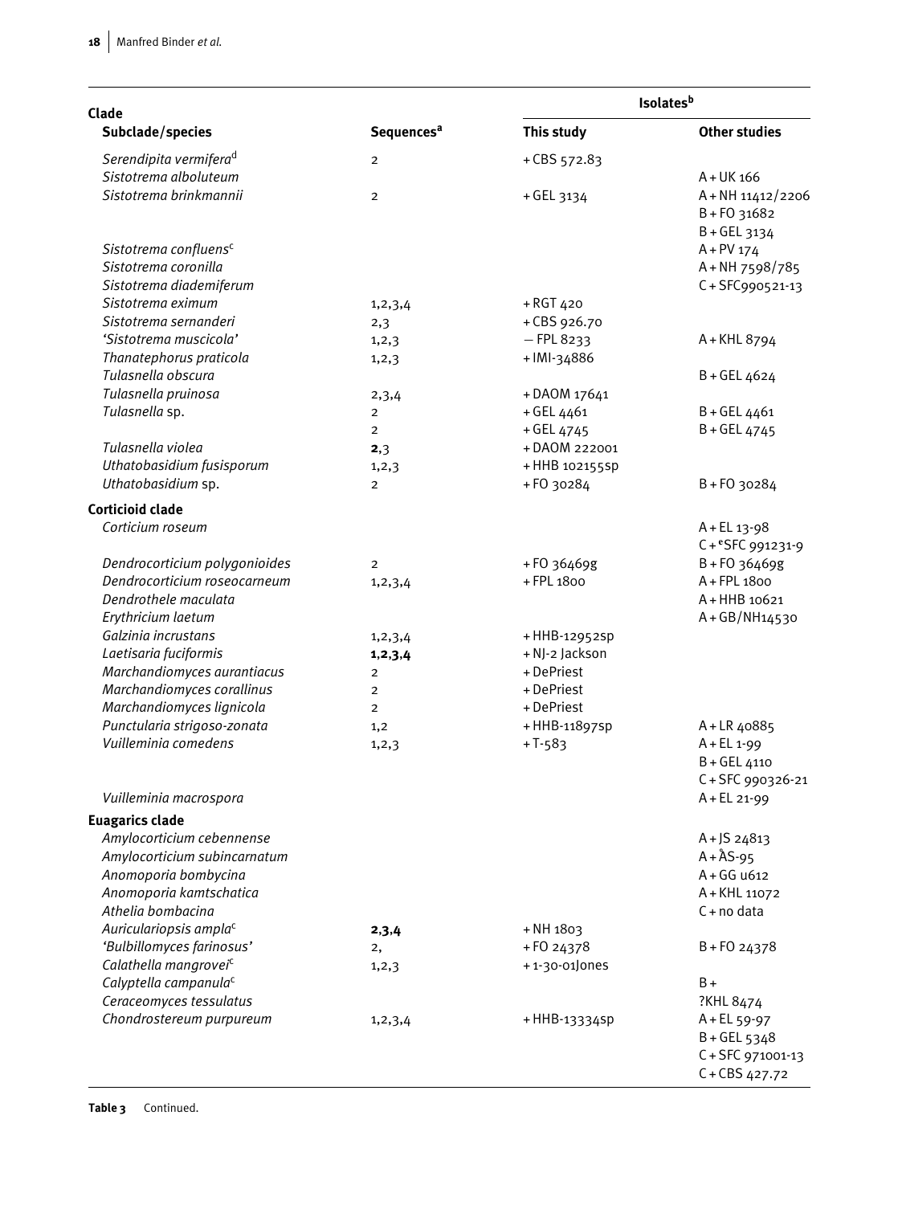| Clade<br>Subclade/species | Sequences[a] | Isolates[b] | |
|---|---|---|---|
| | | This study | Other studies |
| *Serendipita vermifera*[d] | 2 | + CBS 572.83 | |
| *Sistotrema alboluteum* | | | A + UK 166 |
| *Sistotrema brinkmannii* | 2 | + GEL 3134 | A + NH 11412/2206<br>B + FO 31682<br>B + GEL 3134 |
| *Sistotrema confluens*[c] | | | A + PV 174 |
| *Sistotrema coronilla* | | | A + NH 7598/785 |
| *Sistotrema diademiferum* | | | C + SFC990521-13 |
| *Sistotrema eximum* | 1,2,3,4 | + RGT 420 | |
| *Sistotrema sernanderi* | 2,3 | + CBS 926.70 | |
| *'Sistotrema muscicola'* | 1,2,3 | − FPL 8233 | A + KHL 8794 |
| *Thanatephorus praticola* | 1,2,3 | + IMI-34886 | |
| *Tulasnella obscura* | | | B + GEL 4624 |
| *Tulasnella pruinosa* | 2,3,4 | + DAOM 17641 | |
| *Tulasnella* sp. | 2 | + GEL 4461 | B + GEL 4461 |
| | 2 | + GEL 4745 | B + GEL 4745 |
| *Tulasnella violea* | **2**,3 | + DAOM 222001 | |
| *Uthatobasidium fusisporum* | 1,2,3 | + HHB 102155sp | |
| *Uthatobasidium* sp. | 2 | + FO 30284 | B + FO 30284 |
| **Corticioid clade** | | | |
| *Corticium roseum* | | | A + EL 13-98<br>C + [e]SFC 991231-9 |
| *Dendrocorticium polygonioides* | 2 | + FO 36469g | B + FO 36469g |
| *Dendrocorticium roseocarneum* | 1,2,3,4 | + FPL 1800 | A + FPL 1800 |
| *Dendrothele maculata* | | | A + HHB 10621 |
| *Erythricium laetum* | | | A + GB/NH14530 |
| *Galzinia incrustans* | 1,2,3,4 | + HHB-12952sp | |
| *Laetisaria fuciformis* | **1**,**2**,**3**,**4** | + NJ-2 Jackson | |
| *Marchandiomyces aurantiacus* | 2 | + DePriest | |
| *Marchandiomyces corallinus* | 2 | + DePriest | |
| *Marchandiomyces lignicola* | 2 | + DePriest | |
| *Punctularia strigoso-zonata* | 1,2 | + HHB-11897sp | A + LR 40885 |
| *Vuilleminia comedens* | 1,2,3 | + T-583 | A + EL 1-99<br>B + GEL 4110<br>C + SFC 990326-21 |
| *Vuilleminia macrospora* | | | A + EL 21-99 |
| **Euagarics clade** | | | |
| *Amylocorticium cebennense* | | | A + JS 24813 |
| *Amylocorticium subincarnatum* | | | A + ÅS-95 |
| *Anomoporia bombycina* | | | A + GG u612 |
| *Anomoporia kamtschatica* | | | A + KHL 11072 |
| *Athelia bombacina* | | | C + no data |
| *Auriculariopsis ampla*[c] | **2**,**3**,**4** | + NH 1803 | |
| *'Bulbillomyces farinosus'* | 2, | + FO 24378 | B + FO 24378 |
| *Calathella mangrovei*[c] | 1,2,3 | + 1-30-01Jones | |
| *Calyptella campanula*[c] | | | B + |
| *Ceraceomyces tessulatus* | | | ?KHL 8474 |
| *Chondrostereum purpureum* | 1,2,3,4 | + HHB-13334sp | A + EL 59-97<br>B + GEL 5348<br>C + SFC 971001-13<br>C + CBS 427.72 |

**Table 3** Continued.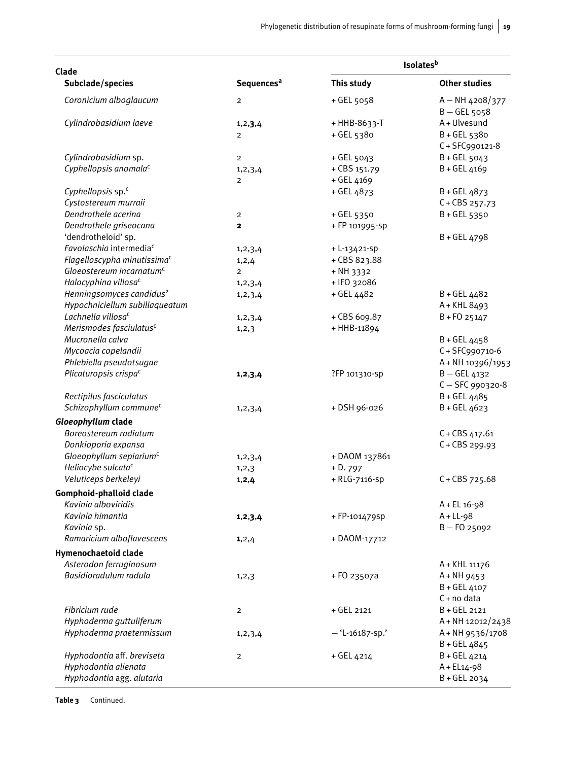| Clade<br>Subclade/species | Sequences[a] | Isolates[b]<br>This study | Other studies |
|---|---|---|---|
| *Coronicium alboglaucum* | 2 | + GEL 5058 | A – NH 4208/377<br>B – GEL 5058 |
| *Cylindrobasidium laeve* | 1,2,**3**,4 | + HHB-8633-T | A + Ulvesund |
| | 2 | + GEL 5380 | B + GEL 5380<br>C + SFC990121-8 |
| *Cylindrobasidium* sp. | 2 | + GEL 5043 | B + GEL 5043 |
| *Cyphellopsis anomala*[c] | 1,2,3,4 | + CBS 151.79 | B + GEL 4169 |
| | 2 | + GEL 4169 | |
| *Cyphellopsis* sp.[c] | | + GEL 4873 | B + GEL 4873 |
| *Cystostereum murraii* | | | C + CBS 257.73 |
| *Dendrothele acerina* | 2 | + GEL 5350 | B + GEL 5350 |
| *Dendrothele griseocana* | **2** | + FP 101995-sp | |
| 'dendrotheloid' sp. | | | B + GEL 4798 |
| *Favolaschia* intermedia[c] | 1,2,3,4 | + L-13421-sp | |
| *Flagelloscypha minutissima*[c] | 1,2,4 | + CBS 823.88 | |
| *Gloeostereum incarnatum*[c] | 2 | + NH 3332 | |
| *Halocyphina villosa*[c] | 1,2,3,4 | + IFO 32086 | |
| *Henningsomyces candidus*[2] | 1,2,3,4 | + GEL 4482 | B + GEL 4482 |
| *Hypochniciellum subillaqueatum* | | | A + KHL 8493 |
| *Lachnella villosa*[c] | 1,2,3,4 | + CBS 609.87 | B + FO 25147 |
| *Merismodes fasciulatus*[c] | 1,2,3 | + HHB-11894 | |
| *Mucronella calva* | | | B + GEL 4458 |
| *Mycoacia copelandii* | | | C + SFC990710-6 |
| *Phlebiella pseudotsugae* | | | A + NH 10396/1953 |
| *Plicaturopsis crispa*[c] | **1**,**2**,**3**,**4** | ?FP 101310-sp | B – GEL 4132<br>C – SFC 990320-8 |
| *Rectipilus fasciculatus* | | | B + GEL 4485 |
| *Schizophyllum commune*[c] | 1,2,3,4 | + DSH 96-026 | B + GEL 4623 |
| ***Gloeophyllum* clade** | | | |
| *Boreostereum radiatum* | | | C + CBS 417.61 |
| *Donkioporia expansa* | | | C + CBS 299.93 |
| *Gloeophyllum sepiarium*[c] | 1,2,3,4 | + DAOM 137861 | |
| *Heliocybe sulcata*[c] | 1,2,3 | + D. 797 | |
| *Veluticeps berkeleyi* | 1,**2**,**4** | + RLG-7116-sp | C + CBS 725.68 |
| **Gomphoid-phalloid clade** | | | |
| *Kavinia alboviridis* | | | A + EL 16-98 |
| *Kavinia himantia* | **1**,**2**,**3**,**4** | + FP-101479sp | A + LL-98 |
| *Kavinia* sp. | | | B – FO 25092 |
| *Ramaricium alboflavescens* | **1**,2,4 | + DAOM-17712 | |
| **Hymenochaetoid clade** | | | |
| *Asterodon ferruginosum* | | | A + KHL 11176 |
| *Basidioradulum radula* | 1,2,3 | + FO 23507a | A + NH 9453<br>B + GEL 4107<br>C + no data |
| *Fibricium rude* | 2 | + GEL 2121 | B + GEL 2121 |
| *Hyphoderma guttuliferum* | | | A + NH 12012/2438 |
| *Hyphoderma praetermissum* | 1,2,3,4 | – 'L-16187-sp.' | A + NH 9536/1708<br>B + GEL 4845 |
| *Hyphodontia* aff. *breviseta* | 2 | + GEL 4214 | B + GEL 4214 |
| *Hyphodontia alienata* | | | A + EL14-98 |
| *Hyphodontia* agg. *alutaria* | | | B + GEL 2034 |

**Table 3** Continued.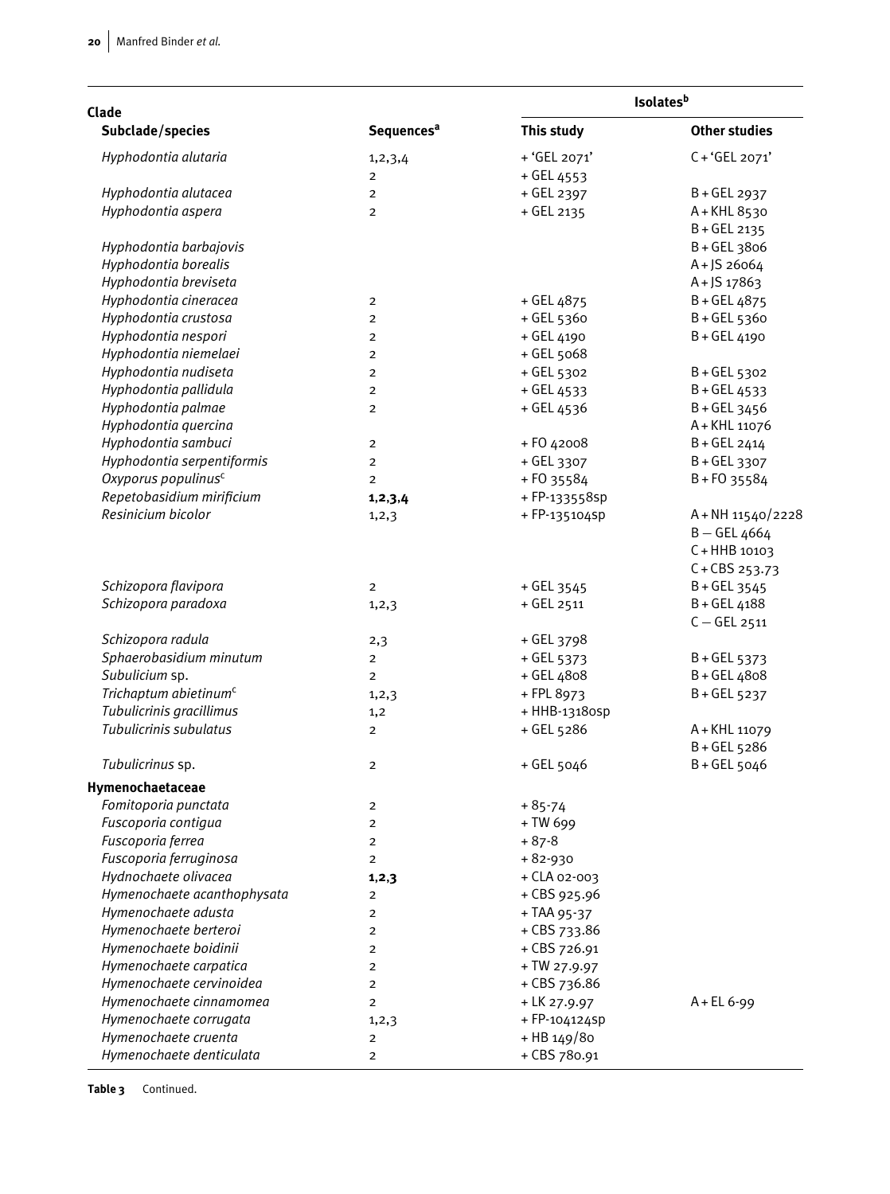| Clade | | Isolates[b] | |
|---|---|---|---|
| Subclade/species | Sequences[a] | This study | Other studies |
| *Hyphodontia alutaria* | 1,2,3,4 | + 'GEL 2071' | C + 'GEL 2071' |
| | 2 | + GEL 4553 | |
| *Hyphodontia alutacea* | 2 | + GEL 2397 | B + GEL 2937 |
| *Hyphodontia aspera* | 2 | + GEL 2135 | A + KHL 8530 |
| | | | B + GEL 2135 |
| *Hyphodontia barbajovis* | | | B + GEL 3806 |
| *Hyphodontia borealis* | | | A + JS 26064 |
| *Hyphodontia breviseta* | | | A + JS 17863 |
| *Hyphodontia cineracea* | 2 | + GEL 4875 | B + GEL 4875 |
| *Hyphodontia crustosa* | 2 | + GEL 5360 | B + GEL 5360 |
| *Hyphodontia nespori* | 2 | + GEL 4190 | B + GEL 4190 |
| *Hyphodontia niemelaei* | 2 | + GEL 5068 | |
| *Hyphodontia nudiseta* | 2 | + GEL 5302 | B + GEL 5302 |
| *Hyphodontia pallidula* | 2 | + GEL 4533 | B + GEL 4533 |
| *Hyphodontia palmae* | 2 | + GEL 4536 | B + GEL 3456 |
| *Hyphodontia quercina* | | | A + KHL 11076 |
| *Hyphodontia sambuci* | 2 | + FO 42008 | B + GEL 2414 |
| *Hyphodontia serpentiformis* | 2 | + GEL 3307 | B + GEL 3307 |
| *Oxyporus populinus*[c] | 2 | + FO 35584 | B + FO 35584 |
| *Repetobasidium mirificium* | **1,2,3,4** | + FP-133558sp | |
| *Resinicium bicolor* | 1,2,3 | + FP-135104sp | A + NH 11540/2228 |
| | | | B − GEL 4664 |
| | | | C + HHB 10103 |
| | | | C + CBS 253.73 |
| *Schizopora flavipora* | 2 | + GEL 3545 | B + GEL 3545 |
| *Schizopora paradoxa* | 1,2,3 | + GEL 2511 | B + GEL 4188 |
| | | | C − GEL 2511 |
| *Schizopora radula* | 2,3 | + GEL 3798 | |
| *Sphaerobasidium minutum* | 2 | + GEL 5373 | B + GEL 5373 |
| *Subulicium* sp. | 2 | + GEL 4808 | B + GEL 4808 |
| *Trichaptum abietinum*[c] | 1,2,3 | + FPL 8973 | B + GEL 5237 |
| *Tubulicrinis gracillimus* | 1,2 | + HHB-13180sp | |
| *Tubulicrinis subulatus* | 2 | + GEL 5286 | A + KHL 11079 |
| | | | B + GEL 5286 |
| *Tubulicrinus* sp. | 2 | + GEL 5046 | B + GEL 5046 |
| **Hymenochaetaceae** | | | |
| *Fomitoporia punctata* | 2 | + 85-74 | |
| *Fuscoporia contigua* | 2 | + TW 699 | |
| *Fuscoporia ferrea* | 2 | + 87-8 | |
| *Fuscoporia ferruginosa* | 2 | + 82-930 | |
| *Hydnochaete olivacea* | **1,2,3** | + CLA 02-003 | |
| *Hymenochaete acanthophysata* | 2 | + CBS 925.96 | |
| *Hymenochaete adusta* | 2 | + TAA 95-37 | |
| *Hymenochaete berteroi* | 2 | + CBS 733.86 | |
| *Hymenochaete boidinii* | 2 | + CBS 726.91 | |
| *Hymenochaete carpatica* | 2 | + TW 27.9.97 | |
| *Hymenochaete cervinoidea* | 2 | + CBS 736.86 | |
| *Hymenochaete cinnamomea* | 2 | + LK 27.9.97 | A + EL 6-99 |
| *Hymenochaete corrugata* | 1,2,3 | + FP-104124sp | |
| *Hymenochaete cruenta* | 2 | + HB 149/80 | |
| *Hymenochaete denticulata* | 2 | + CBS 780.91 | |

**Table 3** Continued.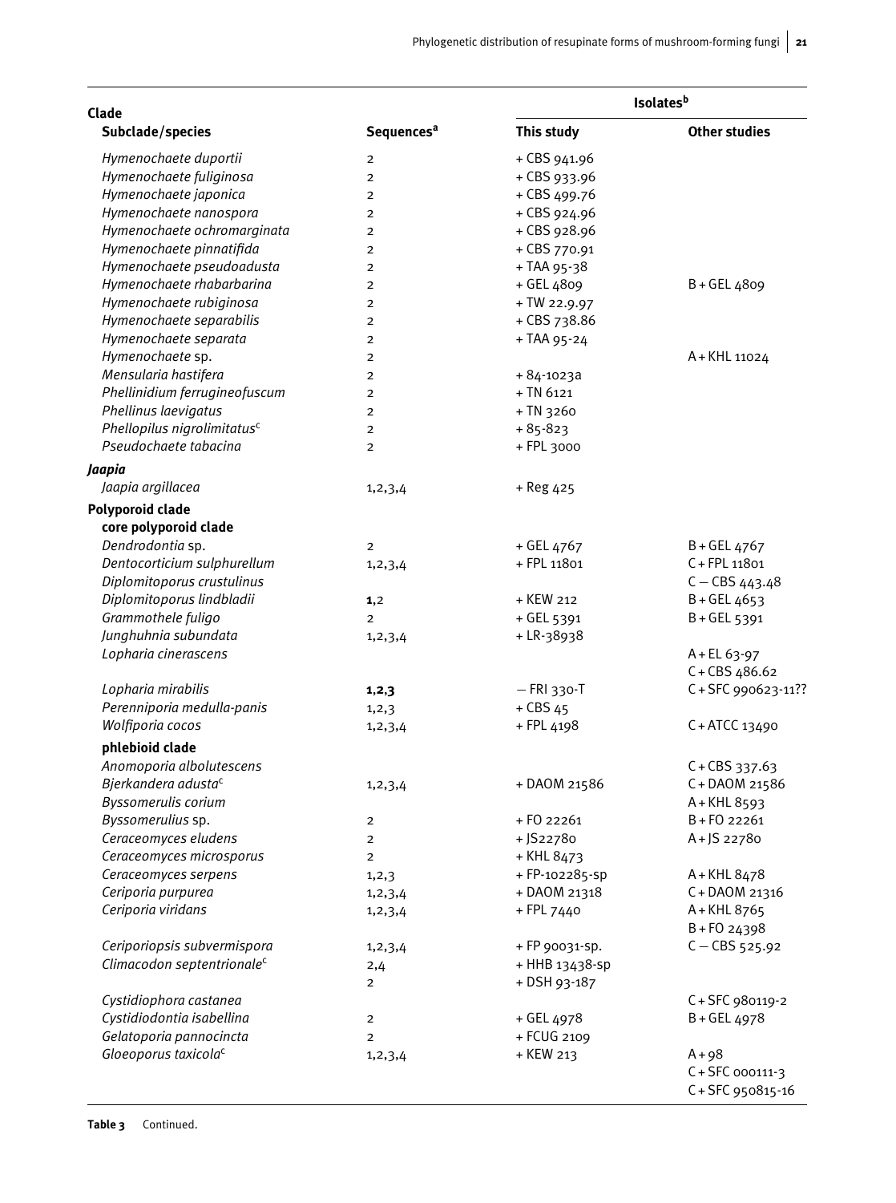| Clade<br>Subclade/species | Sequences[a] | Isolates[b]<br>This study | <br>Other studies |
|---|---|---|---|
| *Hymenochaete duportii* | 2 | + CBS 941.96 | |
| *Hymenochaete fuliginosa* | 2 | + CBS 933.96 | |
| *Hymenochaete japonica* | 2 | + CBS 499.76 | |
| *Hymenochaete nanospora* | 2 | + CBS 924.96 | |
| *Hymenochaete ochromarginata* | 2 | + CBS 928.96 | |
| *Hymenochaete pinnatifida* | 2 | + CBS 770.91 | |
| *Hymenochaete pseudoadusta* | 2 | + TAA 95-38 | |
| *Hymenochaete rhabarbarina* | 2 | + GEL 4809 | B + GEL 4809 |
| *Hymenochaete rubiginosa* | 2 | + TW 22.9.97 | |
| *Hymenochaete separabilis* | 2 | + CBS 738.86 | |
| *Hymenochaete separata* | 2 | + TAA 95-24 | |
| *Hymenochaete* sp. | 2 | | A + KHL 11024 |
| *Mensularia hastifera* | 2 | + 84-1023a | |
| *Phellinidium ferrugineofuscum* | 2 | + TN 6121 | |
| *Phellinus laevigatus* | 2 | + TN 3260 | |
| *Phellopilus nigrolimitatus*[c] | 2 | + 85-823 | |
| *Pseudochaete tabacina* | 2 | + FPL 3000 | |
| ***Jaapia*** | | | |
| *Jaapia argillacea* | 1,2,3,4 | + Reg 425 | |
| **Polyporoid clade** | | | |
| **core polyporoid clade** | | | |
| *Dendrodontia* sp. | 2 | + GEL 4767 | B + GEL 4767 |
| *Dentocorticium sulphurellum* | 1,2,3,4 | + FPL 11801 | C + FPL 11801 |
| *Diplomitoporus crustulinus* | | | C − CBS 443.48 |
| *Diplomitoporus lindbladii* | **1**,2 | + KEW 212 | B + GEL 4653 |
| *Grammothele fuligo* | 2 | + GEL 5391 | B + GEL 5391 |
| *Junghuhnia subundata* | 1,2,3,4 | + LR-38938 | |
| *Lopharia cinerascens* | | | A + EL 63-97<br>C + CBS 486.62 |
| *Lopharia mirabilis* | **1,2,3** | − FRI 330-T | C + SFC 990623-11?? |
| *Perenniporia medulla-panis* | 1,2,3 | + CBS 45 | |
| *Wolfiporia cocos* | 1,2,3,4 | + FPL 4198 | C + ATCC 13490 |
| **phlebioid clade** | | | |
| *Anomoporia albolutescens* | | | C + CBS 337.63 |
| *Bjerkandera adusta*[c] | 1,2,3,4 | + DAOM 21586 | C + DAOM 21586 |
| *Byssomerulis corium* | | | A + KHL 8593 |
| *Byssomerulius* sp. | 2 | + FO 22261 | B + FO 22261 |
| *Ceraceomyces eludens* | 2 | + JS22780 | A + JS 22780 |
| *Ceraceomyces microsporus* | 2 | + KHL 8473 | |
| *Ceraceomyces serpens* | 1,2,3 | + FP-102285-sp | A + KHL 8478 |
| *Ceriporia purpurea* | 1,2,3,4 | + DAOM 21318 | C + DAOM 21316 |
| *Ceriporia viridans* | 1,2,3,4 | + FPL 7440 | A + KHL 8765<br>B + FO 24398 |
| *Ceriporiopsis subvermispora* | 1,2,3,4 | + FP 90031-sp. | C − CBS 525.92 |
| *Climacodon septentrionale*[c] | 2,4<br>2 | + HHB 13438-sp<br>+ DSH 93-187 | |
| *Cystidiophora castanea* | | | C + SFC 980119-2 |
| *Cystidiodontia isabellina* | 2 | + GEL 4978 | B + GEL 4978 |
| *Gelatoporia pannocincta* | 2 | + FCUG 2109 | |
| *Gloeoporus taxicola*[c] | 1,2,3,4 | + KEW 213 | A + 98<br>C + SFC 000111-3<br>C + SFC 950815-16 |

**Table 3** Continued.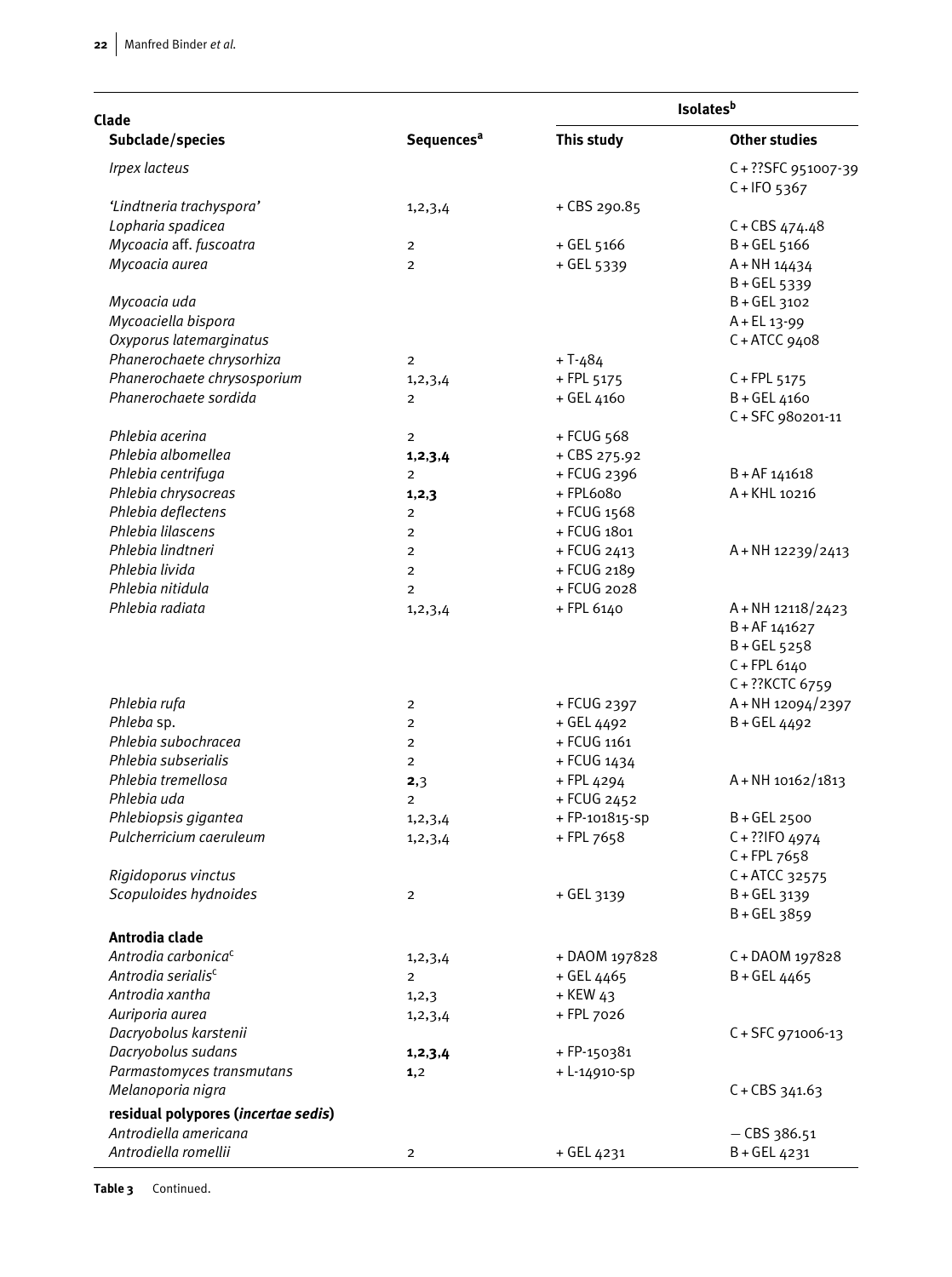| Clade | | Isolates[b] | |
|---|---|---|---|
| Subclade/species | Sequences[a] | This study | Other studies |
| *Irpex lacteus* | | | C + ??SFC 951007-39<br>C + IFO 5367 |
| *'Lindtneria trachyspora'* | 1,2,3,4 | + CBS 290.85 | |
| *Lopharia spadicea* | | | C + CBS 474.48 |
| *Mycoacia* aff. *fuscoatra* | 2 | + GEL 5166 | B + GEL 5166 |
| *Mycoacia aurea* | 2 | + GEL 5339 | A + NH 14434<br>B + GEL 5339 |
| *Mycoacia uda* | | | B + GEL 3102 |
| *Mycoaciella bispora* | | | A + EL 13-99 |
| *Oxyporus latemarginatus* | | | C + ATCC 9408 |
| *Phanerochaete chrysorhiza* | 2 | + T-484 | |
| *Phanerochaete chrysosporium* | 1,2,3,4 | + FPL 5175 | C + FPL 5175 |
| *Phanerochaete sordida* | 2 | + GEL 4160 | B + GEL 4160<br>C + SFC 980201-11 |
| *Phlebia acerina* | 2 | + FCUG 568 | |
| *Phlebia albomellea* | **1,2,3,4** | + CBS 275.92 | |
| *Phlebia centrifuga* | 2 | + FCUG 2396 | B + AF 141618 |
| *Phlebia chrysocreas* | **1,2,3** | + FPL6080 | A + KHL 10216 |
| *Phlebia deflectens* | 2 | + FCUG 1568 | |
| *Phlebia lilascens* | 2 | + FCUG 1801 | |
| *Phlebia lindtneri* | 2 | + FCUG 2413 | A + NH 12239/2413 |
| *Phlebia livida* | 2 | + FCUG 2189 | |
| *Phlebia nitidula* | 2 | + FCUG 2028 | |
| *Phlebia radiata* | 1,2,3,4 | + FPL 6140 | A + NH 12118/2423<br>B + AF 141627<br>B + GEL 5258<br>C + FPL 6140<br>C + ??KCTC 6759 |
| *Phlebia rufa* | 2 | + FCUG 2397 | A + NH 12094/2397 |
| *Phleba* sp. | 2 | + GEL 4492 | B + GEL 4492 |
| *Phlebia subochracea* | 2 | + FCUG 1161 | |
| *Phlebia subserialis* | 2 | + FCUG 1434 | |
| *Phlebia tremellosa* | **2**,3 | + FPL 4294 | A + NH 10162/1813 |
| *Phlebia uda* | 2 | + FCUG 2452 | |
| *Phlebiopsis gigantea* | 1,2,3,4 | + FP-101815-sp | B + GEL 2500 |
| *Pulcherricium caeruleum* | 1,2,3,4 | + FPL 7658 | C + ??IFO 4974<br>C + FPL 7658 |
| *Rigidoporus vinctus* | | | C + ATCC 32575 |
| *Scopuloides hydnoides* | 2 | + GEL 3139 | B + GEL 3139<br>B + GEL 3859 |
| **Antrodia clade** | | | |
| *Antrodia carbonica*[c] | 1,2,3,4 | + DAOM 197828 | C + DAOM 197828 |
| *Antrodia serialis*[c] | 2 | + GEL 4465 | B + GEL 4465 |
| *Antrodia xantha* | 1,2,3 | + KEW 43 | |
| *Auriporia aurea* | 1,2,3,4 | + FPL 7026 | |
| *Dacryobolus karstenii* | | | C + SFC 971006-13 |
| *Dacryobolus sudans* | **1,2,3,4** | + FP-150381 | |
| *Parmastomyces transmutans* | **1**,2 | + L-14910-sp | |
| *Melanoporia nigra* | | | C + CBS 341.63 |
| **residual polypores (*incertae sedis*)** | | | |
| *Antrodiella americana* | | | – CBS 386.51 |
| *Antrodiella romellii* | 2 | + GEL 4231 | B + GEL 4231 |

**Table 3** Continued.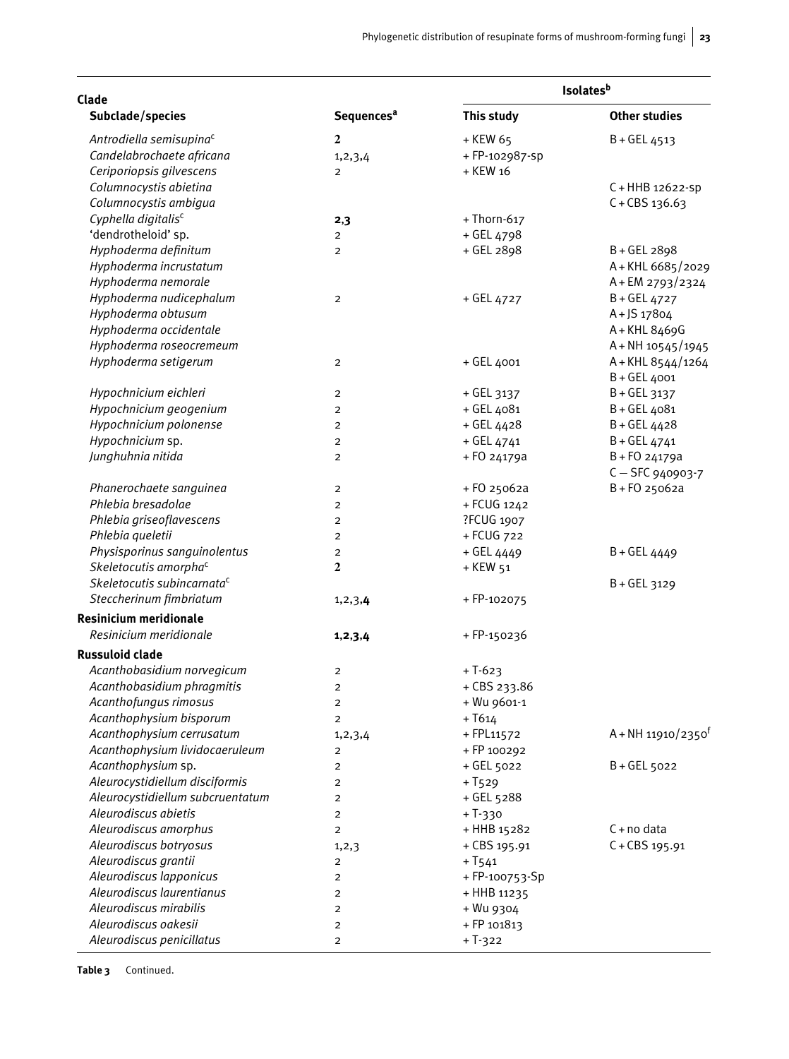| Clade<br>Subclade/species | Sequences[a] | Isolates[b] | |
|---|---|---|---|
| | | This study | Other studies |
| *Antrodiella semisupina*[c] | **2** | + KEW 65 | B + GEL 4513 |
| *Candelabrochaete africana* | 1,2,3,4 | + FP-102987-sp | |
| *Ceriporiopsis gilvescens* | 2 | + KEW 16 | |
| *Columnocystis abietina* | | | C + HHB 12622-sp |
| *Columnocystis ambigua* | | | C + CBS 136.63 |
| *Cyphella digitalis*[c] | **2,3** | + Thorn-617 | |
| 'dendrotheloid' sp. | 2 | + GEL 4798 | |
| *Hyphoderma definitum* | 2 | + GEL 2898 | B + GEL 2898 |
| *Hyphoderma incrustatum* | | | A + KHL 6685/2029 |
| *Hyphoderma nemorale* | | | A + EM 2793/2324 |
| *Hyphoderma nudicephalum* | 2 | + GEL 4727 | B + GEL 4727 |
| *Hyphoderma obtusum* | | | A + JS 17804 |
| *Hyphoderma occidentale* | | | A + KHL 8469G |
| *Hyphoderma roseocremeum* | | | A + NH 10545/1945 |
| *Hyphoderma setigerum* | 2 | + GEL 4001 | A + KHL 8544/1264<br>B + GEL 4001 |
| *Hypochnicium eichleri* | 2 | + GEL 3137 | B + GEL 3137 |
| *Hypochnicium geogenium* | 2 | + GEL 4081 | B + GEL 4081 |
| *Hypochnicium polonense* | 2 | + GEL 4428 | B + GEL 4428 |
| *Hypochnicium* sp. | 2 | + GEL 4741 | B + GEL 4741 |
| *Junghuhnia nitida* | 2 | + FO 24179a | B + FO 24179a<br>C − SFC 940903-7 |
| *Phanerochaete sanguinea* | 2 | + FO 25062a | B + FO 25062a |
| *Phlebia bresadolae* | 2 | + FCUG 1242 | |
| *Phlebia griseoflavescens* | 2 | ?FCUG 1907 | |
| *Phlebia queletii* | 2 | + FCUG 722 | |
| *Physisporinus sanguinolentus* | 2 | + GEL 4449 | B + GEL 4449 |
| *Skeletocutis amorpha*[c] | **2** | + KEW 51 | |
| *Skeletocutis subincarnata*[c] | | | B + GEL 3129 |
| *Steccherinum fimbriatum* | 1,2,3,**4** | + FP-102075 | |
| **Resinicium meridionale** | | | |
| *Resinicium meridionale* | **1,2,3,4** | + FP-150236 | |
| **Russuloid clade** | | | |
| *Acanthobasidium norvegicum* | 2 | + T-623 | |
| *Acanthobasidium phragmitis* | 2 | + CBS 233.86 | |
| *Acanthofungus rimosus* | 2 | + Wu 9601-1 | |
| *Acanthophysium bisporum* | 2 | + T614 | |
| *Acanthophysium cerrusatum* | 1,2,3,4 | + FPL11572 | A + NH 11910/2350[f] |
| *Acanthophysium lividocaeruleum* | 2 | + FP 100292 | |
| *Acanthophysium* sp. | 2 | + GEL 5022 | B + GEL 5022 |
| *Aleurocystidiellum disciformis* | 2 | + T529 | |
| *Aleurocystidiellum subcruentatum* | 2 | + GEL 5288 | |
| *Aleurodiscus abietis* | 2 | + T-330 | |
| *Aleurodiscus amorphus* | 2 | + HHB 15282 | C + no data |
| *Aleurodiscus botryosus* | 1,2,3 | + CBS 195.91 | C + CBS 195.91 |
| *Aleurodiscus grantii* | 2 | + T541 | |
| *Aleurodiscus lapponicus* | 2 | + FP-100753-Sp | |
| *Aleurodiscus laurentianus* | 2 | + HHB 11235 | |
| *Aleurodiscus mirabilis* | 2 | + Wu 9304 | |
| *Aleurodiscus oakesii* | 2 | + FP 101813 | |
| *Aleurodiscus penicillatus* | 2 | + T-322 | |

**Table 3** Continued.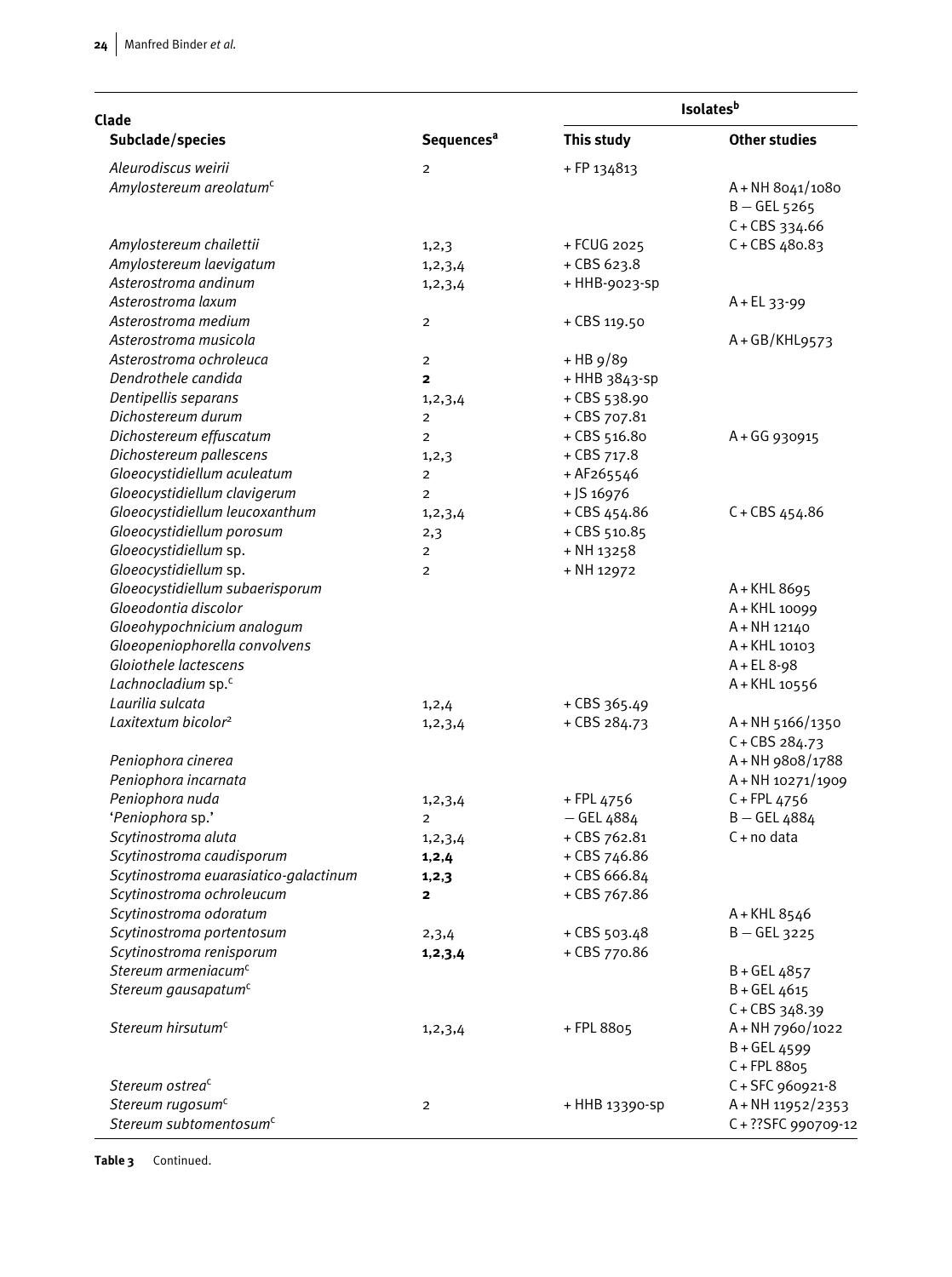| Clade | | Isolates[b] | |
|---|---|---|---|
| Subclade/species | Sequences[a] | This study | Other studies |
| *Aleurodiscus weirii* | 2 | + FP 134813 | |
| *Amylostereum areolatum*[c] | | | A + NH 8041/1080<br>B − GEL 5265<br>C + CBS 334.66 |
| *Amylostereum chailettii* | 1,2,3 | + FCUG 2025 | C + CBS 480.83 |
| *Amylostereum laevigatum* | 1,2,3,4 | + CBS 623.8 | |
| *Asterostroma andinum* | 1,2,3,4 | + HHB-9023-sp | |
| *Asterostroma laxum* | | | A + EL 33-99 |
| *Asterostroma medium* | 2 | + CBS 119.50 | |
| *Asterostroma musicola* | | | A + GB/KHL9573 |
| *Asterostroma ochroleuca* | 2 | + HB 9/89 | |
| *Dendrothele candida* | **2** | + HHB 3843-sp | |
| *Dentipellis separans* | 1,2,3,4 | + CBS 538.90 | |
| *Dichostereum durum* | 2 | + CBS 707.81 | |
| *Dichostereum effuscatum* | 2 | + CBS 516.80 | A + GG 930915 |
| *Dichostereum pallescens* | 1,2,3 | + CBS 717.8 | |
| *Gloeocystidiellum aculeatum* | 2 | + AF265546 | |
| *Gloeocystidiellum clavigerum* | 2 | + JS 16976 | |
| *Gloeocystidiellum leucoxanthum* | 1,2,3,4 | + CBS 454.86 | C + CBS 454.86 |
| *Gloeocystidiellum porosum* | 2,3 | + CBS 510.85 | |
| *Gloeocystidiellum* sp. | 2 | + NH 13258 | |
| *Gloeocystidiellum* sp. | 2 | + NH 12972 | |
| *Gloeocystidiellum subaerisporum* | | | A + KHL 8695 |
| *Gloeodontia discolor* | | | A + KHL 10099 |
| *Gloeohypochnicium analogum* | | | A + NH 12140 |
| *Gloeopeniophorella convolvens* | | | A + KHL 10103 |
| *Gloiothele lactescens* | | | A + EL 8-98 |
| *Lachnocladium* sp.[c] | | | A + KHL 10556 |
| *Laurilia sulcata* | 1,2,4 | + CBS 365.49 | |
| *Laxitextum bicolor*[2] | 1,2,3,4 | + CBS 284.73 | A + NH 5166/1350<br>C + CBS 284.73 |
| *Peniophora cinerea* | | | A + NH 9808/1788 |
| *Peniophora incarnata* | | | A + NH 10271/1909 |
| *Peniophora nuda* | 1,2,3,4 | + FPL 4756 | C + FPL 4756 |
| '*Peniophora* sp.' | 2 | − GEL 4884 | B − GEL 4884 |
| *Scytinostroma aluta* | 1,2,3,4 | + CBS 762.81 | C + no data |
| *Scytinostroma caudisporum* | **1,2,4** | + CBS 746.86 | |
| *Scytinostroma euarasiatico-galactinum* | **1,2,3** | + CBS 666.84 | |
| *Scytinostroma ochroleucum* | **2** | + CBS 767.86 | |
| *Scytinostroma odoratum* | | | A + KHL 8546 |
| *Scytinostroma portentosum* | 2,3,4 | + CBS 503.48 | B − GEL 3225 |
| *Scytinostroma renisporum* | **1,2,3,4** | + CBS 770.86 | |
| *Stereum armeniacum*[c] | | | B + GEL 4857 |
| *Stereum gausapatum*[c] | | | B + GEL 4615<br>C + CBS 348.39 |
| *Stereum hirsutum*[c] | 1,2,3,4 | + FPL 8805 | A + NH 7960/1022<br>B + GEL 4599<br>C + FPL 8805 |
| *Stereum ostrea*[c] | | | C + SFC 960921-8 |
| *Stereum rugosum*[c] | 2 | + HHB 13390-sp | A + NH 11952/2353 |
| *Stereum subtomentosum*[c] | | | C + ??SFC 990709-12 |

**Table 3** Continued.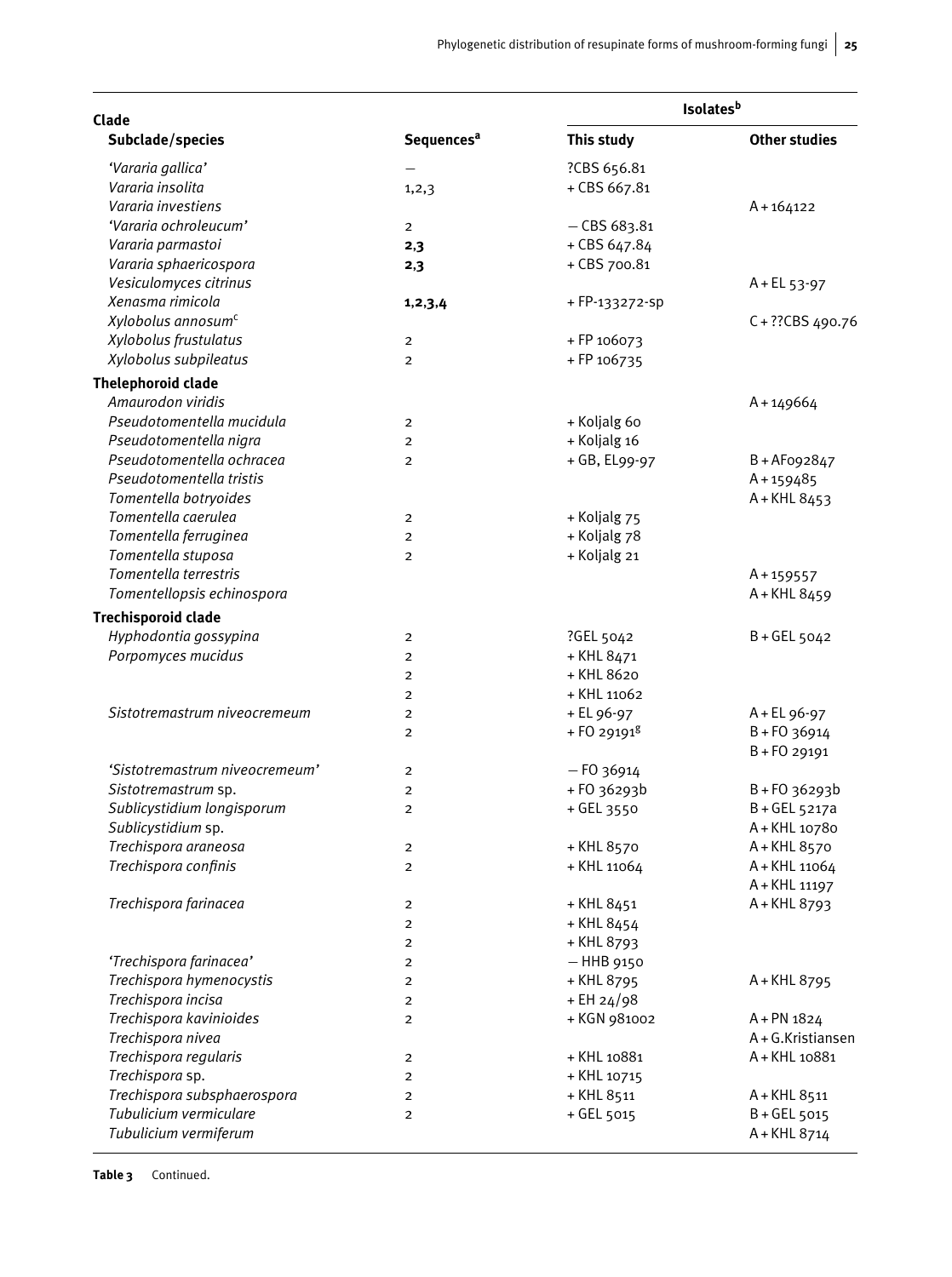| Clade | | Isolates[b] | |
|---|---|---|---|
| Subclade/species | Sequences[a] | This study | Other studies |
| *'Vararia gallica'* | – | ?CBS 656.81 | |
| *Vararia insolita* | 1,2,3 | + CBS 667.81 | |
| *Vararia investiens* | | | A + 164122 |
| *'Vararia ochroleucum'* | 2 | – CBS 683.81 | |
| *Vararia parmastoi* | **2,3** | + CBS 647.84 | |
| *Vararia sphaericospora* | **2,3** | + CBS 700.81 | |
| *Vesiculomyces citrinus* | | | A + EL 53-97 |
| *Xenasma rimicola* | **1,2,3,4** | + FP-133272-sp | |
| *Xylobolus annosum*[c] | | | C + ??CBS 490.76 |
| *Xylobolus frustulatus* | 2 | + FP 106073 | |
| *Xylobolus subpileatus* | 2 | + FP 106735 | |
| **Thelephoroid clade** | | | |
| *Amaurodon viridis* | | | A + 149664 |
| *Pseudotomentella mucidula* | 2 | + Koljalg 60 | |
| *Pseudotomentella nigra* | 2 | + Koljalg 16 | |
| *Pseudotomentella ochracea* | 2 | + GB, EL99-97 | B + AF092847 |
| *Pseudotomentella tristis* | | | A + 159485 |
| *Tomentella botryoides* | | | A + KHL 8453 |
| *Tomentella caerulea* | 2 | + Koljalg 75 | |
| *Tomentella ferruginea* | 2 | + Koljalg 78 | |
| *Tomentella stuposa* | 2 | + Koljalg 21 | |
| *Tomentella terrestris* | | | A + 159557 |
| *Tomentellopsis echinospora* | | | A + KHL 8459 |
| **Trechisporoid clade** | | | |
| *Hyphodontia gossypina* | 2 | ?GEL 5042 | B + GEL 5042 |
| *Porpomyces mucidus* | 2 | + KHL 8471 | |
| | 2 | + KHL 8620 | |
| | 2 | + KHL 11062 | |
| *Sistotremastrum niveocremeum* | 2 | + EL 96-97 | A + EL 96-97 |
| | 2 | + FO 29191[g] | B + FO 36914 |
| | | | B + FO 29191 |
| *'Sistotremastrum niveocremeum'* | 2 | – FO 36914 | |
| *Sistotremastrum* sp. | 2 | + FO 36293b | B + FO 36293b |
| *Sublicystidium longisporum* | 2 | + GEL 3550 | B + GEL 5217a |
| *Sublicystidium* sp. | | | A + KHL 10780 |
| *Trechispora araneosa* | 2 | + KHL 8570 | A + KHL 8570 |
| *Trechispora confinis* | 2 | + KHL 11064 | A + KHL 11064 |
| | | | A + KHL 11197 |
| *Trechispora farinacea* | 2 | + KHL 8451 | A + KHL 8793 |
| | 2 | + KHL 8454 | |
| | 2 | + KHL 8793 | |
| *'Trechispora farinacea'* | 2 | – HHB 9150 | |
| *Trechispora hymenocystis* | 2 | + KHL 8795 | A + KHL 8795 |
| *Trechispora incisa* | 2 | + EH 24/98 | |
| *Trechispora kavinioides* | 2 | + KGN 981002 | A + PN 1824 |
| *Trechispora nivea* | | | A + G.Kristiansen |
| *Trechispora regularis* | 2 | + KHL 10881 | A + KHL 10881 |
| *Trechispora* sp. | 2 | + KHL 10715 | |
| *Trechispora subsphaerospora* | 2 | + KHL 8511 | A + KHL 8511 |
| *Tubulicium vermiculare* | 2 | + GEL 5015 | B + GEL 5015 |
| *Tubulicium vermiferum* | | | A + KHL 8714 |

**Table 3** Continued.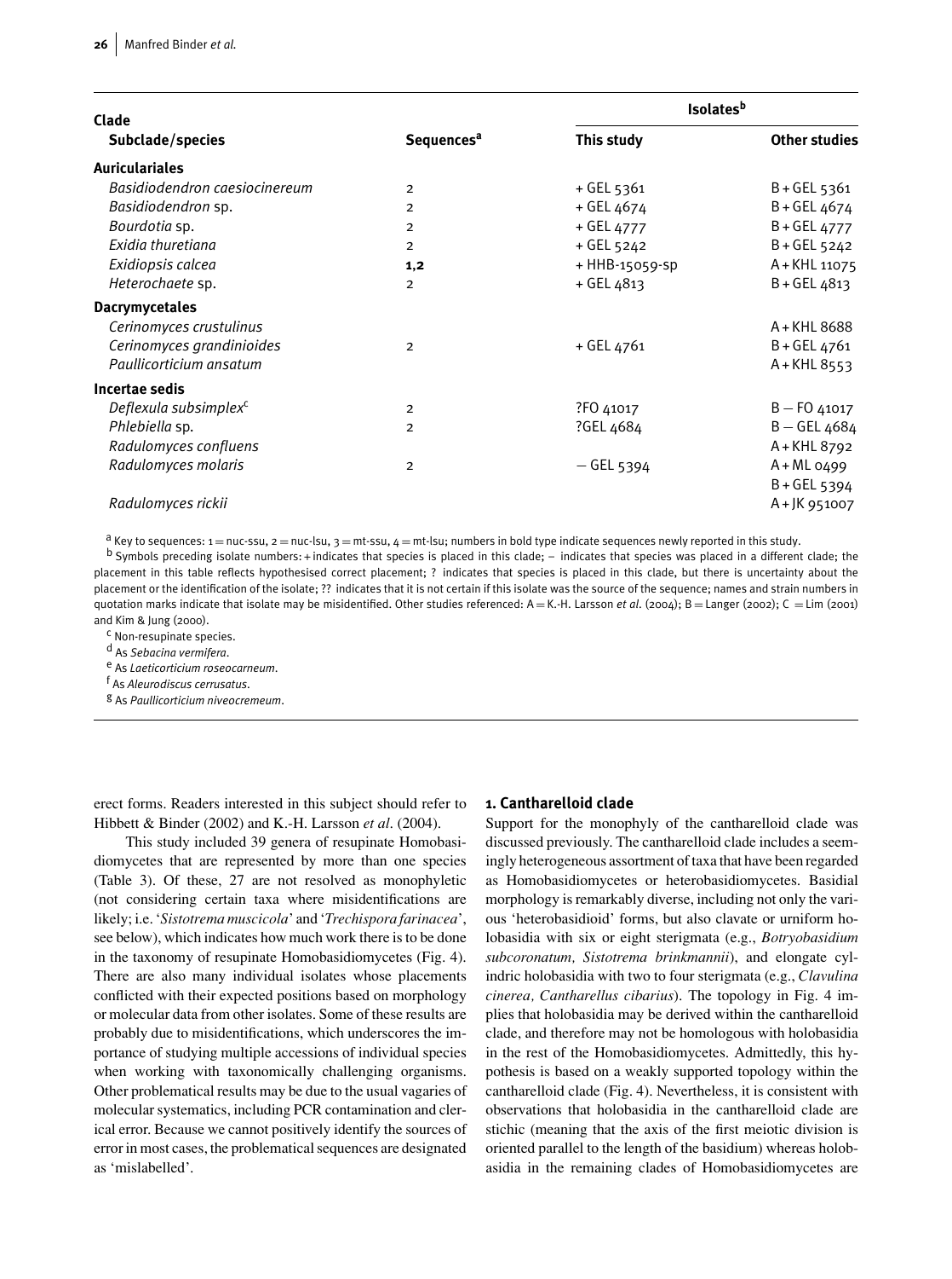| Clade Subclade/species | Sequences[a] | Isolates[b] This study | Other studies |
|---|---|---|---|
| **Auriculariales** | | | |
| *Basidiodendron caesiocinereum* | 2 | + GEL 5361 | B + GEL 5361 |
| *Basidiodendron* sp. | 2 | + GEL 4674 | B + GEL 4674 |
| *Bourdotia* sp. | 2 | + GEL 4777 | B + GEL 4777 |
| *Exidia thuretiana* | 2 | + GEL 5242 | B + GEL 5242 |
| *Exidiopsis calcea* | **1,2** | + HHB-15059-sp | A + KHL 11075 |
| *Heterochaete* sp. | 2 | + GEL 4813 | B + GEL 4813 |
| **Dacrymycetales** | | | |
| *Cerinomyces crustulinus* | | | A + KHL 8688 |
| *Cerinomyces grandinioides* | 2 | + GEL 4761 | B + GEL 4761 |
| *Paullicorticium ansatum* | | | A + KHL 8553 |
| **Incertae sedis** | | | |
| *Deflexula subsimplex*[c] | 2 | ?FO 41017 | B − FO 41017 |
| *Phlebiella* sp. | 2 | ?GEL 4684 | B − GEL 4684 |
| *Radulomyces confluens* | | | A + KHL 8792 |
| *Radulomyces molaris* | 2 | − GEL 5394 | A + ML 0499<br>B + GEL 5394 |
| *Radulomyces rickii* | | | A + JK 951007 |

[a] Key to sequences: 1 = nuc-ssu, 2 = nuc-lsu, 3 = mt-ssu, 4 = mt-lsu; numbers in bold type indicate sequences newly reported in this study.

[b] Symbols preceding isolate numbers: + indicates that species is placed in this clade; − indicates that species was placed in a different clade; the placement in this table reflects hypothesised correct placement; ? indicates that species is placed in this clade, but there is uncertainty about the placement or the identification of the isolate; ?? indicates that it is not certain if this isolate was the source of the sequence; names and strain numbers in quotation marks indicate that isolate may be misidentified. Other studies referenced: A = K.-H. Larsson *et al*. (2004); B = Langer (2002); C = Lim (2001) and Kim & Jung (2000).

[c] Non-resupinate species.

[d] As *Sebacina vermifera*.

[e] As *Laeticorticium roseocarneum*.

[f] As *Aleurodiscus cerrusatus*.

[g] As *Paullicorticium niveocremeum*.

erect forms. Readers interested in this subject should refer to Hibbett & Binder (2002) and K.-H. Larsson *et al*. (2004).

This study included 39 genera of resupinate Homobasidiomycetes that are represented by more than one species (Table 3). Of these, 27 are not resolved as monophyletic (not considering certain taxa where misidentifications are likely; i.e. '*Sistotrema muscicola*' and '*Trechispora farinacea*', see below), which indicates how much work there is to be done in the taxonomy of resupinate Homobasidiomycetes (Fig. 4). There are also many individual isolates whose placements conflicted with their expected positions based on morphology or molecular data from other isolates. Some of these results are probably due to misidentifications, which underscores the importance of studying multiple accessions of individual species when working with taxonomically challenging organisms. Other problematical results may be due to the usual vagaries of molecular systematics, including PCR contamination and clerical error. Because we cannot positively identify the sources of error in most cases, the problematical sequences are designated as 'mislabelled'.

### 1. Cantharelloid clade

Support for the monophyly of the cantharelloid clade was discussed previously. The cantharelloid clade includes a seemingly heterogeneous assortment of taxa that have been regarded as Homobasidiomycetes or heterobasidiomycetes. Basidial morphology is remarkably diverse, including not only the various 'heterobasidioid' forms, but also clavate or urniform holobasidia with six or eight sterigmata (e.g., *Botryobasidium subcoronatum, Sistotrema brinkmannii*), and elongate cylindric holobasidia with two to four sterigmata (e.g., *Clavulina cinerea, Cantharellus cibarius*). The topology in Fig. 4 implies that holobasidia may be derived within the cantharelloid clade, and therefore may not be homologous with holobasidia in the rest of the Homobasidiomycetes. Admittedly, this hypothesis is based on a weakly supported topology within the cantharelloid clade (Fig. 4). Nevertheless, it is consistent with observations that holobasidia in the cantharelloid clade are stichic (meaning that the axis of the first meiotic division is oriented parallel to the length of the basidium) whereas holobasidia in the remaining clades of Homobasidiomycetes are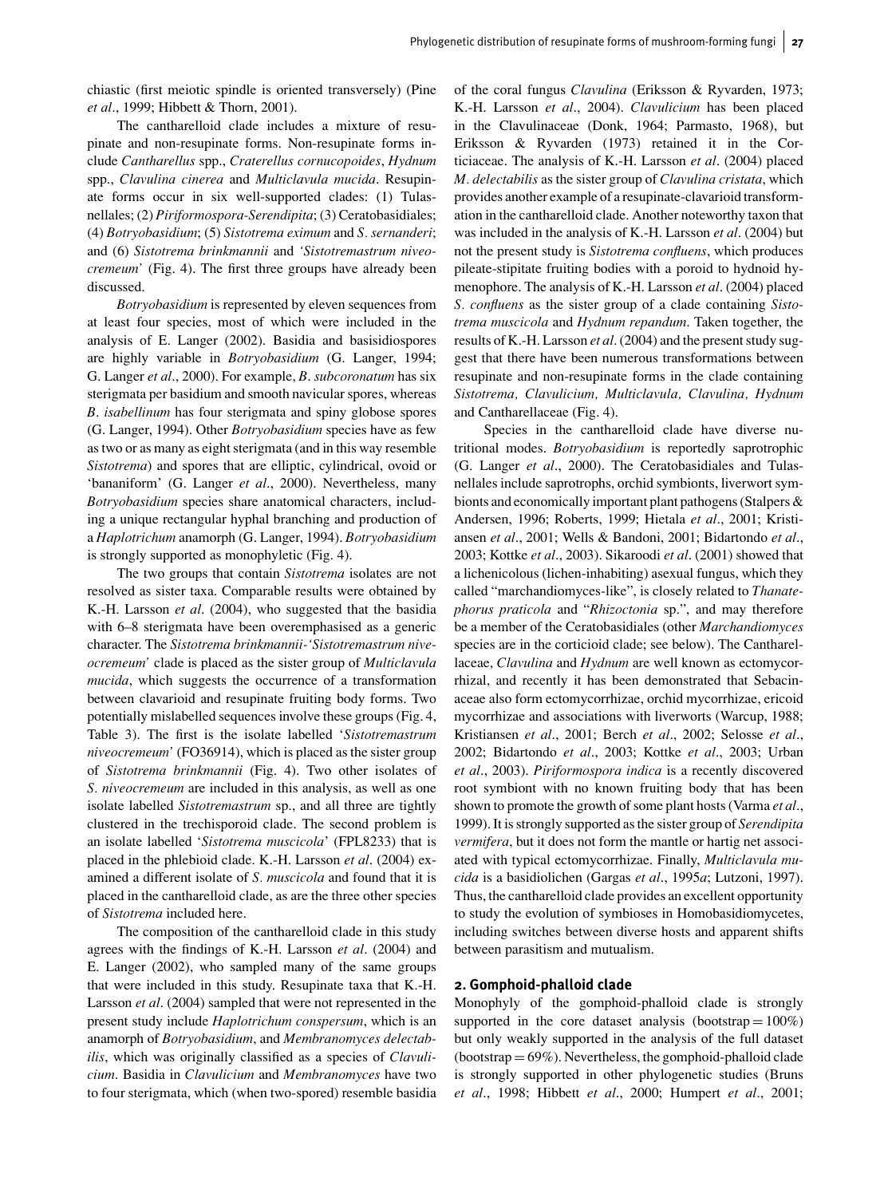chiastic (first meiotic spindle is oriented transversely) (Pine *et al*., 1999; Hibbett & Thorn, 2001).

The cantharelloid clade includes a mixture of resupinate and non-resupinate forms. Non-resupinate forms include *Cantharellus* spp., *Craterellus cornucopoides*, *Hydnum* spp., *Clavulina cinerea* and *Multiclavula mucida*. Resupinate forms occur in six well-supported clades: (1) Tulasnellales; (2) *Piriformospora-Serendipita*; (3) Ceratobasidiales; (4) *Botryobasidium*; (5) *Sistotrema eximum* and *S. sernanderi*; and (6) *Sistotrema brinkmannii* and *'Sistotremastrum niveocremeum'* (Fig. 4). The first three groups have already been discussed.

*Botryobasidium* is represented by eleven sequences from at least four species, most of which were included in the analysis of E. Langer (2002). Basidia and basisidiospores are highly variable in *Botryobasidium* (G. Langer, 1994; G. Langer *et al*., 2000). For example, *B. subcoronatum* has six sterigmata per basidium and smooth navicular spores, whereas *B. isabellinum* has four sterigmata and spiny globose spores (G. Langer, 1994). Other *Botryobasidium* species have as few as two or as many as eight sterigmata (and in this way resemble *Sistotrema*) and spores that are elliptic, cylindrical, ovoid or 'bananiform' (G. Langer *et al*., 2000). Nevertheless, many *Botryobasidium* species share anatomical characters, including a unique rectangular hyphal branching and production of a *Haplotrichum* anamorph (G. Langer, 1994). *Botryobasidium* is strongly supported as monophyletic (Fig. 4).

The two groups that contain *Sistotrema* isolates are not resolved as sister taxa. Comparable results were obtained by K.-H. Larsson *et al*. (2004), who suggested that the basidia with 6–8 sterigmata have been overemphasised as a generic character. The *Sistotrema brinkmannii-'Sistotremastrum niveocremeum'* clade is placed as the sister group of *Multiclavula mucida*, which suggests the occurrence of a transformation between clavarioid and resupinate fruiting body forms. Two potentially mislabelled sequences involve these groups (Fig. 4, Table 3). The first is the isolate labelled '*Sistotremastrum niveocremeum*' (FO36914), which is placed as the sister group of *Sistotrema brinkmannii* (Fig. 4). Two other isolates of *S. niveocremeum* are included in this analysis, as well as one isolate labelled *Sistotremastrum* sp., and all three are tightly clustered in the trechisporoid clade. The second problem is an isolate labelled '*Sistotrema muscicola*' (FPL8233) that is placed in the phlebioid clade. K.-H. Larsson *et al*. (2004) examined a different isolate of *S. muscicola* and found that it is placed in the cantharelloid clade, as are the three other species of *Sistotrema* included here.

The composition of the cantharelloid clade in this study agrees with the findings of K.-H. Larsson *et al*. (2004) and E. Langer (2002), who sampled many of the same groups that were included in this study. Resupinate taxa that K.-H. Larsson *et al*. (2004) sampled that were not represented in the present study include *Haplotrichum conspersum*, which is an anamorph of *Botryobasidium*, and *Membranomyces delectabilis*, which was originally classified as a species of *Clavulicium*. Basidia in *Clavulicium* and *Membranomyces* have two to four sterigmata, which (when two-spored) resemble basidia of the coral fungus *Clavulina* (Eriksson & Ryvarden, 1973; K.-H. Larsson *et al*., 2004). *Clavulicium* has been placed in the Clavulinaceae (Donk, 1964; Parmasto, 1968), but Eriksson & Ryvarden (1973) retained it in the Corticiaceae. The analysis of K.-H. Larsson *et al*. (2004) placed *M. delectabilis* as the sister group of *Clavulina cristata*, which provides another example of a resupinate-clavarioid transformation in the cantharelloid clade. Another noteworthy taxon that was included in the analysis of K.-H. Larsson *et al*. (2004) but not the present study is *Sistotrema confluens*, which produces pileate-stipitate fruiting bodies with a poroid to hydnoid hymenophore. The analysis of K.-H. Larsson *et al*. (2004) placed *S. confluens* as the sister group of a clade containing *Sistotrema muscicola* and *Hydnum repandum*. Taken together, the results of K.-H. Larsson *et al*. (2004) and the present study suggest that there have been numerous transformations between resupinate and non-resupinate forms in the clade containing *Sistotrema, Clavulicium, Multiclavula, Clavulina, Hydnum* and Cantharellaceae (Fig. 4).

Species in the cantharelloid clade have diverse nutritional modes. *Botryobasidium* is reportedly saprotrophic (G. Langer *et al*., 2000). The Ceratobasidiales and Tulasnellales include saprotrophs, orchid symbionts, liverwort symbionts and economically important plant pathogens (Stalpers & Andersen, 1996; Roberts, 1999; Hietala *et al*., 2001; Kristiansen *et al*., 2001; Wells & Bandoni, 2001; Bidartondo *et al*., 2003; Kottke *et al*., 2003). Sikaroodi *et al*. (2001) showed that a lichenicolous (lichen-inhabiting) asexual fungus, which they called "marchandiomyces-like", is closely related to *Thanatephorus praticola* and "*Rhizoctonia* sp.", and may therefore be a member of the Ceratobasidiales (other *Marchandiomyces* species are in the corticioid clade; see below). The Cantharellaceae, *Clavulina* and *Hydnum* are well known as ectomycorrhizal, and recently it has been demonstrated that Sebacinaceae also form ectomycorrhizae, orchid mycorrhizae, ericoid mycorrhizae and associations with liverworts (Warcup, 1988; Kristiansen *et al*., 2001; Berch *et al*., 2002; Selosse *et al*., 2002; Bidartondo *et al*., 2003; Kottke *et al*., 2003; Urban *et al*., 2003). *Piriformospora indica* is a recently discovered root symbiont with no known fruiting body that has been shown to promote the growth of some plant hosts (Varma *et al*., 1999). It is strongly supported as the sister group of *Serendipita vermifera*, but it does not form the mantle or hartig net associated with typical ectomycorrhizae. Finally, *Multiclavula mucida* is a basidiolichen (Gargas *et al*., 1995*a*; Lutzoni, 1997). Thus, the cantharelloid clade provides an excellent opportunity to study the evolution of symbioses in Homobasidiomycetes, including switches between diverse hosts and apparent shifts between parasitism and mutualism.

### 2. Gomphoid-phalloid clade

Monophyly of the gomphoid-phalloid clade is strongly supported in the core dataset analysis (bootstrap = 100%) but only weakly supported in the analysis of the full dataset (bootstrap = 69%). Nevertheless, the gomphoid-phalloid clade is strongly supported in other phylogenetic studies (Bruns *et al*., 1998; Hibbett *et al*., 2000; Humpert *et al*., 2001;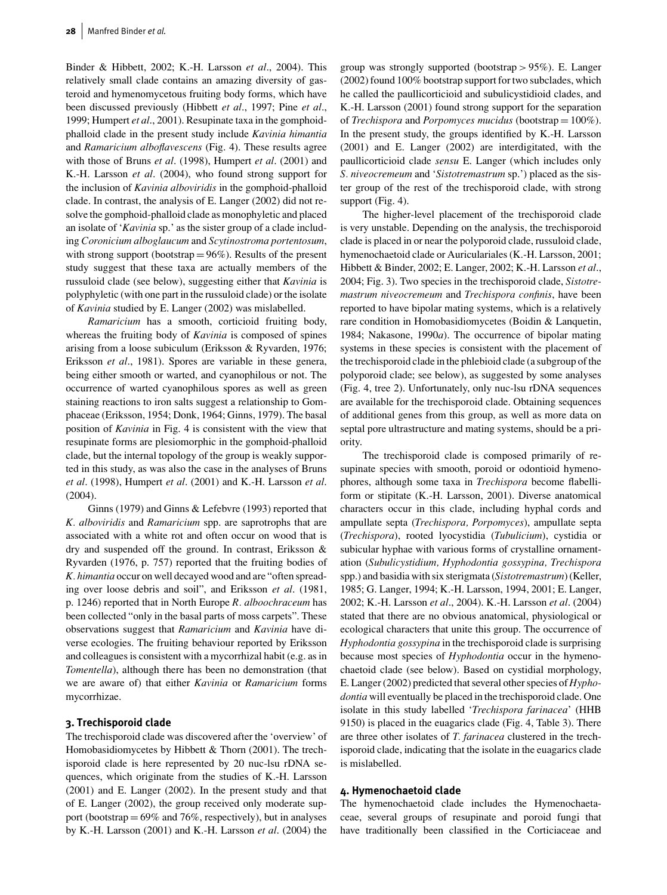Binder & Hibbett, 2002; K.-H. Larsson *et al*., 2004). This relatively small clade contains an amazing diversity of gasteroid and hymenomycetous fruiting body forms, which have been discussed previously (Hibbett *et al*., 1997; Pine *et al*., 1999; Humpert *et al*., 2001). Resupinate taxa in the gomphoid-phalloid clade in the present study include *Kavinia himantia* and *Ramaricium alboflavescens* (Fig. 4). These results agree with those of Bruns *et al*. (1998), Humpert *et al*. (2001) and K.-H. Larsson *et al*. (2004), who found strong support for the inclusion of *Kavinia alboviridis* in the gomphoid-phalloid clade. In contrast, the analysis of E. Langer (2002) did not resolve the gomphoid-phalloid clade as monophyletic and placed an isolate of '*Kavinia* sp.' as the sister group of a clade including *Coronicium alboglaucum* and *Scytinostroma portentosum*, with strong support (bootstrap = 96%). Results of the present study suggest that these taxa are actually members of the russuloid clade (see below), suggesting either that *Kavinia* is polyphyletic (with one part in the russuloid clade) or the isolate of *Kavinia* studied by E. Langer (2002) was mislabelled.

*Ramaricium* has a smooth, corticioid fruiting body, whereas the fruiting body of *Kavinia* is composed of spines arising from a loose subiculum (Eriksson & Ryvarden, 1976; Eriksson *et al*., 1981). Spores are variable in these genera, being either smooth or warted, and cyanophilous or not. The occurrence of warted cyanophilous spores as well as green staining reactions to iron salts suggest a relationship to Gomphaceae (Eriksson, 1954; Donk, 1964; Ginns, 1979). The basal position of *Kavinia* in Fig. 4 is consistent with the view that resupinate forms are plesiomorphic in the gomphoid-phalloid clade, but the internal topology of the group is weakly supported in this study, as was also the case in the analyses of Bruns *et al*. (1998), Humpert *et al*. (2001) and K.-H. Larsson *et al*. (2004).

Ginns (1979) and Ginns & Lefebvre (1993) reported that *K. alboviridis* and *Ramaricium* spp. are saprotrophs that are associated with a white rot and often occur on wood that is dry and suspended off the ground. In contrast, Eriksson & Ryvarden (1976, p. 757) reported that the fruiting bodies of *K. himantia* occur on well decayed wood and are "often spreading over loose debris and soil", and Eriksson *et al*. (1981, p. 1246) reported that in North Europe *R. alboochraceum* has been collected "only in the basal parts of moss carpets". These observations suggest that *Ramaricium* and *Kavinia* have diverse ecologies. The fruiting behaviour reported by Eriksson and colleagues is consistent with a mycorrhizal habit (e.g. as in *Tomentella*), although there has been no demonstration (that we are aware of) that either *Kavinia* or *Ramaricium* forms mycorrhizae.

### 3. Trechisporoid clade

The trechisporoid clade was discovered after the 'overview' of Homobasidiomycetes by Hibbett & Thorn (2001). The trechisporoid clade is here represented by 20 nuc-lsu rDNA sequences, which originate from the studies of K.-H. Larsson (2001) and E. Langer (2002). In the present study and that of E. Langer (2002), the group received only moderate support (bootstrap = 69% and 76%, respectively), but in analyses by K.-H. Larsson (2001) and K.-H. Larsson *et al*. (2004) the group was strongly supported (bootstrap > 95%). E. Langer (2002) found 100% bootstrap support for two subclades, which he called the paullicorticioid and subulicystidioid clades, and K.-H. Larsson (2001) found strong support for the separation of *Trechispora* and *Porpomyces mucidus* (bootstrap = 100%). In the present study, the groups identified by K.-H. Larsson (2001) and E. Langer (2002) are interdigitated, with the paullicorticioid clade *sensu* E. Langer (which includes only *S. niveocremeum* and '*Sistotremastrum* sp.') placed as the sister group of the rest of the trechisporoid clade, with strong support (Fig. 4).

The higher-level placement of the trechisporoid clade is very unstable. Depending on the analysis, the trechisporoid clade is placed in or near the polyporoid clade, russuloid clade, hymenochaetoid clade or Auriculariales (K.-H. Larsson, 2001; Hibbett & Binder, 2002; E. Langer, 2002; K.-H. Larsson *et al*., 2004; Fig. 3). Two species in the trechisporoid clade, *Sistotremastrum niveocremeum* and *Trechispora confinis*, have been reported to have bipolar mating systems, which is a relatively rare condition in Homobasidiomycetes (Boidin & Lanquetin, 1984; Nakasone, 1990*a*). The occurrence of bipolar mating systems in these species is consistent with the placement of the trechisporoid clade in the phlebioid clade (a subgroup of the polyporoid clade; see below), as suggested by some analyses (Fig. 4, tree 2). Unfortunately, only nuc-lsu rDNA sequences are available for the trechisporoid clade. Obtaining sequences of additional genes from this group, as well as more data on septal pore ultrastructure and mating systems, should be a priority.

The trechisporoid clade is composed primarily of resupinate species with smooth, poroid or odontioid hymenophores, although some taxa in *Trechispora* become flabelliform or stipitate (K.-H. Larsson, 2001). Diverse anatomical characters occur in this clade, including hyphal cords and ampullate septa (*Trechispora, Porpomyces*), ampullate septa (*Trechispora*), rooted lyocystidia (*Tubulicium*), cystidia or subicular hyphae with various forms of crystalline ornamentation (*Subulicystidium, Hyphodontia gossypina, Trechispora* spp.) and basidia with six sterigmata (*Sistotremastrum*) (Keller, 1985; G. Langer, 1994; K.-H. Larsson, 1994, 2001; E. Langer, 2002; K.-H. Larsson *et al*., 2004). K.-H. Larsson *et al*. (2004) stated that there are no obvious anatomical, physiological or ecological characters that unite this group. The occurrence of *Hyphodontia gossypina* in the trechisporoid clade is surprising because most species of *Hyphodontia* occur in the hymenochaetoid clade (see below). Based on cystidial morphology, E. Langer (2002) predicted that several other species of *Hyphodontia* will eventually be placed in the trechisporoid clade. One isolate in this study labelled '*Trechispora farinacea*' (HHB 9150) is placed in the euagarics clade (Fig. 4, Table 3). There are three other isolates of *T. farinacea* clustered in the trechisporoid clade, indicating that the isolate in the euagarics clade is mislabelled.

### 4. Hymenochaetoid clade

The hymenochaetoid clade includes the Hymenochaetaceae, several groups of resupinate and poroid fungi that have traditionally been classified in the Corticiaceae and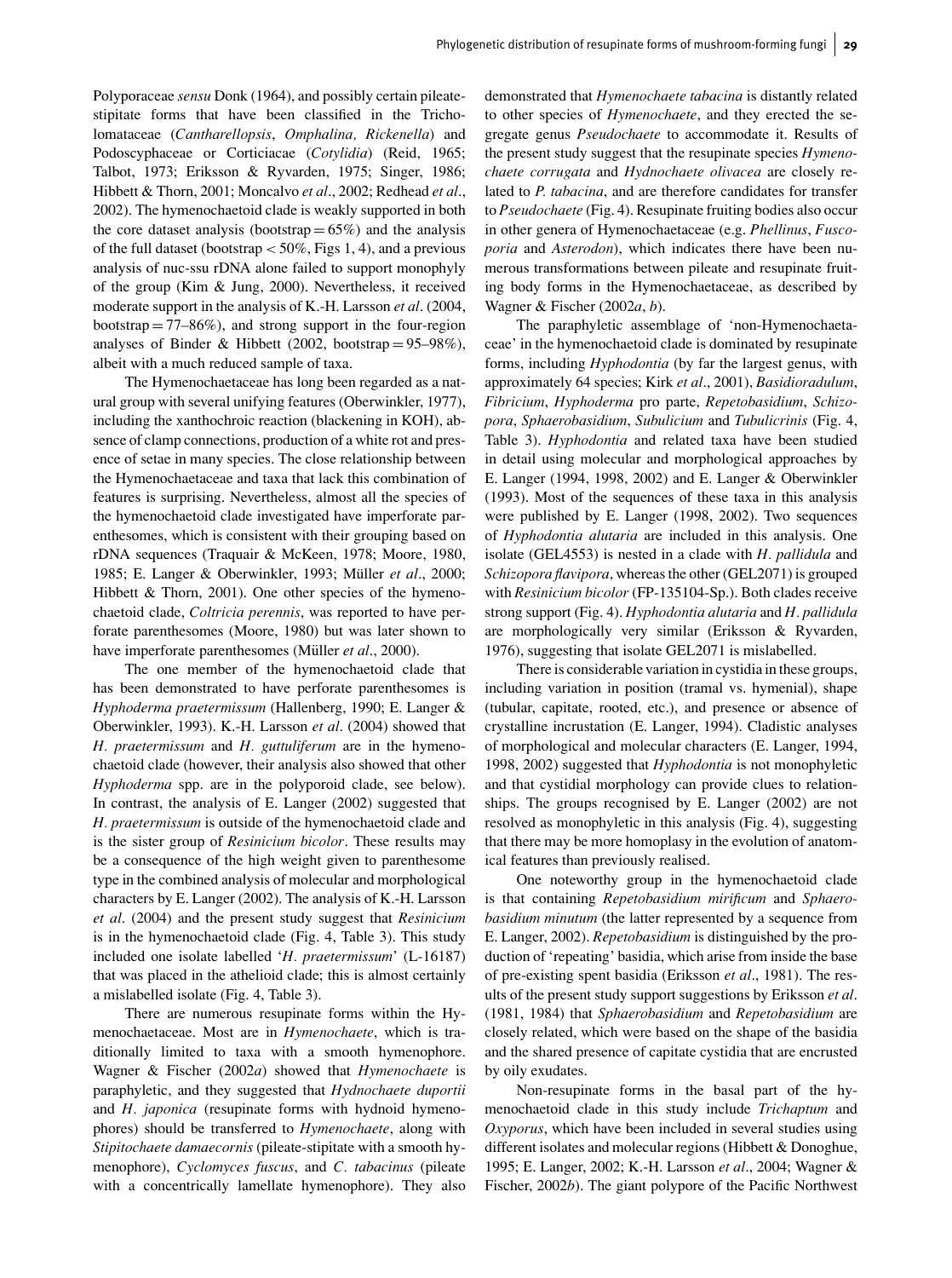Polyporaceae *sensu* Donk (1964), and possibly certain pileate-stipitate forms that have been classified in the Tricholomataceae (*Cantharellopsis*, *Omphalina, Rickenella*) and Podoscyphaceae or Corticiacae (*Cotylidia*) (Reid, 1965; Talbot, 1973; Eriksson & Ryvarden, 1975; Singer, 1986; Hibbett & Thorn, 2001; Moncalvo *et al*., 2002; Redhead *et al*., 2002). The hymenochaetoid clade is weakly supported in both the core dataset analysis (bootstrap = 65%) and the analysis of the full dataset (bootstrap < 50%, Figs 1, 4), and a previous analysis of nuc-ssu rDNA alone failed to support monophyly of the group (Kim & Jung, 2000). Nevertheless, it received moderate support in the analysis of K.-H. Larsson *et al*. (2004, bootstrap = 77–86%), and strong support in the four-region analyses of Binder & Hibbett (2002, bootstrap = 95–98%), albeit with a much reduced sample of taxa.

The Hymenochaetaceae has long been regarded as a natural group with several unifying features (Oberwinkler, 1977), including the xanthochroic reaction (blackening in KOH), absence of clamp connections, production of a white rot and presence of setae in many species. The close relationship between the Hymenochaetaceae and taxa that lack this combination of features is surprising. Nevertheless, almost all the species of the hymenochaetoid clade investigated have imperforate parenthesomes, which is consistent with their grouping based on rDNA sequences (Traquair & McKeen, 1978; Moore, 1980, 1985; E. Langer & Oberwinkler, 1993; Müller *et al*., 2000; Hibbett & Thorn, 2001). One other species of the hymenochaetoid clade, *Coltricia perennis*, was reported to have perforate parenthesomes (Moore, 1980) but was later shown to have imperforate parenthesomes (Müller *et al*., 2000).

The one member of the hymenochaetoid clade that has been demonstrated to have perforate parenthesomes is *Hyphoderma praetermissum* (Hallenberg, 1990; E. Langer & Oberwinkler, 1993). K.-H. Larsson *et al*. (2004) showed that *H. praetermissum* and *H. guttuliferum* are in the hymenochaetoid clade (however, their analysis also showed that other *Hyphoderma* spp. are in the polyporoid clade, see below). In contrast, the analysis of E. Langer (2002) suggested that *H. praetermissum* is outside of the hymenochaetoid clade and is the sister group of *Resinicium bicolor*. These results may be a consequence of the high weight given to parenthesome type in the combined analysis of molecular and morphological characters by E. Langer (2002). The analysis of K.-H. Larsson *et al*. (2004) and the present study suggest that *Resinicium* is in the hymenochaetoid clade (Fig. 4, Table 3). This study included one isolate labelled '*H. praetermissum*' (L-16187) that was placed in the athelioid clade; this is almost certainly a mislabelled isolate (Fig. 4, Table 3).

There are numerous resupinate forms within the Hymenochaetaceae. Most are in *Hymenochaete*, which is traditionally limited to taxa with a smooth hymenophore. Wagner & Fischer (2002*a*) showed that *Hymenochaete* is paraphyletic, and they suggested that *Hydnochaete duportii* and *H. japonica* (resupinate forms with hydnoid hymenophores) should be transferred to *Hymenochaete*, along with *Stipitochaete damaecornis* (pileate-stipitate with a smooth hymenophore), *Cyclomyces fuscus*, and *C. tabacinus* (pileate with a concentrically lamellate hymenophore). They also demonstrated that *Hymenochaete tabacina* is distantly related to other species of *Hymenochaete*, and they erected the segregate genus *Pseudochaete* to accommodate it. Results of the present study suggest that the resupinate species *Hymenochaete corrugata* and *Hydnochaete olivacea* are closely related to *P. tabacina*, and are therefore candidates for transfer to *Pseudochaete* (Fig. 4). Resupinate fruiting bodies also occur in other genera of Hymenochaetaceae (e.g. *Phellinus*, *Fuscoporia* and *Asterodon*), which indicates there have been numerous transformations between pileate and resupinate fruiting body forms in the Hymenochaetaceae, as described by Wagner & Fischer (2002*a*, *b*).

The paraphyletic assemblage of 'non-Hymenochaetaceae' in the hymenochaetoid clade is dominated by resupinate forms, including *Hyphodontia* (by far the largest genus, with approximately 64 species; Kirk *et al*., 2001), *Basidioradulum*, *Fibricium*, *Hyphoderma* pro parte, *Repetobasidium*, *Schizopora*, *Sphaerobasidium*, *Subulicium* and *Tubulicrinis* (Fig. 4, Table 3). *Hyphodontia* and related taxa have been studied in detail using molecular and morphological approaches by E. Langer (1994, 1998, 2002) and E. Langer & Oberwinkler (1993). Most of the sequences of these taxa in this analysis were published by E. Langer (1998, 2002). Two sequences of *Hyphodontia alutaria* are included in this analysis. One isolate (GEL4553) is nested in a clade with *H. pallidula* and *Schizopora flavipora*, whereas the other (GEL2071) is grouped with *Resinicium bicolor* (FP-135104-Sp.). Both clades receive strong support (Fig. 4). *Hyphodontia alutaria* and *H. pallidula* are morphologically very similar (Eriksson & Ryvarden, 1976), suggesting that isolate GEL2071 is mislabelled.

There is considerable variation in cystidia in these groups, including variation in position (tramal vs. hymenial), shape (tubular, capitate, rooted, etc.), and presence or absence of crystalline incrustation (E. Langer, 1994). Cladistic analyses of morphological and molecular characters (E. Langer, 1994, 1998, 2002) suggested that *Hyphodontia* is not monophyletic and that cystidial morphology can provide clues to relationships. The groups recognised by E. Langer (2002) are not resolved as monophyletic in this analysis (Fig. 4), suggesting that there may be more homoplasy in the evolution of anatomical features than previously realised.

One noteworthy group in the hymenochaetoid clade is that containing *Repetobasidium mirificum* and *Sphaerobasidium minutum* (the latter represented by a sequence from E. Langer, 2002). *Repetobasidium* is distinguished by the production of 'repeating' basidia, which arise from inside the base of pre-existing spent basidia (Eriksson *et al*., 1981). The results of the present study support suggestions by Eriksson *et al*. (1981, 1984) that *Sphaerobasidium* and *Repetobasidium* are closely related, which were based on the shape of the basidia and the shared presence of capitate cystidia that are encrusted by oily exudates.

Non-resupinate forms in the basal part of the hymenochaetoid clade in this study include *Trichaptum* and *Oxyporus*, which have been included in several studies using different isolates and molecular regions (Hibbett & Donoghue, 1995; E. Langer, 2002; K.-H. Larsson *et al*., 2004; Wagner & Fischer, 2002*b*). The giant polypore of the Pacific Northwest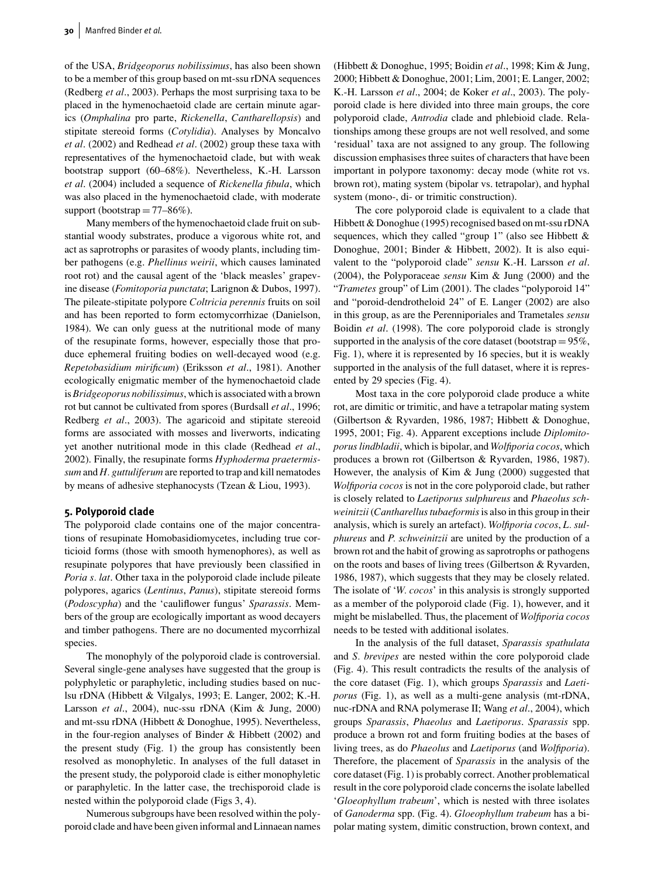of the USA, *Bridgeoporus nobilissimus*, has also been shown to be a member of this group based on mt-ssu rDNA sequences (Redberg *et al*., 2003). Perhaps the most surprising taxa to be placed in the hymenochaetoid clade are certain minute agarics (*Omphalina* pro parte, *Rickenella*, *Cantharellopsis*) and stipitate stereoid forms (*Cotylidia*). Analyses by Moncalvo *et al*. (2002) and Redhead *et al*. (2002) group these taxa with representatives of the hymenochaetoid clade, but with weak bootstrap support (60–68%). Nevertheless, K.-H. Larsson *et al*. (2004) included a sequence of *Rickenella fibula*, which was also placed in the hymenochaetoid clade, with moderate support (bootstrap = 77–86%).

Many members of the hymenochaetoid clade fruit on substantial woody substrates, produce a vigorous white rot, and act as saprotrophs or parasites of woody plants, including timber pathogens (e.g. *Phellinus weirii*, which causes laminated root rot) and the causal agent of the 'black measles' grapevine disease (*Fomitoporia punctata*; Larignon & Dubos, 1997). The pileate-stipitate polypore *Coltricia perennis* fruits on soil and has been reported to form ectomycorrhizae (Danielson, 1984). We can only guess at the nutritional mode of many of the resupinate forms, however, especially those that produce ephemeral fruiting bodies on well-decayed wood (e.g. *Repetobasidium mirificum*) (Eriksson *et al*., 1981). Another ecologically enigmatic member of the hymenochaetoid clade is *Bridgeoporus nobilissimus*, which is associated with a brown rot but cannot be cultivated from spores (Burdsall *et al*., 1996; Redberg *et al*., 2003). The agaricoid and stipitate stereoid forms are associated with mosses and liverworts, indicating yet another nutritional mode in this clade (Redhead *et al*., 2002). Finally, the resupinate forms *Hyphoderma praetermissum* and *H. guttuliferum* are reported to trap and kill nematodes by means of adhesive stephanocysts (Tzean & Liou, 1993).

## 5. Polyporoid clade

The polyporoid clade contains one of the major concentrations of resupinate Homobasidiomycetes, including true corticioid forms (those with smooth hymenophores), as well as resupinate polypores that have previously been classified in *Poria s. lat*. Other taxa in the polyporoid clade include pileate polypores, agarics (*Lentinus*, *Panus*), stipitate stereoid forms (*Podoscypha*) and the 'cauliflower fungus' *Sparassis*. Members of the group are ecologically important as wood decayers and timber pathogens. There are no documented mycorrhizal species.

The monophyly of the polyporoid clade is controversial. Several single-gene analyses have suggested that the group is polyphyletic or paraphyletic, including studies based on nuc-lsu rDNA (Hibbett & Vilgalys, 1993; E. Langer, 2002; K.-H. Larsson *et al*., 2004), nuc-ssu rDNA (Kim & Jung, 2000) and mt-ssu rDNA (Hibbett & Donoghue, 1995). Nevertheless, in the four-region analyses of Binder & Hibbett (2002) and the present study (Fig. 1) the group has consistently been resolved as monophyletic. In analyses of the full dataset in the present study, the polyporoid clade is either monophyletic or paraphyletic. In the latter case, the trechisporoid clade is nested within the polyporoid clade (Figs 3, 4).

Numerous subgroups have been resolved within the polyporoid clade and have been given informal and Linnaean names (Hibbett & Donoghue, 1995; Boidin *et al*., 1998; Kim & Jung, 2000; Hibbett & Donoghue, 2001; Lim, 2001; E. Langer, 2002; K.-H. Larsson *et al*., 2004; de Koker *et al*., 2003). The polyporoid clade is here divided into three main groups, the core polyporoid clade, *Antrodia* clade and phlebioid clade. Relationships among these groups are not well resolved, and some 'residual' taxa are not assigned to any group. The following discussion emphasises three suites of characters that have been important in polypore taxonomy: decay mode (white rot vs. brown rot), mating system (bipolar vs. tetrapolar), and hyphal system (mono-, di- or trimitic construction).

The core polyporoid clade is equivalent to a clade that Hibbett & Donoghue (1995) recognised based on mt-ssu rDNA sequences, which they called "group 1" (also see Hibbett & Donoghue, 2001; Binder & Hibbett, 2002). It is also equivalent to the "polyporoid clade" *sensu* K.-H. Larsson *et al*. (2004), the Polyporaceae *sensu* Kim & Jung (2000) and the "*Trametes* group" of Lim (2001). The clades "polyporoid 14" and "poroid-dendrotheloid 24" of E. Langer (2002) are also in this group, as are the Perenniporiales and Trametales *sensu* Boidin *et al*. (1998). The core polyporoid clade is strongly supported in the analysis of the core dataset (bootstrap = 95%, Fig. 1), where it is represented by 16 species, but it is weakly supported in the analysis of the full dataset, where it is represented by 29 species (Fig. 4).

Most taxa in the core polyporoid clade produce a white rot, are dimitic or trimitic, and have a tetrapolar mating system (Gilbertson & Ryvarden, 1986, 1987; Hibbett & Donoghue, 1995, 2001; Fig. 4). Apparent exceptions include *Diplomitoporus lindbladii*, which is bipolar, and *Wolfiporia cocos*, which produces a brown rot (Gilbertson & Ryvarden, 1986, 1987). However, the analysis of Kim & Jung (2000) suggested that *Wolfiporia cocos* is not in the core polyporoid clade, but rather is closely related to *Laetiporus sulphureus* and *Phaeolus schweinitzii* (*Cantharellus tubaeformis* is also in this group in their analysis, which is surely an artefact). *Wolfiporia cocos*, *L. sulphureus* and *P. schweinitzii* are united by the production of a brown rot and the habit of growing as saprotrophs or pathogens on the roots and bases of living trees (Gilbertson & Ryvarden, 1986, 1987), which suggests that they may be closely related. The isolate of '*W. cocos*' in this analysis is strongly supported as a member of the polyporoid clade (Fig. 1), however, and it might be mislabelled. Thus, the placement of *Wolfiporia cocos* needs to be tested with additional isolates.

In the analysis of the full dataset, *Sparassis spathulata* and *S. brevipes* are nested within the core polyporoid clade (Fig. 4). This result contradicts the results of the analysis of the core dataset (Fig. 1), which groups *Sparassis* and *Laetiporus* (Fig. 1), as well as a multi-gene analysis (mt-rDNA, nuc-rDNA and RNA polymerase II; Wang *et al*., 2004), which groups *Sparassis*, *Phaeolus* and *Laetiporus*. *Sparassis* spp. produce a brown rot and form fruiting bodies at the bases of living trees, as do *Phaeolus* and *Laetiporus* (and *Wolfiporia*). Therefore, the placement of *Sparassis* in the analysis of the core dataset (Fig. 1) is probably correct. Another problematical result in the core polyporoid clade concerns the isolate labelled '*Gloeophyllum trabeum*', which is nested with three isolates of *Ganoderma* spp. (Fig. 4). *Gloeophyllum trabeum* has a bipolar mating system, dimitic construction, brown context, and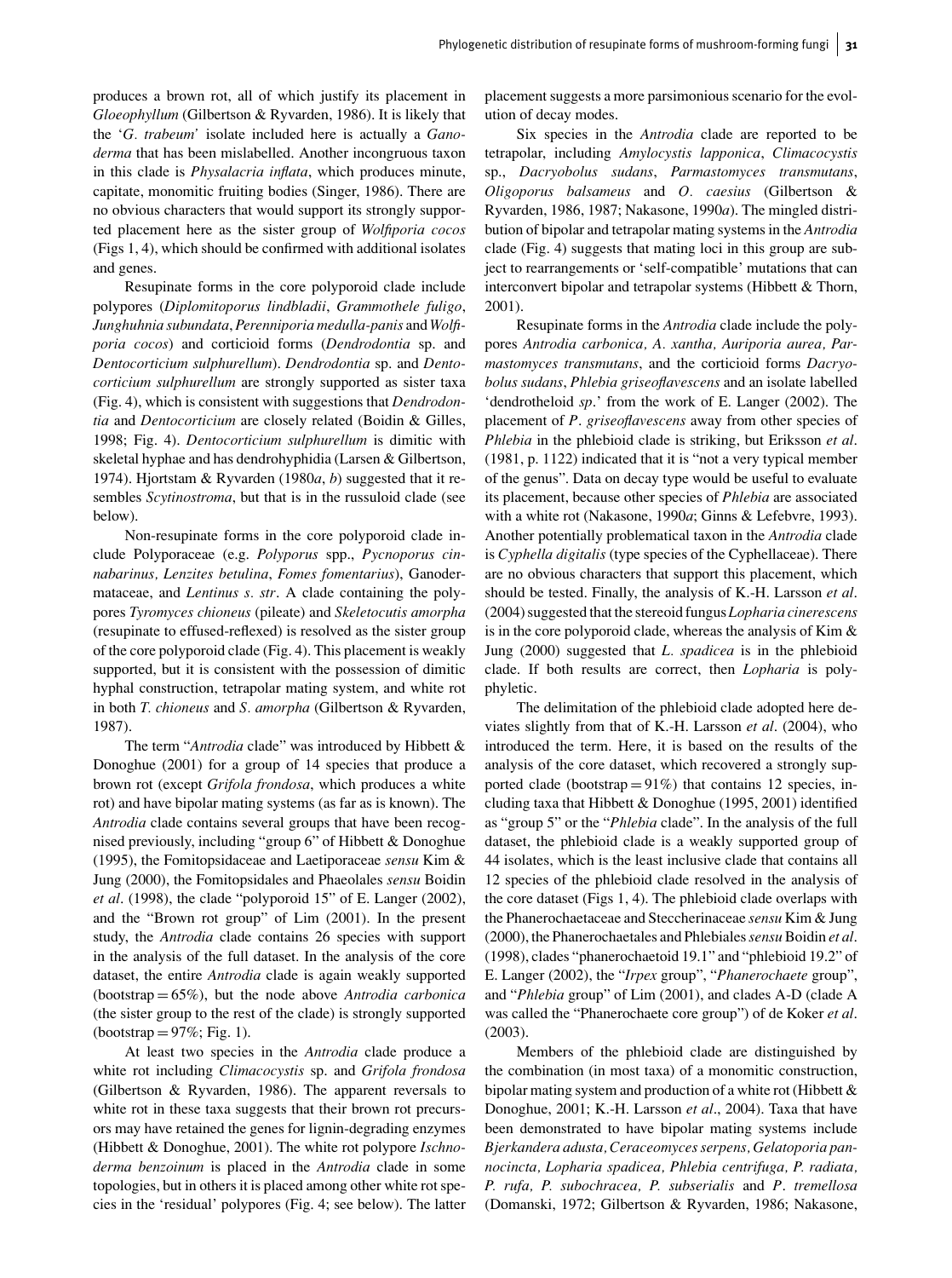produces a brown rot, all of which justify its placement in *Gloeophyllum* (Gilbertson & Ryvarden, 1986). It is likely that the '*G. trabeum*' isolate included here is actually a *Ganoderma* that has been mislabelled. Another incongruous taxon in this clade is *Physalacria inflata*, which produces minute, capitate, monomitic fruiting bodies (Singer, 1986). There are no obvious characters that would support its strongly supported placement here as the sister group of *Wolfiporia cocos* (Figs 1, 4), which should be confirmed with additional isolates and genes.

Resupinate forms in the core polyporoid clade include polypores (*Diplomitoporus lindbladii*, *Grammothele fuligo*, *Junghuhnia subundata*, *Perenniporia medulla-panis* and *Wolfiporia cocos*) and corticioid forms (*Dendrodontia* sp. and *Dentocorticium sulphurellum*). *Dendrodontia* sp. and *Dentocorticium sulphurellum* are strongly supported as sister taxa (Fig. 4), which is consistent with suggestions that *Dendrodontia* and *Dentocorticium* are closely related (Boidin & Gilles, 1998; Fig. 4). *Dentocorticium sulphurellum* is dimitic with skeletal hyphae and has dendrohyphidia (Larsen & Gilbertson, 1974). Hjortstam & Ryvarden (1980*a*, *b*) suggested that it resembles *Scytinostroma*, but that is in the russuloid clade (see below).

Non-resupinate forms in the core polyporoid clade include Polyporaceae (e.g. *Polyporus* spp., *Pycnoporus cinnabarinus, Lenzites betulina*, *Fomes fomentarius*), Ganodermataceae, and *Lentinus s. str*. A clade containing the polypores *Tyromyces chioneus* (pileate) and *Skeletocutis amorpha* (resupinate to effused-reflexed) is resolved as the sister group of the core polyporoid clade (Fig. 4). This placement is weakly supported, but it is consistent with the possession of dimitic hyphal construction, tetrapolar mating system, and white rot in both *T. chioneus* and *S. amorpha* (Gilbertson & Ryvarden, 1987).

The term "*Antrodia* clade" was introduced by Hibbett & Donoghue (2001) for a group of 14 species that produce a brown rot (except *Grifola frondosa*, which produces a white rot) and have bipolar mating systems (as far as is known). The *Antrodia* clade contains several groups that have been recognised previously, including "group 6" of Hibbett & Donoghue (1995), the Fomitopsidaceae and Laetiporaceae *sensu* Kim & Jung (2000), the Fomitopsidales and Phaeolales *sensu* Boidin *et al*. (1998), the clade "polyporoid 15" of E. Langer (2002), and the "Brown rot group" of Lim (2001). In the present study, the *Antrodia* clade contains 26 species with support in the analysis of the full dataset. In the analysis of the core dataset, the entire *Antrodia* clade is again weakly supported (bootstrap = 65%), but the node above *Antrodia carbonica* (the sister group to the rest of the clade) is strongly supported (bootstrap = 97%; Fig. 1).

At least two species in the *Antrodia* clade produce a white rot including *Climacocystis* sp. and *Grifola frondosa* (Gilbertson & Ryvarden, 1986). The apparent reversals to white rot in these taxa suggests that their brown rot precursors may have retained the genes for lignin-degrading enzymes (Hibbett & Donoghue, 2001). The white rot polypore *Ischnoderma benzoinum* is placed in the *Antrodia* clade in some topologies, but in others it is placed among other white rot species in the 'residual' polypores (Fig. 4; see below). The latter placement suggests a more parsimonious scenario for the evolution of decay modes.

Six species in the *Antrodia* clade are reported to be tetrapolar, including *Amylocystis lapponica*, *Climacocystis* sp., *Dacryobolus sudans*, *Parmastomyces transmutans*, *Oligoporus balsameus* and *O. caesius* (Gilbertson & Ryvarden, 1986, 1987; Nakasone, 1990*a*). The mingled distribution of bipolar and tetrapolar mating systems in the *Antrodia* clade (Fig. 4) suggests that mating loci in this group are subject to rearrangements or 'self-compatible' mutations that can interconvert bipolar and tetrapolar systems (Hibbett & Thorn, 2001).

Resupinate forms in the *Antrodia* clade include the polypores *Antrodia carbonica, A. xantha, Auriporia aurea, Parmastomyces transmutans*, and the corticioid forms *Dacryobolus sudans*, *Phlebia griseoflavescens* and an isolate labelled 'dendrotheloid *sp*.' from the work of E. Langer (2002). The placement of *P. griseoflavescens* away from other species of *Phlebia* in the phlebioid clade is striking, but Eriksson *et al*. (1981, p. 1122) indicated that it is "not a very typical member of the genus". Data on decay type would be useful to evaluate its placement, because other species of *Phlebia* are associated with a white rot (Nakasone, 1990*a*; Ginns & Lefebvre, 1993). Another potentially problematical taxon in the *Antrodia* clade is *Cyphella digitalis* (type species of the Cyphellaceae). There are no obvious characters that support this placement, which should be tested. Finally, the analysis of K.-H. Larsson *et al*. (2004) suggested that the stereoid fungus *Lopharia cinerescens* is in the core polyporoid clade, whereas the analysis of Kim & Jung (2000) suggested that *L. spadicea* is in the phlebioid clade. If both results are correct, then *Lopharia* is polyphyletic.

The delimitation of the phlebioid clade adopted here deviates slightly from that of K.-H. Larsson *et al*. (2004), who introduced the term. Here, it is based on the results of the analysis of the core dataset, which recovered a strongly supported clade (bootstrap = 91%) that contains 12 species, including taxa that Hibbett & Donoghue (1995, 2001) identified as "group 5" or the "*Phlebia* clade". In the analysis of the full dataset, the phlebioid clade is a weakly supported group of 44 isolates, which is the least inclusive clade that contains all 12 species of the phlebioid clade resolved in the analysis of the core dataset (Figs 1, 4). The phlebioid clade overlaps with the Phanerochaetaceae and Steccherinaceae *sensu* Kim & Jung (2000), the Phanerochaetales and Phlebiales *sensu* Boidin *et al*. (1998), clades "phanerochaetoid 19.1" and "phlebioid 19.2" of E. Langer (2002), the "*Irpex* group", "*Phanerochaete* group", and "*Phlebia* group" of Lim (2001), and clades A-D (clade A was called the "Phanerochaete core group") of de Koker *et al*. (2003).

Members of the phlebioid clade are distinguished by the combination (in most taxa) of a monomitic construction, bipolar mating system and production of a white rot (Hibbett & Donoghue, 2001; K.-H. Larsson *et al*., 2004). Taxa that have been demonstrated to have bipolar mating systems include *Bjerkandera adusta, Ceraceomyces serpens, Gelatoporia pannocincta, Lopharia spadicea, Phlebia centrifuga, P. radiata, P. rufa, P. subochracea, P. subserialis* and *P. tremellosa* (Domanski, 1972; Gilbertson & Ryvarden, 1986; Nakasone,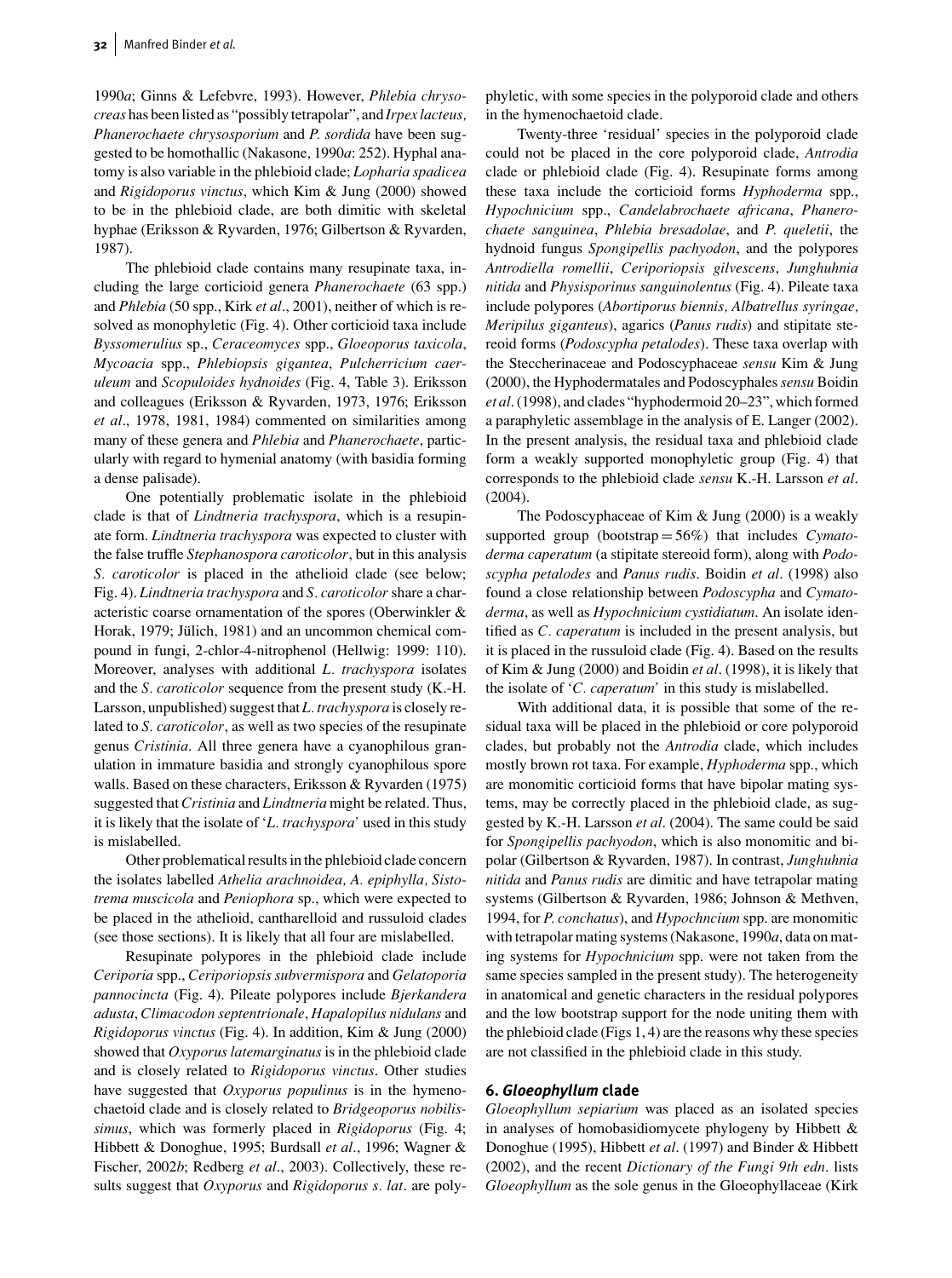1990*a*; Ginns & Lefebvre, 1993). However, *Phlebia chrysocreas* has been listed as "possibly tetrapolar", and *Irpex lacteus, Phanerochaete chrysosporium* and *P. sordida* have been suggested to be homothallic (Nakasone, 1990*a*: 252). Hyphal anatomy is also variable in the phlebioid clade; *Lopharia spadicea* and *Rigidoporus vinctus*, which Kim & Jung (2000) showed to be in the phlebioid clade, are both dimitic with skeletal hyphae (Eriksson & Ryvarden, 1976; Gilbertson & Ryvarden, 1987).

The phlebioid clade contains many resupinate taxa, including the large corticioid genera *Phanerochaete* (63 spp.) and *Phlebia* (50 spp., Kirk *et al*., 2001), neither of which is resolved as monophyletic (Fig. 4). Other corticioid taxa include *Byssomerulius* sp., *Ceraceomyces* spp., *Gloeoporus taxicola*, *Mycoacia* spp., *Phlebiopsis gigantea*, *Pulcherricium caeruleum* and *Scopuloides hydnoides* (Fig. 4, Table 3). Eriksson and colleagues (Eriksson & Ryvarden, 1973, 1976; Eriksson *et al*., 1978, 1981, 1984) commented on similarities among many of these genera and *Phlebia* and *Phanerochaete*, particularly with regard to hymenial anatomy (with basidia forming a dense palisade).

One potentially problematic isolate in the phlebioid clade is that of *Lindtneria trachyspora*, which is a resupinate form. *Lindtneria trachyspora* was expected to cluster with the false truffle *Stephanospora caroticolor*, but in this analysis *S. caroticolor* is placed in the athelioid clade (see below; Fig. 4). *Lindtneria trachyspora* and *S. caroticolor* share a characteristic coarse ornamentation of the spores (Oberwinkler & Horak, 1979; Jülich, 1981) and an uncommon chemical compound in fungi, 2-chlor-4-nitrophenol (Hellwig: 1999: 110). Moreover, analyses with additional *L. trachyspora* isolates and the *S. caroticolor* sequence from the present study (K.-H. Larsson, unpublished) suggest that *L. trachyspora* is closely related to *S. caroticolor*, as well as two species of the resupinate genus *Cristinia*. All three genera have a cyanophilous granulation in immature basidia and strongly cyanophilous spore walls. Based on these characters, Eriksson & Ryvarden (1975) suggested that *Cristinia* and *Lindtneria* might be related. Thus, it is likely that the isolate of '*L. trachyspora*' used in this study is mislabelled.

Other problematical results in the phlebioid clade concern the isolates labelled *Athelia arachnoidea, A. epiphylla, Sistotrema muscicola* and *Peniophora* sp., which were expected to be placed in the athelioid, cantharelloid and russuloid clades (see those sections). It is likely that all four are mislabelled.

Resupinate polypores in the phlebioid clade include *Ceriporia* spp., *Ceriporiopsis subvermispora* and *Gelatoporia pannocincta* (Fig. 4). Pileate polypores include *Bjerkandera adusta*, *Climacodon septentrionale*, *Hapalopilus nidulans* and *Rigidoporus vinctus* (Fig. 4). In addition, Kim & Jung (2000) showed that *Oxyporus latemarginatus* is in the phlebioid clade and is closely related to *Rigidoporus vinctus*. Other studies have suggested that *Oxyporus populinus* is in the hymenochaetoid clade and is closely related to *Bridgeoporus nobilissimus*, which was formerly placed in *Rigidoporus* (Fig. 4; Hibbett & Donoghue, 1995; Burdsall *et al*., 1996; Wagner & Fischer, 2002*b*; Redberg *et al*., 2003). Collectively, these results suggest that *Oxyporus* and *Rigidoporus s. lat*. are polyphyletic, with some species in the polyporoid clade and others in the hymenochaetoid clade.

Twenty-three 'residual' species in the polyporoid clade could not be placed in the core polyporoid clade, *Antrodia* clade or phlebioid clade (Fig. 4). Resupinate forms among these taxa include the corticioid forms *Hyphoderma* spp., *Hypochnicium* spp., *Candelabrochaete africana*, *Phanerochaete sanguinea*, *Phlebia bresadolae*, and *P. queletii*, the hydnoid fungus *Spongipellis pachyodon*, and the polypores *Antrodiella romellii*, *Ceriporiopsis gilvescens*, *Junghuhnia nitida* and *Physisporinus sanguinolentus* (Fig. 4). Pileate taxa include polypores (*Abortiporus biennis, Albatrellus syringae, Meripilus giganteus*), agarics (*Panus rudis*) and stipitate stereoid forms (*Podoscypha petalodes*). These taxa overlap with the Steccherinaceae and Podoscyphaceae *sensu* Kim & Jung (2000), the Hyphodermatales and Podoscyphales *sensu* Boidin *et al*. (1998), and clades "hyphodermoid 20–23", which formed a paraphyletic assemblage in the analysis of E. Langer (2002). In the present analysis, the residual taxa and phlebioid clade form a weakly supported monophyletic group (Fig. 4) that corresponds to the phlebioid clade *sensu* K.-H. Larsson *et al*. (2004).

The Podoscyphaceae of Kim & Jung (2000) is a weakly supported group (bootstrap = 56%) that includes *Cymatoderma caperatum* (a stipitate stereoid form), along with *Podoscypha petalodes* and *Panus rudis*. Boidin *et al*. (1998) also found a close relationship between *Podoscypha* and *Cymatoderma*, as well as *Hypochnicium cystidiatum*. An isolate identified as *C. caperatum* is included in the present analysis, but it is placed in the russuloid clade (Fig. 4). Based on the results of Kim & Jung (2000) and Boidin *et al*. (1998), it is likely that the isolate of '*C. caperatum*' in this study is mislabelled.

With additional data, it is possible that some of the residual taxa will be placed in the phlebioid or core polyporoid clades, but probably not the *Antrodia* clade, which includes mostly brown rot taxa. For example, *Hyphoderma* spp., which are monomitic corticioid forms that have bipolar mating systems, may be correctly placed in the phlebioid clade, as suggested by K.-H. Larsson *et al*. (2004). The same could be said for *Spongipellis pachyodon*, which is also monomitic and bipolar (Gilbertson & Ryvarden, 1987). In contrast, *Junghuhnia nitida* and *Panus rudis* are dimitic and have tetrapolar mating systems (Gilbertson & Ryvarden, 1986; Johnson & Methven, 1994, for *P. conchatus*), and *Hypochncium* spp. are monomitic with tetrapolar mating systems (Nakasone, 1990*a*, data on mating systems for *Hypochnicium* spp. were not taken from the same species sampled in the present study). The heterogeneity in anatomical and genetic characters in the residual polypores and the low bootstrap support for the node uniting them with the phlebioid clade (Figs 1, 4) are the reasons why these species are not classified in the phlebioid clade in this study.

## 6. *Gloeophyllum* clade

*Gloeophyllum sepiarium* was placed as an isolated species in analyses of homobasidiomycete phylogeny by Hibbett & Donoghue (1995), Hibbett *et al*. (1997) and Binder & Hibbett (2002), and the recent *Dictionary of the Fungi 9th edn*. lists *Gloeophyllum* as the sole genus in the Gloeophyllaceae (Kirk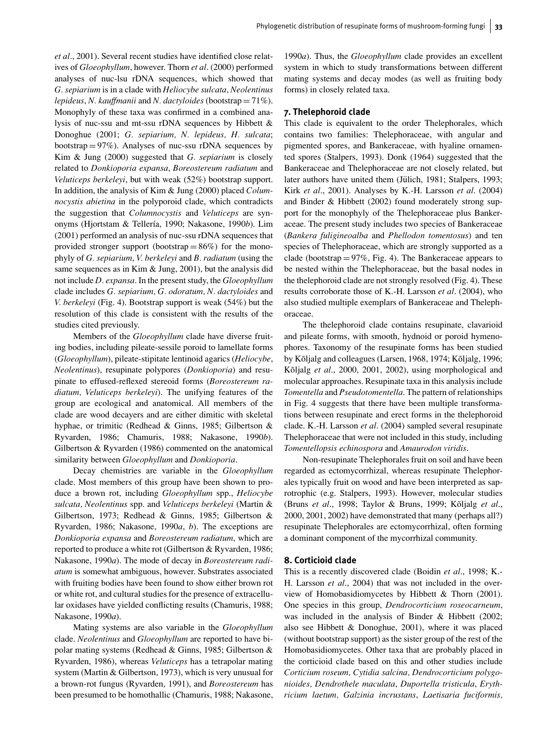*et al*., 2001). Several recent studies have identified close relatives of *Gloeophyllum*, however. Thorn *et al*. (2000) performed analyses of nuc-lsu rDNA sequences, which showed that *G. sepiarium* is in a clade with *Heliocybe sulcata*, *Neolentinus lepideus*, *N. kauffmanii* and *N. dactyloides* (bootstrap = 71%). Monophyly of these taxa was confirmed in a combined analysis of nuc-ssu and mt-ssu rDNA sequences by Hibbett & Donoghue (2001; *G. sepiarium, N. lepideus, H. sulcata*; bootstrap = 97%). Analyses of nuc-ssu rDNA sequences by Kim & Jung (2000) suggested that *G. sepiarium* is closely related to *Donkioporia expansa*, *Boreostereum radiatum* and *Veluticeps berkeleyi*, but with weak (52%) bootstrap support. In addition, the analysis of Kim & Jung (2000) placed *Columnocystis abietina* in the polyporoid clade, which contradicts the suggestion that *Columnocystis* and *Veluticeps* are synonyms (Hjortstam & Tellería, 1990; Nakasone, 1990*b*). Lim (2001) performed an analysis of nuc-ssu rDNA sequences that provided stronger support (bootstrap = 86%) for the monophyly of *G. sepiarium*, *V. berkeleyi* and *B. radiatum* (using the same sequences as in Kim & Jung, 2001), but the analysis did not include *D. expansa*. In the present study, the *Gloeophyllum* clade includes *G. sepiarium, G. odoratum, N. dactyloides* and *V. berkeleyi* (Fig. 4). Bootstrap support is weak (54%) but the resolution of this clade is consistent with the results of the studies cited previously.

Members of the *Gloeophyllum* clade have diverse fruiting bodies, including pileate-sessile poroid to lamellate forms (*Gloeophyllum*), pileate-stipitate lentinoid agarics (*Heliocybe*, *Neolentinus*), resupinate polypores (*Donkioporia*) and resupinate to effused-reflexed stereoid forms (*Boreostereum radiatum, Veluticeps berkeleyi*). The unifying features of the group are ecological and anatomical. All members of the clade are wood decayers and are either dimitic with skeletal hyphae, or trimitic (Redhead & Ginns, 1985; Gilbertson & Ryvarden, 1986; Chamuris, 1988; Nakasone, 1990*b*). Gilbertson & Ryvarden (1986) commented on the anatomical similarity between *Gloeophyllum* and *Donkioporia*.

Decay chemistries are variable in the *Gloeophyllum* clade. Most members of this group have been shown to produce a brown rot, including *Gloeophyllum* spp., *Heliocybe sulcata, Neolentinus* spp. and *Veluticeps berkeleyi* (Martin & Gilbertson, 1973; Redhead & Ginns, 1985; Gilbertson & Ryvarden, 1986; Nakasone, 1990*a*, *b*). The exceptions are *Donkioporia expansa* and *Boreostereum radiatum*, which are reported to produce a white rot (Gilbertson & Ryvarden, 1986; Nakasone, 1990*a*). The mode of decay in *Boreostereum radiatum* is somewhat ambiguous, however. Substrates associated with fruiting bodies have been found to show either brown rot or white rot, and cultural studies for the presence of extracellular oxidases have yielded conflicting results (Chamuris, 1988; Nakasone, 1990*a*).

Mating systems are also variable in the *Gloeophyllum* clade. *Neolentinus* and *Gloeophyllum* are reported to have bipolar mating systems (Redhead & Ginns, 1985; Gilbertson & Ryvarden, 1986), whereas *Veluticeps* has a tetrapolar mating system (Martin & Gilbertson, 1973), which is very unusual for a brown-rot fungus (Ryvarden, 1991), and *Boreostereum* has been presumed to be homothallic (Chamuris, 1988; Nakasone, 1990*a*). Thus, the *Gloeophyllum* clade provides an excellent system in which to study transformations between different mating systems and decay modes (as well as fruiting body forms) in closely related taxa.

## 7. Thelephoroid clade

This clade is equivalent to the order Thelephorales, which contains two families: Thelephoraceae, with angular and pigmented spores, and Bankeraceae, with hyaline ornamented spores (Stalpers, 1993). Donk (1964) suggested that the Bankeraceae and Thelephoraceae are not closely related, but later authors have united them (Jülich, 1981; Stalpers, 1993; Kirk *et al*., 2001). Analyses by K.-H. Larsson *et al*. (2004) and Binder & Hibbett (2002) found moderately strong support for the monophyly of the Thelephoraceae plus Bankeraceae. The present study includes two species of Bankeraceae (*Bankera fuligineoalba* and *Phellodon tomentosus*) and ten species of Thelephoraceae, which are strongly supported as a clade (bootstrap = 97%, Fig. 4). The Bankeraceae appears to be nested within the Thelephoraceae, but the basal nodes in the thelephoroid clade are not strongly resolved (Fig. 4). These results corroborate those of K.-H. Larsson *et al*. (2004), who also studied multiple exemplars of Bankeraceae and Thelephoraceae.

The thelephoroid clade contains resupinate, clavarioid and pileate forms, with smooth, hydnoid or poroid hymenophores. Taxonomy of the resupinate forms has been studied by Kõljalg and colleagues (Larsen, 1968, 1974; Kõljalg, 1996; Kõljalg *et al*., 2000, 2001, 2002), using morphological and molecular approaches. Resupinate taxa in this analysis include *Tomentella* and *Pseudotomentella*. The pattern of relationships in Fig. 4 suggests that there have been multiple transformations between resupinate and erect forms in the thelephoroid clade. K.-H. Larsson *et al*. (2004) sampled several resupinate Thelephoraceae that were not included in this study, including *Tomentellopsis echinospora* and *Amaurodon viridis*.

Non-resupinate Thelephorales fruit on soil and have been regarded as ectomycorrhizal, whereas resupinate Thelephorales typically fruit on wood and have been interpreted as saprotrophic (e.g. Stalpers, 1993). However, molecular studies (Bruns *et al*., 1998; Taylor & Bruns, 1999; Kõljalg *et al*., 2000, 2001, 2002) have demonstrated that many (perhaps all?) resupinate Thelephorales are ectomycorrhizal, often forming a dominant component of the mycorrhizal community.

## 8. Corticioid clade

This is a recently discovered clade (Boidin *et al*., 1998; K.-H. Larsson *et al*., 2004) that was not included in the overview of Homobasidiomycetes by Hibbett & Thorn (2001). One species in this group, *Dendrocorticium roseocarneum*, was included in the analysis of Binder & Hibbett (2002; also see Hibbett & Donoghue, 2001), where it was placed (without bootstrap support) as the sister group of the rest of the Homobasidiomycetes. Other taxa that are probably placed in the corticioid clade based on this and other studies include *Corticium roseum, Cytidia salcina, Dendrocorticium polygonioides, Dendrothele maculata*, *Duportella tristicula*, *Erythricium laetum, Galzinia incrustans*, *Laetisaria fuciformis,*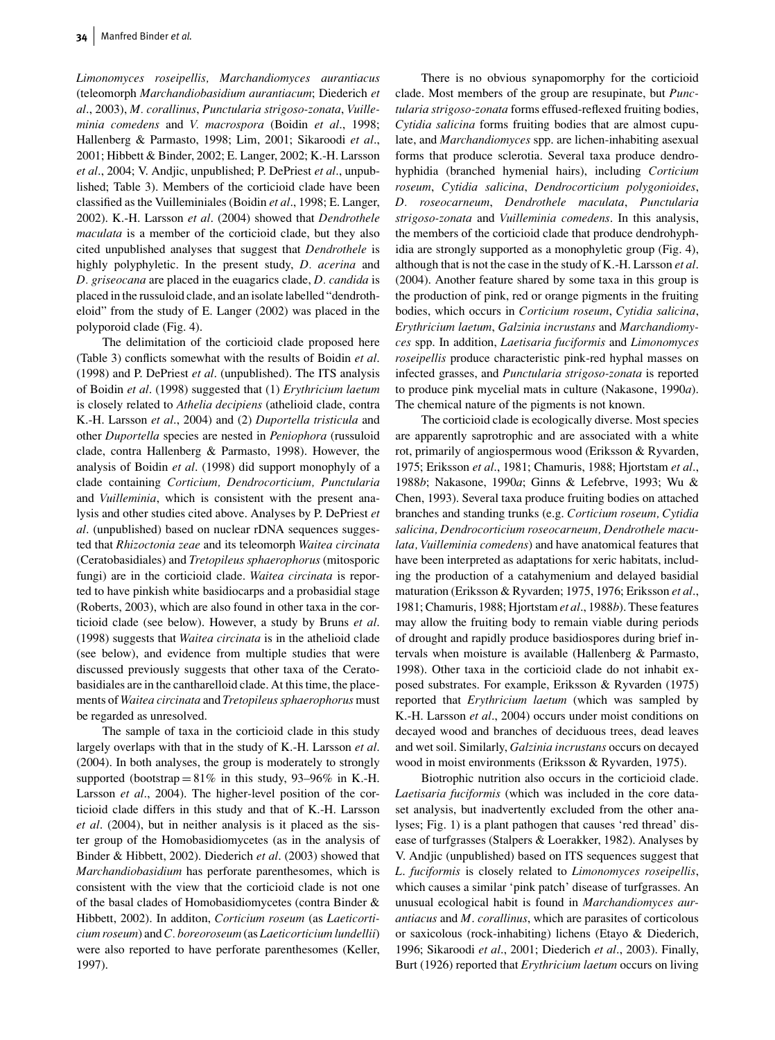*Limonomyces roseipellis, Marchandiomyces aurantiacus* (teleomorph *Marchandiobasidium aurantiacum*; Diederich *et al*., 2003), *M. corallinus*, *Punctularia strigoso-zonata*, *Vuilleminia comedens* and *V. macrospora* (Boidin *et al*., 1998; Hallenberg & Parmasto, 1998; Lim, 2001; Sikaroodi *et al*., 2001; Hibbett & Binder, 2002; E. Langer, 2002; K.-H. Larsson *et al*., 2004; V. Andjic, unpublished; P. DePriest *et al*., unpublished; Table 3). Members of the corticioid clade have been classified as the Vuilleminiales (Boidin *et al*., 1998; E. Langer, 2002). K.-H. Larsson *et al*. (2004) showed that *Dendrothele maculata* is a member of the corticioid clade, but they also cited unpublished analyses that suggest that *Dendrothele* is highly polyphyletic. In the present study, *D. acerina* and *D. griseocana* are placed in the euagarics clade, *D. candida* is placed in the russuloid clade, and an isolate labelled "dendrotheloid" from the study of E. Langer (2002) was placed in the polyporoid clade (Fig. 4).

The delimitation of the corticioid clade proposed here (Table 3) conflicts somewhat with the results of Boidin *et al*. (1998) and P. DePriest *et al*. (unpublished). The ITS analysis of Boidin *et al*. (1998) suggested that (1) *Erythricium laetum* is closely related to *Athelia decipiens* (athelioid clade, contra K.-H. Larsson *et al*., 2004) and (2) *Duportella tristicula* and other *Duportella* species are nested in *Peniophora* (russuloid clade, contra Hallenberg & Parmasto, 1998). However, the analysis of Boidin *et al*. (1998) did support monophyly of a clade containing *Corticium, Dendrocorticium, Punctularia* and *Vuilleminia*, which is consistent with the present analysis and other studies cited above. Analyses by P. DePriest *et al*. (unpublished) based on nuclear rDNA sequences suggested that *Rhizoctonia zeae* and its teleomorph *Waitea circinata* (Ceratobasidiales) and *Tretopileus sphaerophorus* (mitosporic fungi) are in the corticioid clade. *Waitea circinata* is reported to have pinkish white basidiocarps and a probasidial stage (Roberts, 2003), which are also found in other taxa in the corticioid clade (see below). However, a study by Bruns *et al*. (1998) suggests that *Waitea circinata* is in the athelioid clade (see below), and evidence from multiple studies that were discussed previously suggests that other taxa of the Ceratobasidiales are in the cantharelloid clade. At this time, the placements of *Waitea circinata* and *Tretopileus sphaerophorus* must be regarded as unresolved.

The sample of taxa in the corticioid clade in this study largely overlaps with that in the study of K.-H. Larsson *et al*. (2004). In both analyses, the group is moderately to strongly supported (bootstrap = 81% in this study, 93–96% in K.-H. Larsson *et al*., 2004). The higher-level position of the corticioid clade differs in this study and that of K.-H. Larsson *et al*. (2004), but in neither analysis is it placed as the sister group of the Homobasidiomycetes (as in the analysis of Binder & Hibbett, 2002). Diederich *et al*. (2003) showed that *Marchandiobasidium* has perforate parenthesomes, which is consistent with the view that the corticioid clade is not one of the basal clades of Homobasidiomycetes (contra Binder & Hibbett, 2002). In additon, *Corticium roseum* (as *Laeticorticium roseum*) and *C. boreoroseum* (as *Laeticorticium lundellii*) were also reported to have perforate parenthesomes (Keller, 1997).

There is no obvious synapomorphy for the corticioid clade. Most members of the group are resupinate, but *Punctularia strigoso-zonata* forms effused-reflexed fruiting bodies, *Cytidia salicina* forms fruiting bodies that are almost cupulate, and *Marchandiomyces* spp. are lichen-inhabiting asexual forms that produce sclerotia. Several taxa produce dendrohyphidia (branched hymenial hairs), including *Corticium roseum*, *Cytidia salicina*, *Dendrocorticium polygonioides*, *D. roseocarneum*, *Dendrothele maculata*, *Punctularia strigoso-zonata* and *Vuilleminia comedens*. In this analysis, the members of the corticioid clade that produce dendrohyphidia are strongly supported as a monophyletic group (Fig. 4), although that is not the case in the study of K.-H. Larsson *et al*. (2004). Another feature shared by some taxa in this group is the production of pink, red or orange pigments in the fruiting bodies, which occurs in *Corticium roseum*, *Cytidia salicina*, *Erythricium laetum*, *Galzinia incrustans* and *Marchandiomyces* spp. In addition, *Laetisaria fuciformis* and *Limonomyces roseipellis* produce characteristic pink-red hyphal masses on infected grasses, and *Punctularia strigoso-zonata* is reported to produce pink mycelial mats in culture (Nakasone, 1990*a*). The chemical nature of the pigments is not known.

The corticioid clade is ecologically diverse. Most species are apparently saprotrophic and are associated with a white rot, primarily of angiospermous wood (Eriksson & Ryvarden, 1975; Eriksson *et al*., 1981; Chamuris, 1988; Hjortstam *et al*., 1988*b*; Nakasone, 1990*a*; Ginns & Lefebrve, 1993; Wu & Chen, 1993). Several taxa produce fruiting bodies on attached branches and standing trunks (e.g. *Corticium roseum, Cytidia salicina, Dendrocorticium roseocarneum, Dendrothele maculata, Vuilleminia comedens*) and have anatomical features that have been interpreted as adaptations for xeric habitats, including the production of a catahymenium and delayed basidial maturation (Eriksson & Ryvarden; 1975, 1976; Eriksson *et al*., 1981; Chamuris, 1988; Hjortstam *et al*., 1988*b*). These features may allow the fruiting body to remain viable during periods of drought and rapidly produce basidiospores during brief intervals when moisture is available (Hallenberg & Parmasto, 1998). Other taxa in the corticioid clade do not inhabit exposed substrates. For example, Eriksson & Ryvarden (1975) reported that *Erythricium laetum* (which was sampled by K.-H. Larsson *et al*., 2004) occurs under moist conditions on decayed wood and branches of deciduous trees, dead leaves and wet soil. Similarly, *Galzinia incrustans* occurs on decayed wood in moist environments (Eriksson & Ryvarden, 1975).

Biotrophic nutrition also occurs in the corticioid clade. *Laetisaria fuciformis* (which was included in the core dataset analysis, but inadvertently excluded from the other analyses; Fig. 1) is a plant pathogen that causes 'red thread' disease of turfgrasses (Stalpers & Loerakker, 1982). Analyses by V. Andjic (unpublished) based on ITS sequences suggest that *L. fuciformis* is closely related to *Limonomyces roseipellis*, which causes a similar 'pink patch' disease of turfgrasses. An unusual ecological habit is found in *Marchandiomyces aurantiacus* and *M. corallinus*, which are parasites of corticolous or saxicolous (rock-inhabiting) lichens (Etayo & Diederich, 1996; Sikaroodi *et al*., 2001; Diederich *et al*., 2003). Finally, Burt (1926) reported that *Erythricium laetum* occurs on living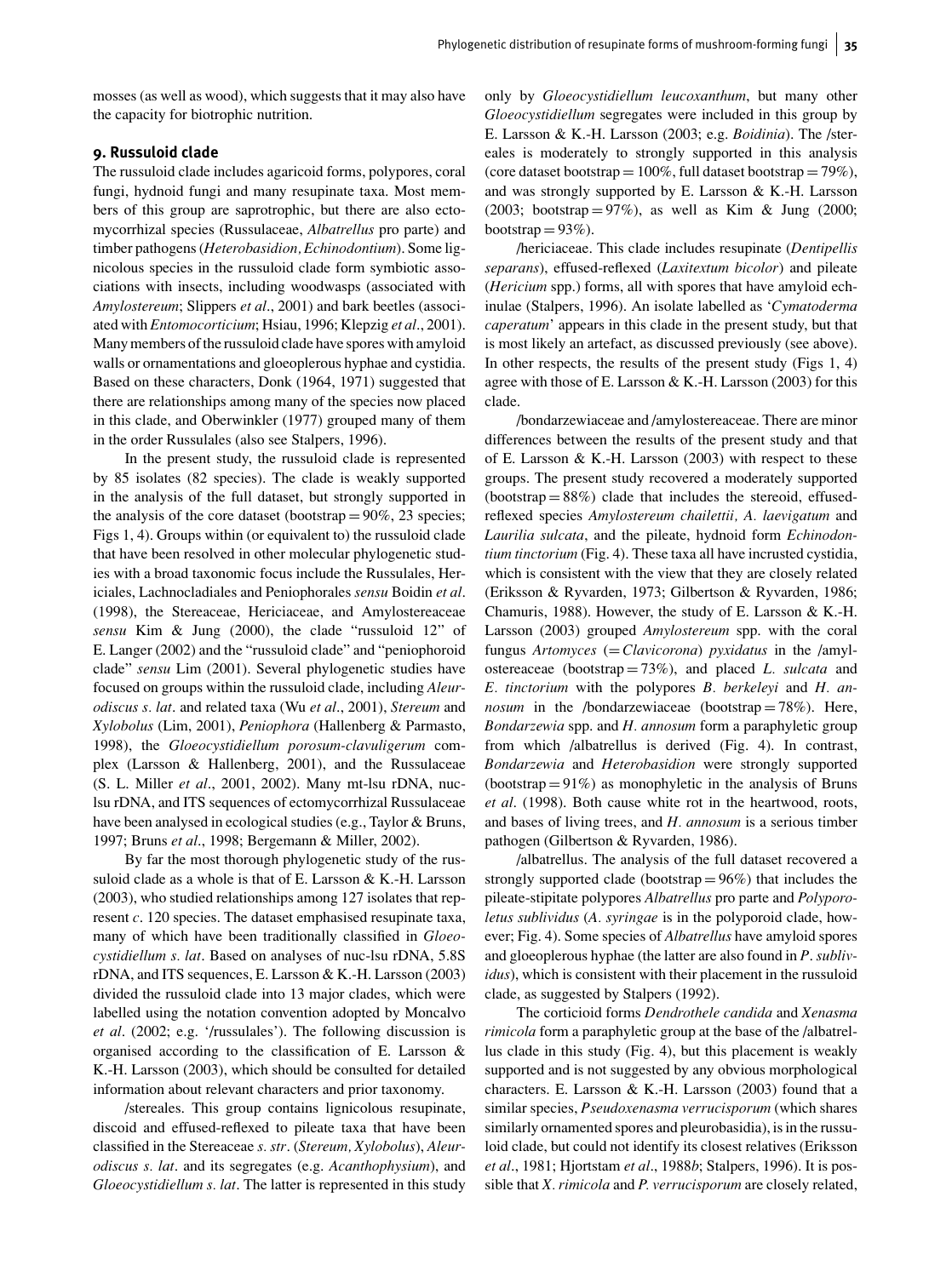mosses (as well as wood), which suggests that it may also have the capacity for biotrophic nutrition.

### 9. Russuloid clade

The russuloid clade includes agaricoid forms, polypores, coral fungi, hydnoid fungi and many resupinate taxa. Most members of this group are saprotrophic, but there are also ectomycorrhizal species (Russulaceae, *Albatrellus* pro parte) and timber pathogens (*Heterobasidion, Echinodontium*). Some lignicolous species in the russuloid clade form symbiotic associations with insects, including woodwasps (associated with *Amylostereum*; Slippers *et al*., 2001) and bark beetles (associated with *Entomocorticium*; Hsiau, 1996; Klepzig *et al*., 2001). Many members of the russuloid clade have spores with amyloid walls or ornamentations and gloeoplerous hyphae and cystidia. Based on these characters, Donk (1964, 1971) suggested that there are relationships among many of the species now placed in this clade, and Oberwinkler (1977) grouped many of them in the order Russulales (also see Stalpers, 1996).

In the present study, the russuloid clade is represented by 85 isolates (82 species). The clade is weakly supported in the analysis of the full dataset, but strongly supported in the analysis of the core dataset (bootstrap = 90%, 23 species; Figs 1, 4). Groups within (or equivalent to) the russuloid clade that have been resolved in other molecular phylogenetic studies with a broad taxonomic focus include the Russulales, Hericiales, Lachnocladiales and Peniophorales *sensu* Boidin *et al*. (1998), the Stereaceae, Hericiaceae, and Amylostereaceae *sensu* Kim & Jung (2000), the clade "russuloid 12" of E. Langer (2002) and the "russuloid clade" and "peniophoroid clade" *sensu* Lim (2001). Several phylogenetic studies have focused on groups within the russuloid clade, including *Aleurodiscus s. lat*. and related taxa (Wu *et al*., 2001), *Stereum* and *Xylobolus* (Lim, 2001), *Peniophora* (Hallenberg & Parmasto, 1998), the *Gloeocystidiellum porosum-clavuligerum* complex (Larsson & Hallenberg, 2001), and the Russulaceae (S. L. Miller *et al*., 2001, 2002). Many mt-lsu rDNA, nuc-lsu rDNA, and ITS sequences of ectomycorrhizal Russulaceae have been analysed in ecological studies (e.g., Taylor & Bruns, 1997; Bruns *et al*., 1998; Bergemann & Miller, 2002).

By far the most thorough phylogenetic study of the russuloid clade as a whole is that of E. Larsson & K.-H. Larsson (2003), who studied relationships among 127 isolates that represent *c*. 120 species. The dataset emphasised resupinate taxa, many of which have been traditionally classified in *Gloeocystidiellum s. lat*. Based on analyses of nuc-lsu rDNA, 5.8S rDNA, and ITS sequences, E. Larsson & K.-H. Larsson (2003) divided the russuloid clade into 13 major clades, which were labelled using the notation convention adopted by Moncalvo *et al*. (2002; e.g. '/russulales'). The following discussion is organised according to the classification of E. Larsson & K.-H. Larsson (2003), which should be consulted for detailed information about relevant characters and prior taxonomy.

/stereales. This group contains lignicolous resupinate, discoid and effused-reflexed to pileate taxa that have been classified in the Stereaceae *s. str*. (*Stereum, Xylobolus*), *Aleurodiscus s. lat*. and its segregates (e.g. *Acanthophysium*), and *Gloeocystidiellum s. lat*. The latter is represented in this study only by *Gloeocystidiellum leucoxanthum*, but many other *Gloeocystidiellum* segregates were included in this group by E. Larsson & K.-H. Larsson (2003; e.g. *Boidinia*). The /stereales is moderately to strongly supported in this analysis (core dataset bootstrap = 100%, full dataset bootstrap = 79%), and was strongly supported by E. Larsson & K.-H. Larsson (2003; bootstrap = 97%), as well as Kim & Jung (2000; bootstrap = 93%).

/hericiaceae. This clade includes resupinate (*Dentipellis separans*), effused-reflexed (*Laxitextum bicolor*) and pileate (*Hericium* spp.) forms, all with spores that have amyloid echinulae (Stalpers, 1996). An isolate labelled as '*Cymatoderma caperatum*' appears in this clade in the present study, but that is most likely an artefact, as discussed previously (see above). In other respects, the results of the present study (Figs 1, 4) agree with those of E. Larsson & K.-H. Larsson (2003) for this clade.

/bondarzewiaceae and /amylostereaceae. There are minor differences between the results of the present study and that of E. Larsson & K.-H. Larsson (2003) with respect to these groups. The present study recovered a moderately supported (bootstrap = 88%) clade that includes the stereoid, effused-reflexed species *Amylostereum chailettii, A. laevigatum* and *Laurilia sulcata*, and the pileate, hydnoid form *Echinodontium tinctorium* (Fig. 4). These taxa all have incrusted cystidia, which is consistent with the view that they are closely related (Eriksson & Ryvarden, 1973; Gilbertson & Ryvarden, 1986; Chamuris, 1988). However, the study of E. Larsson & K.-H. Larsson (2003) grouped *Amylostereum* spp. with the coral fungus *Artomyces* (= *Clavicorona*) *pyxidatus* in the /amylostereaceae (bootstrap = 73%), and placed *L. sulcata* and *E. tinctorium* with the polypores *B. berkeleyi* and *H. annosum* in the /bondarzewiaceae (bootstrap = 78%). Here, *Bondarzewia* spp. and *H. annosum* form a paraphyletic group from which /albatrellus is derived (Fig. 4). In contrast, *Bondarzewia* and *Heterobasidion* were strongly supported (bootstrap = 91%) as monophyletic in the analysis of Bruns *et al*. (1998). Both cause white rot in the heartwood, roots, and bases of living trees, and *H. annosum* is a serious timber pathogen (Gilbertson & Ryvarden, 1986).

/albatrellus. The analysis of the full dataset recovered a strongly supported clade (bootstrap = 96%) that includes the pileate-stipitate polypores *Albatrellus* pro parte and *Polyporoletus sublividus* (*A. syringae* is in the polyporoid clade, however; Fig. 4). Some species of *Albatrellus* have amyloid spores and gloeoplerous hyphae (the latter are also found in *P. sublividus*), which is consistent with their placement in the russuloid clade, as suggested by Stalpers (1992).

The corticioid forms *Dendrothele candida* and *Xenasma rimicola* form a paraphyletic group at the base of the /albatrellus clade in this study (Fig. 4), but this placement is weakly supported and is not suggested by any obvious morphological characters. E. Larsson & K.-H. Larsson (2003) found that a similar species, *Pseudoxenasma verrucisporum* (which shares similarly ornamented spores and pleurobasidia), is in the russuloid clade, but could not identify its closest relatives (Eriksson *et al*., 1981; Hjortstam *et al*., 1988*b*; Stalpers, 1996). It is possible that *X. rimicola* and *P. verrucisporum* are closely related,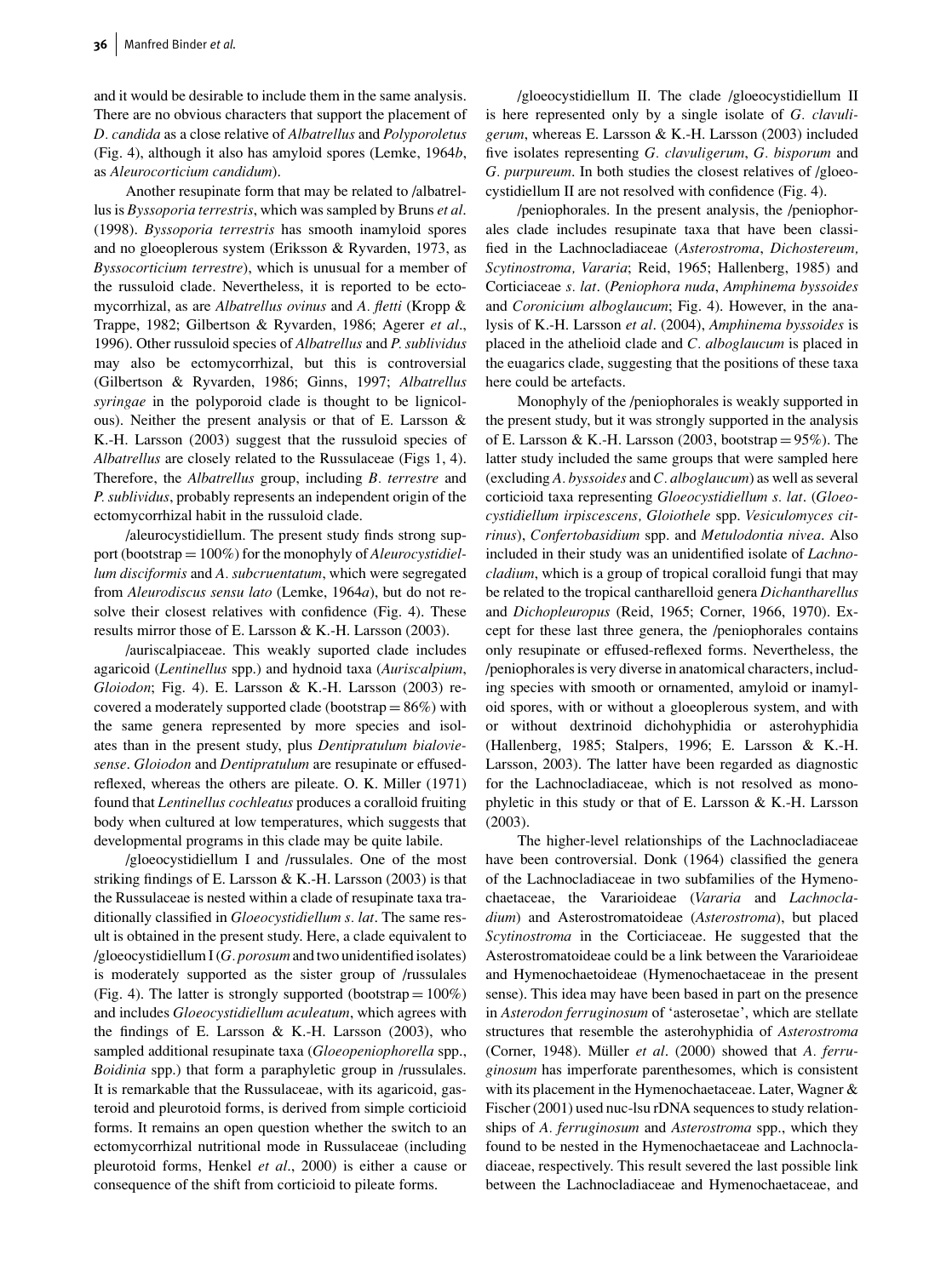and it would be desirable to include them in the same analysis. There are no obvious characters that support the placement of *D. candida* as a close relative of *Albatrellus* and *Polyporoletus* (Fig. 4), although it also has amyloid spores (Lemke, 1964*b*, as *Aleurocorticium candidum*).

Another resupinate form that may be related to /albatrellus is *Byssoporia terrestris*, which was sampled by Bruns *et al.* (1998). *Byssoporia terrestris* has smooth inamyloid spores and no gloeoplerous system (Eriksson & Ryvarden, 1973, as *Byssocorticium terrestre*), which is unusual for a member of the russuloid clade. Nevertheless, it is reported to be ectomycorrhizal, as are *Albatrellus ovinus* and *A. fletti* (Kropp & Trappe, 1982; Gilbertson & Ryvarden, 1986; Agerer *et al*., 1996). Other russuloid species of *Albatrellus* and *P. sublividus* may also be ectomycorrhizal, but this is controversial (Gilbertson & Ryvarden, 1986; Ginns, 1997; *Albatrellus syringae* in the polyporoid clade is thought to be lignicolous). Neither the present analysis or that of E. Larsson & K.-H. Larsson (2003) suggest that the russuloid species of *Albatrellus* are closely related to the Russulaceae (Figs 1, 4). Therefore, the *Albatrellus* group, including *B. terrestre* and *P. sublividus*, probably represents an independent origin of the ectomycorrhizal habit in the russuloid clade.

/aleurocystidiellum. The present study finds strong support (bootstrap = 100%) for the monophyly of *Aleurocystidiellum disciformis* and *A. subcruentatum*, which were segregated from *Aleurodiscus sensu lato* (Lemke, 1964*a*), but do not resolve their closest relatives with confidence (Fig. 4). These results mirror those of E. Larsson & K.-H. Larsson (2003).

/auriscalpiaceae. This weakly suported clade includes agaricoid (*Lentinellus* spp.) and hydnoid taxa (*Auriscalpium*, *Gloiodon*; Fig. 4). E. Larsson & K.-H. Larsson (2003) recovered a moderately supported clade (bootstrap = 86%) with the same genera represented by more species and isolates than in the present study, plus *Dentipratulum bialoviesense*. *Gloiodon* and *Dentipratulum* are resupinate or effused-reflexed, whereas the others are pileate. O. K. Miller (1971) found that *Lentinellus cochleatus* produces a coralloid fruiting body when cultured at low temperatures, which suggests that developmental programs in this clade may be quite labile.

/gloeocystidiellum I and /russulales. One of the most striking findings of E. Larsson & K.-H. Larsson (2003) is that the Russulaceae is nested within a clade of resupinate taxa traditionally classified in *Gloeocystidiellum s. lat*. The same result is obtained in the present study. Here, a clade equivalent to /gloeocystidiellum I (*G. porosum* and two unidentified isolates) is moderately supported as the sister group of /russulales (Fig. 4). The latter is strongly supported (bootstrap = 100%) and includes *Gloeocystidiellum aculeatum*, which agrees with the findings of E. Larsson & K.-H. Larsson (2003), who sampled additional resupinate taxa (*Gloeopeniophorella* spp., *Boidinia* spp.) that form a paraphyletic group in /russulales. It is remarkable that the Russulaceae, with its agaricoid, gasteroid and pleurotoid forms, is derived from simple corticioid forms. It remains an open question whether the switch to an ectomycorrhizal nutritional mode in Russulaceae (including pleurotoid forms, Henkel *et al*., 2000) is either a cause or consequence of the shift from corticioid to pileate forms.

/gloeocystidiellum II. The clade /gloeocystidiellum II is here represented only by a single isolate of *G. clavuligerum*, whereas E. Larsson & K.-H. Larsson (2003) included five isolates representing *G. clavuligerum*, *G. bisporum* and *G. purpureum*. In both studies the closest relatives of /gloeocystidiellum II are not resolved with confidence (Fig. 4).

/peniophorales. In the present analysis, the /peniophorales clade includes resupinate taxa that have been classified in the Lachnocladiaceae (*Asterostroma*, *Dichostereum, Scytinostroma, Vararia*; Reid, 1965; Hallenberg, 1985) and Corticiaceae *s. lat*. (*Peniophora nuda*, *Amphinema byssoides* and *Coronicium alboglaucum*; Fig. 4). However, in the analysis of K.-H. Larsson *et al*. (2004), *Amphinema byssoides* is placed in the athelioid clade and *C. alboglaucum* is placed in the euagarics clade, suggesting that the positions of these taxa here could be artefacts.

Monophyly of the /peniophorales is weakly supported in the present study, but it was strongly supported in the analysis of E. Larsson & K.-H. Larsson (2003, bootstrap = 95%). The latter study included the same groups that were sampled here (excluding *A. byssoides* and *C. alboglaucum*) as well as several corticioid taxa representing *Gloeocystidiellum s. lat*. (*Gloeocystidiellum irpiscescens, Gloiothele* spp. *Vesiculomyces citrinus*), *Confertobasidium* spp. and *Metulodontia nivea*. Also included in their study was an unidentified isolate of *Lachnocladium*, which is a group of tropical coralloid fungi that may be related to the tropical cantharelloid genera *Dichantharellus* and *Dichopleuropus* (Reid, 1965; Corner, 1966, 1970). Except for these last three genera, the /peniophorales contains only resupinate or effused-reflexed forms. Nevertheless, the /peniophorales is very diverse in anatomical characters, including species with smooth or ornamented, amyloid or inamyloid spores, with or without a gloeoplerous system, and with or without dextrinoid dichohyphidia or asterohyphidia (Hallenberg, 1985; Stalpers, 1996; E. Larsson & K.-H. Larsson, 2003). The latter have been regarded as diagnostic for the Lachnocladiaceae, which is not resolved as monophyletic in this study or that of E. Larsson & K.-H. Larsson (2003).

The higher-level relationships of the Lachnocladiaceae have been controversial. Donk (1964) classified the genera of the Lachnocladiaceae in two subfamilies of the Hymenochaetaceae, the Vararioideae (*Vararia* and *Lachnocladium*) and Asterostromatoideae (*Asterostroma*), but placed *Scytinostroma* in the Corticiaceae. He suggested that the Asterostromatoideae could be a link between the Vararioideae and Hymenochaetoideae (Hymenochaetaceae in the present sense). This idea may have been based in part on the presence in *Asterodon ferruginosum* of 'asterosetae', which are stellate structures that resemble the asterohyphidia of *Asterostroma* (Corner, 1948). Müller *et al*. (2000) showed that *A. ferruginosum* has imperforate parenthesomes, which is consistent with its placement in the Hymenochaetaceae. Later, Wagner & Fischer (2001) used nuc-lsu rDNA sequences to study relationships of *A. ferruginosum* and *Asterostroma* spp., which they found to be nested in the Hymenochaetaceae and Lachnocladiaceae, respectively. This result severed the last possible link between the Lachnocladiaceae and Hymenochaetaceae, and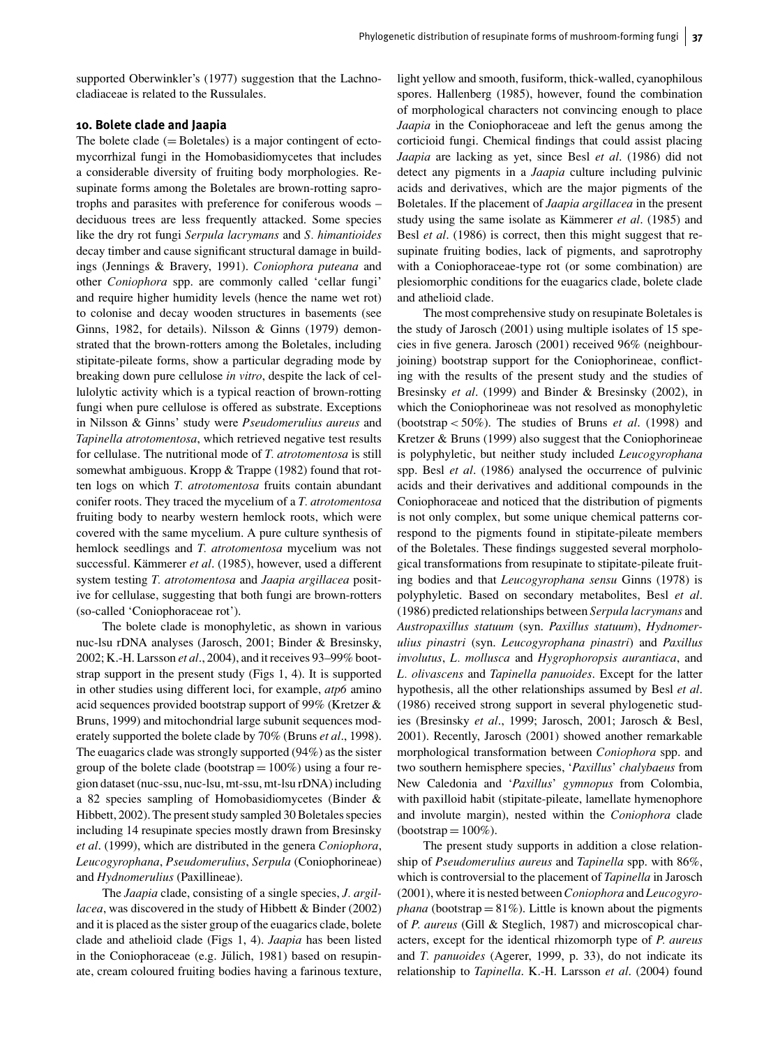supported Oberwinkler's (1977) suggestion that the Lachnocladiaceae is related to the Russulales.

### 10. Bolete clade and *Jaapia*

The bolete clade (= Boletales) is a major contingent of ectomycorrhizal fungi in the Homobasidiomycetes that includes a considerable diversity of fruiting body morphologies. Resupinate forms among the Boletales are brown-rotting saprotrophs and parasites with preference for coniferous woods – deciduous trees are less frequently attacked. Some species like the dry rot fungi *Serpula lacrymans* and *S. himantioides* decay timber and cause significant structural damage in buildings (Jennings & Bravery, 1991). *Coniophora puteana* and other *Coniophora* spp. are commonly called 'cellar fungi' and require higher humidity levels (hence the name wet rot) to colonise and decay wooden structures in basements (see Ginns, 1982, for details). Nilsson & Ginns (1979) demonstrated that the brown-rotters among the Boletales, including stipitate-pileate forms, show a particular degrading mode by breaking down pure cellulose *in vitro*, despite the lack of cellulolytic activity which is a typical reaction of brown-rotting fungi when pure cellulose is offered as substrate. Exceptions in Nilsson & Ginns' study were *Pseudomerulius aureus* and *Tapinella atrotomentosa*, which retrieved negative test results for cellulase. The nutritional mode of *T. atrotomentosa* is still somewhat ambiguous. Kropp & Trappe (1982) found that rotten logs on which *T. atrotomentosa* fruits contain abundant conifer roots. They traced the mycelium of a *T. atrotomentosa* fruiting body to nearby western hemlock roots, which were covered with the same mycelium. A pure culture synthesis of hemlock seedlings and *T. atrotomentosa* mycelium was not successful. Kämmerer *et al*. (1985), however, used a different system testing *T. atrotomentosa* and *Jaapia argillacea* positive for cellulase, suggesting that both fungi are brown-rotters (so-called 'Coniophoraceae rot').

The bolete clade is monophyletic, as shown in various nuc-lsu rDNA analyses (Jarosch, 2001; Binder & Bresinsky, 2002; K.-H. Larsson *et al*., 2004), and it receives 93–99% bootstrap support in the present study (Figs 1, 4). It is supported in other studies using different loci, for example, *atp6* amino acid sequences provided bootstrap support of 99% (Kretzer & Bruns, 1999) and mitochondrial large subunit sequences moderately supported the bolete clade by 70% (Bruns *et al*., 1998). The euagarics clade was strongly supported (94%) as the sister group of the bolete clade (bootstrap = 100%) using a four region dataset (nuc-ssu, nuc-lsu, mt-ssu, mt-lsu rDNA) including a 82 species sampling of Homobasidiomycetes (Binder & Hibbett, 2002). The present study sampled 30 Boletales species including 14 resupinate species mostly drawn from Bresinsky *et al*. (1999), which are distributed in the genera *Coniophora*, *Leucogyrophana*, *Pseudomerulius*, *Serpula* (Coniophorineae) and *Hydnomerulius* (Paxillineae).

The *Jaapia* clade, consisting of a single species, *J. argillacea*, was discovered in the study of Hibbett & Binder (2002) and it is placed as the sister group of the euagarics clade, bolete clade and athelioid clade (Figs 1, 4). *Jaapia* has been listed in the Coniophoraceae (e.g. Jülich, 1981) based on resupinate, cream coloured fruiting bodies having a farinous texture, light yellow and smooth, fusiform, thick-walled, cyanophilous spores. Hallenberg (1985), however, found the combination of morphological characters not convincing enough to place *Jaapia* in the Coniophoraceae and left the genus among the corticioid fungi. Chemical findings that could assist placing *Jaapia* are lacking as yet, since Besl *et al*. (1986) did not detect any pigments in a *Jaapia* culture including pulvinic acids and derivatives, which are the major pigments of the Boletales. If the placement of *Jaapia argillacea* in the present study using the same isolate as Kämmerer *et al*. (1985) and Besl *et al*. (1986) is correct, then this might suggest that resupinate fruiting bodies, lack of pigments, and saprotrophy with a Coniophoraceae-type rot (or some combination) are plesiomorphic conditions for the euagarics clade, bolete clade and athelioid clade.

The most comprehensive study on resupinate Boletales is the study of Jarosch (2001) using multiple isolates of 15 species in five genera. Jarosch (2001) received 96% (neighbour-joining) bootstrap support for the Coniophorineae, conflicting with the results of the present study and the studies of Bresinsky *et al*. (1999) and Binder & Bresinsky (2002), in which the Coniophorineae was not resolved as monophyletic (bootstrap < 50%). The studies of Bruns *et al*. (1998) and Kretzer & Bruns (1999) also suggest that the Coniophorineae is polyphyletic, but neither study included *Leucogyrophana* spp. Besl *et al*. (1986) analysed the occurrence of pulvinic acids and their derivatives and additional compounds in the Coniophoraceae and noticed that the distribution of pigments is not only complex, but some unique chemical patterns correspond to the pigments found in stipitate-pileate members of the Boletales. These findings suggested several morphological transformations from resupinate to stipitate-pileate fruiting bodies and that *Leucogyrophana sensu* Ginns (1978) is polyphyletic. Based on secondary metabolites, Besl *et al*. (1986) predicted relationships between *Serpula lacrymans* and *Austropaxillus statuum* (syn. *Paxillus statuum*), *Hydnomerulius pinastri* (syn. *Leucogyrophana pinastri*) and *Paxillus involutus*, *L. mollusca* and *Hygrophoropsis aurantiaca*, and *L. olivascens* and *Tapinella panuoides*. Except for the latter hypothesis, all the other relationships assumed by Besl *et al*. (1986) received strong support in several phylogenetic studies (Bresinsky *et al*., 1999; Jarosch, 2001; Jarosch & Besl, 2001). Recently, Jarosch (2001) showed another remarkable morphological transformation between *Coniophora* spp. and two southern hemisphere species, '*Paxillus*' *chalybaeus* from New Caledonia and '*Paxillus*' *gymnopus* from Colombia, with paxilloid habit (stipitate-pileate, lamellate hymenophore and involute margin), nested within the *Coniophora* clade (bootstrap = 100%).

The present study supports in addition a close relationship of *Pseudomerulius aureus* and *Tapinella* spp. with 86%, which is controversial to the placement of *Tapinella* in Jarosch (2001), where it is nested between *Coniophora* and *Leucogyrophana* (bootstrap = 81%). Little is known about the pigments of *P. aureus* (Gill & Steglich, 1987) and microscopical characters, except for the identical rhizomorph type of *P. aureus* and *T. panuoides* (Agerer, 1999, p. 33), do not indicate its relationship to *Tapinella*. K.-H. Larsson *et al*. (2004) found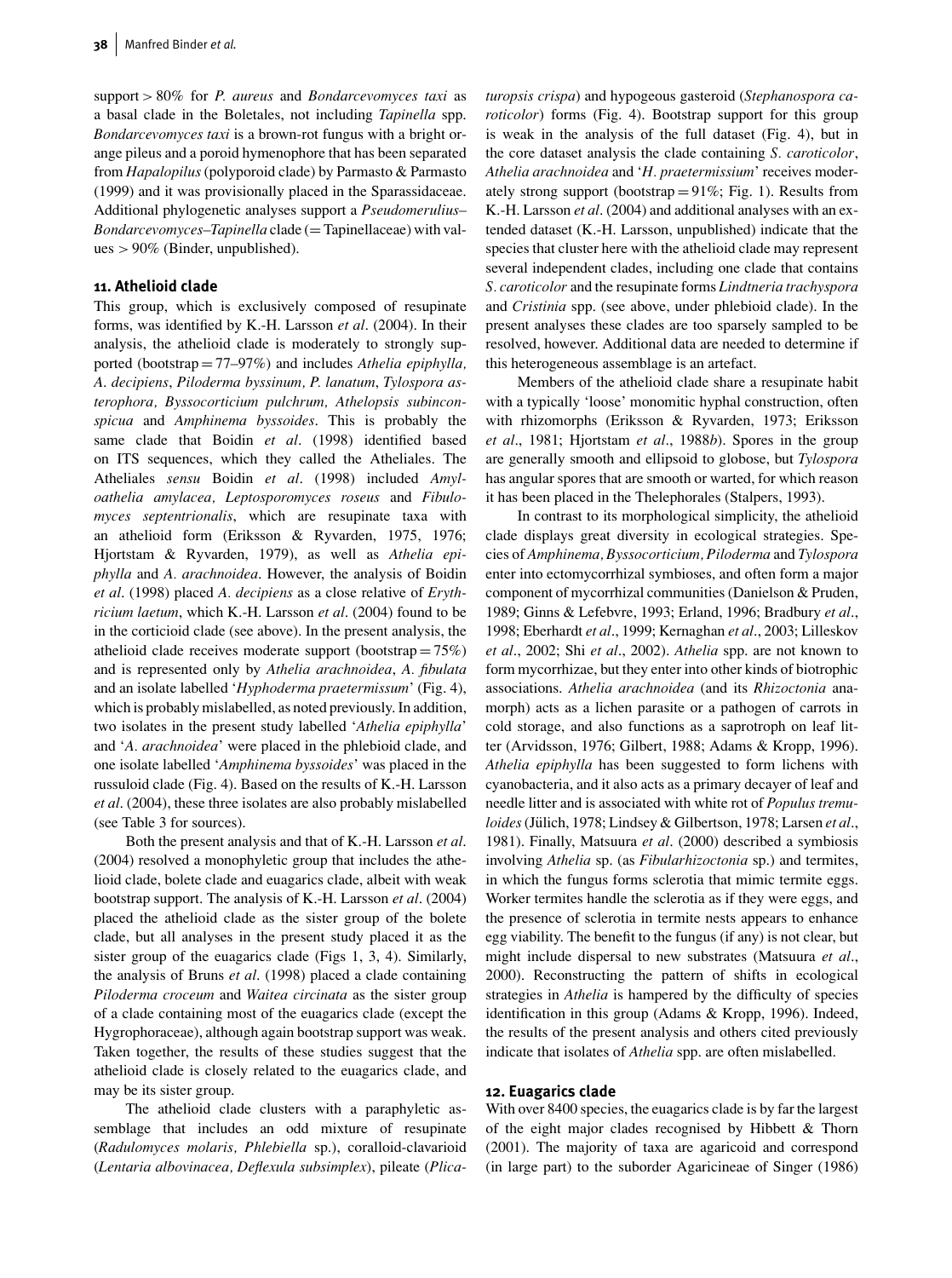support > 80% for *P. aureus* and *Bondarcevomyces taxi* as a basal clade in the Boletales, not including *Tapinella* spp. *Bondarcevomyces taxi* is a brown-rot fungus with a bright orange pileus and a poroid hymenophore that has been separated from *Hapalopilus* (polyporoid clade) by Parmasto & Parmasto (1999) and it was provisionally placed in the Sparassidaceae. Additional phylogenetic analyses support a *Pseudomerulius*–*Bondarcevomyces*–*Tapinella* clade (= Tapinellaceae) with values > 90% (Binder, unpublished).

## 11. Athelioid clade

This group, which is exclusively composed of resupinate forms, was identified by K.-H. Larsson *et al*. (2004). In their analysis, the athelioid clade is moderately to strongly supported (bootstrap = 77–97%) and includes *Athelia epiphylla, A. decipiens*, *Piloderma byssinum, P. lanatum*, *Tylospora asterophora, Byssocorticium pulchrum, Athelopsis subinconspicua* and *Amphinema byssoides*. This is probably the same clade that Boidin *et al*. (1998) identified based on ITS sequences, which they called the Atheliales. The Atheliales *sensu* Boidin *et al*. (1998) included *Amyloathelia amylacea, Leptosporomyces roseus* and *Fibulomyces septentrionalis*, which are resupinate taxa with an athelioid form (Eriksson & Ryvarden, 1975, 1976; Hjortstam & Ryvarden, 1979), as well as *Athelia epiphylla* and *A. arachnoidea*. However, the analysis of Boidin *et al*. (1998) placed *A. decipiens* as a close relative of *Erythricium laetum*, which K.-H. Larsson *et al*. (2004) found to be in the corticioid clade (see above). In the present analysis, the athelioid clade receives moderate support (bootstrap = 75%) and is represented only by *Athelia arachnoidea*, *A. fibulata* and an isolate labelled '*Hyphoderma praetermissum*' (Fig. 4), which is probably mislabelled, as noted previously. In addition, two isolates in the present study labelled '*Athelia epiphylla*' and '*A. arachnoidea*' were placed in the phlebioid clade, and one isolate labelled '*Amphinema byssoides*' was placed in the russuloid clade (Fig. 4). Based on the results of K.-H. Larsson *et al*. (2004), these three isolates are also probably mislabelled (see Table 3 for sources).

Both the present analysis and that of K.-H. Larsson *et al*. (2004) resolved a monophyletic group that includes the athelioid clade, bolete clade and euagarics clade, albeit with weak bootstrap support. The analysis of K.-H. Larsson *et al*. (2004) placed the athelioid clade as the sister group of the bolete clade, but all analyses in the present study placed it as the sister group of the euagarics clade (Figs 1, 3, 4). Similarly, the analysis of Bruns *et al*. (1998) placed a clade containing *Piloderma croceum* and *Waitea circinata* as the sister group of a clade containing most of the euagarics clade (except the Hygrophoraceae), although again bootstrap support was weak. Taken together, the results of these studies suggest that the athelioid clade is closely related to the euagarics clade, and may be its sister group.

The athelioid clade clusters with a paraphyletic assemblage that includes an odd mixture of resupinate (*Radulomyces molaris, Phlebiella* sp.), coralloid-clavarioid (*Lentaria albovinacea, Deflexula subsimplex*), pileate (*Plicaturopsis crispa*) and hypogeous gasteroid (*Stephanospora caroticolor*) forms (Fig. 4). Bootstrap support for this group is weak in the analysis of the full dataset (Fig. 4), but in the core dataset analysis the clade containing *S. caroticolor*, *Athelia arachnoidea* and '*H. praetermissium*' receives moderately strong support (bootstrap = 91%; Fig. 1). Results from K.-H. Larsson *et al*. (2004) and additional analyses with an extended dataset (K.-H. Larsson, unpublished) indicate that the species that cluster here with the athelioid clade may represent several independent clades, including one clade that contains *S. caroticolor* and the resupinate forms *Lindtneria trachyspora* and *Cristinia* spp. (see above, under phlebioid clade). In the present analyses these clades are too sparsely sampled to be resolved, however. Additional data are needed to determine if this heterogeneous assemblage is an artefact.

Members of the athelioid clade share a resupinate habit with a typically 'loose' monomitic hyphal construction, often with rhizomorphs (Eriksson & Ryvarden, 1973; Eriksson *et al*., 1981; Hjortstam *et al*., 1988*b*). Spores in the group are generally smooth and ellipsoid to globose, but *Tylospora* has angular spores that are smooth or warted, for which reason it has been placed in the Thelephorales (Stalpers, 1993).

In contrast to its morphological simplicity, the athelioid clade displays great diversity in ecological strategies. Species of *Amphinema, Byssocorticium, Piloderma* and *Tylospora* enter into ectomycorrhizal symbioses, and often form a major component of mycorrhizal communities (Danielson & Pruden, 1989; Ginns & Lefebvre, 1993; Erland, 1996; Bradbury *et al*., 1998; Eberhardt *et al*., 1999; Kernaghan *et al*., 2003; Lilleskov *et al*., 2002; Shi *et al*., 2002). *Athelia* spp. are not known to form mycorrhizae, but they enter into other kinds of biotrophic associations. *Athelia arachnoidea* (and its *Rhizoctonia* anamorph) acts as a lichen parasite or a pathogen of carrots in cold storage, and also functions as a saprotroph on leaf litter (Arvidsson, 1976; Gilbert, 1988; Adams & Kropp, 1996). *Athelia epiphylla* has been suggested to form lichens with cyanobacteria, and it also acts as a primary decayer of leaf and needle litter and is associated with white rot of *Populus tremuloides* (Jülich, 1978; Lindsey & Gilbertson, 1978; Larsen *et al*., 1981). Finally, Matsuura *et al*. (2000) described a symbiosis involving *Athelia* sp. (as *Fibularhizoctonia* sp.) and termites, in which the fungus forms sclerotia that mimic termite eggs. Worker termites handle the sclerotia as if they were eggs, and the presence of sclerotia in termite nests appears to enhance egg viability. The benefit to the fungus (if any) is not clear, but might include dispersal to new substrates (Matsuura *et al*., 2000). Reconstructing the pattern of shifts in ecological strategies in *Athelia* is hampered by the difficulty of species identification in this group (Adams & Kropp, 1996). Indeed, the results of the present analysis and others cited previously indicate that isolates of *Athelia* spp. are often mislabelled.

## 12. Euagarics clade

With over 8400 species, the euagarics clade is by far the largest of the eight major clades recognised by Hibbett & Thorn (2001). The majority of taxa are agaricoid and correspond (in large part) to the suborder Agaricineae of Singer (1986)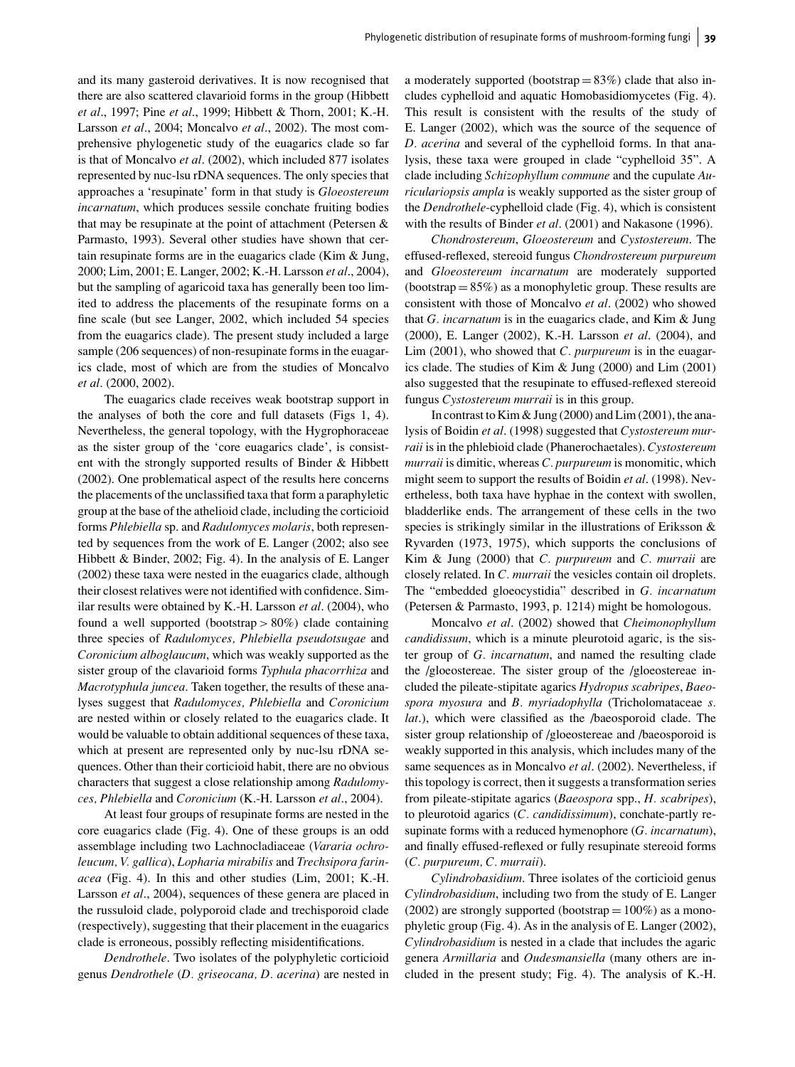and its many gasteroid derivatives. It is now recognised that there are also scattered clavarioid forms in the group (Hibbett *et al*., 1997; Pine *et al*., 1999; Hibbett & Thorn, 2001; K.-H. Larsson *et al*., 2004; Moncalvo *et al*., 2002). The most comprehensive phylogenetic study of the euagarics clade so far is that of Moncalvo *et al*. (2002), which included 877 isolates represented by nuc-lsu rDNA sequences. The only species that approaches a 'resupinate' form in that study is *Gloeostereum incarnatum*, which produces sessile conchate fruiting bodies that may be resupinate at the point of attachment (Petersen & Parmasto, 1993). Several other studies have shown that certain resupinate forms are in the euagarics clade (Kim & Jung, 2000; Lim, 2001; E. Langer, 2002; K.-H. Larsson *et al*., 2004), but the sampling of agaricoid taxa has generally been too limited to address the placements of the resupinate forms on a fine scale (but see Langer, 2002, which included 54 species from the euagarics clade). The present study included a large sample (206 sequences) of non-resupinate forms in the euagarics clade, most of which are from the studies of Moncalvo *et al*. (2000, 2002).

The euagarics clade receives weak bootstrap support in the analyses of both the core and full datasets (Figs 1, 4). Nevertheless, the general topology, with the Hygrophoraceae as the sister group of the 'core euagarics clade', is consistent with the strongly supported results of Binder & Hibbett (2002). One problematical aspect of the results here concerns the placements of the unclassified taxa that form a paraphyletic group at the base of the athelioid clade, including the corticioid forms *Phlebiella* sp. and *Radulomyces molaris*, both represented by sequences from the work of E. Langer (2002; also see Hibbett & Binder, 2002; Fig. 4). In the analysis of E. Langer (2002) these taxa were nested in the euagarics clade, although their closest relatives were not identified with confidence. Similar results were obtained by K.-H. Larsson *et al*. (2004), who found a well supported (bootstrap > 80%) clade containing three species of *Radulomyces, Phlebiella pseudotsugae* and *Coronicium alboglaucum*, which was weakly supported as the sister group of the clavarioid forms *Typhula phacorrhiza* and *Macrotyphula juncea*. Taken together, the results of these analyses suggest that *Radulomyces, Phlebiella* and *Coronicium* are nested within or closely related to the euagarics clade. It would be valuable to obtain additional sequences of these taxa, which at present are represented only by nuc-lsu rDNA sequences. Other than their corticioid habit, there are no obvious characters that suggest a close relationship among *Radulomyces, Phlebiella* and *Coronicium* (K.-H. Larsson *et al*., 2004).

At least four groups of resupinate forms are nested in the core euagarics clade (Fig. 4). One of these groups is an odd assemblage including two Lachnocladiaceae (*Vararia ochroleucum, V. gallica*), *Lopharia mirabilis* and *Trechsipora farinacea* (Fig. 4). In this and other studies (Lim, 2001; K.-H. Larsson *et al*., 2004), sequences of these genera are placed in the russuloid clade, polyporoid clade and trechisporoid clade (respectively), suggesting that their placement in the euagarics clade is erroneous, possibly reflecting misidentifications.

*Dendrothele*. Two isolates of the polyphyletic corticioid genus *Dendrothele* (*D. griseocana, D. acerina*) are nested in a moderately supported (bootstrap = 83%) clade that also includes cyphelloid and aquatic Homobasidiomycetes (Fig. 4). This result is consistent with the results of the study of E. Langer (2002), which was the source of the sequence of *D. acerina* and several of the cyphelloid forms. In that analysis, these taxa were grouped in clade "cyphelloid 35". A clade including *Schizophyllum commune* and the cupulate *Auriculariopsis ampla* is weakly supported as the sister group of the *Dendrothele*-cyphelloid clade (Fig. 4), which is consistent with the results of Binder *et al*. (2001) and Nakasone (1996).

*Chondrostereum*, *Gloeostereum* and *Cystostereum*. The effused-reflexed, stereoid fungus *Chondrostereum purpureum* and *Gloeostereum incarnatum* are moderately supported (bootstrap = 85%) as a monophyletic group. These results are consistent with those of Moncalvo *et al*. (2002) who showed that *G. incarnatum* is in the euagarics clade, and Kim & Jung (2000), E. Langer (2002), K.-H. Larsson *et al*. (2004), and Lim (2001), who showed that *C. purpureum* is in the euagarics clade. The studies of Kim & Jung (2000) and Lim (2001) also suggested that the resupinate to effused-reflexed stereoid fungus *Cystostereum murraii* is in this group.

In contrast to Kim & Jung (2000) and Lim (2001), the analysis of Boidin *et al*. (1998) suggested that *Cystostereum murraii* is in the phlebioid clade (Phanerochaetales). *Cystostereum murraii* is dimitic, whereas *C. purpureum* is monomitic, which might seem to support the results of Boidin *et al*. (1998). Nevertheless, both taxa have hyphae in the context with swollen, bladderlike ends. The arrangement of these cells in the two species is strikingly similar in the illustrations of Eriksson & Ryvarden (1973, 1975), which supports the conclusions of Kim & Jung (2000) that *C. purpureum* and *C. murraii* are closely related. In *C. murraii* the vesicles contain oil droplets. The "embedded gloeocystidia" described in *G. incarnatum* (Petersen & Parmasto, 1993, p. 1214) might be homologous.

Moncalvo *et al*. (2002) showed that *Cheimonophyllum candidissum*, which is a minute pleurotoid agaric, is the sister group of *G. incarnatum*, and named the resulting clade the /gloeostereae. The sister group of the /gloeostereae included the pileate-stipitate agarics *Hydropus scabripes*, *Baeospora myosura* and *B. myriadophylla* (Tricholomataceae *s. lat*.), which were classified as the /baeosporoid clade. The sister group relationship of /gloeostereae and /baeosporoid is weakly supported in this analysis, which includes many of the same sequences as in Moncalvo *et al*. (2002). Nevertheless, if this topology is correct, then it suggests a transformation series from pileate-stipitate agarics (*Baeospora* spp., *H. scabripes*), to pleurotoid agarics (*C. candidissimum*), conchate-partly resupinate forms with a reduced hymenophore (*G. incarnatum*), and finally effused-reflexed or fully resupinate stereoid forms (*C. purpureum, C. murraii*).

*Cylindrobasidium*. Three isolates of the corticioid genus *Cylindrobasidium*, including two from the study of E. Langer (2002) are strongly supported (bootstrap = 100%) as a monophyletic group (Fig. 4). As in the analysis of E. Langer (2002), *Cylindrobasidium* is nested in a clade that includes the agaric genera *Armillaria* and *Oudesmansiella* (many others are included in the present study; Fig. 4). The analysis of K.-H.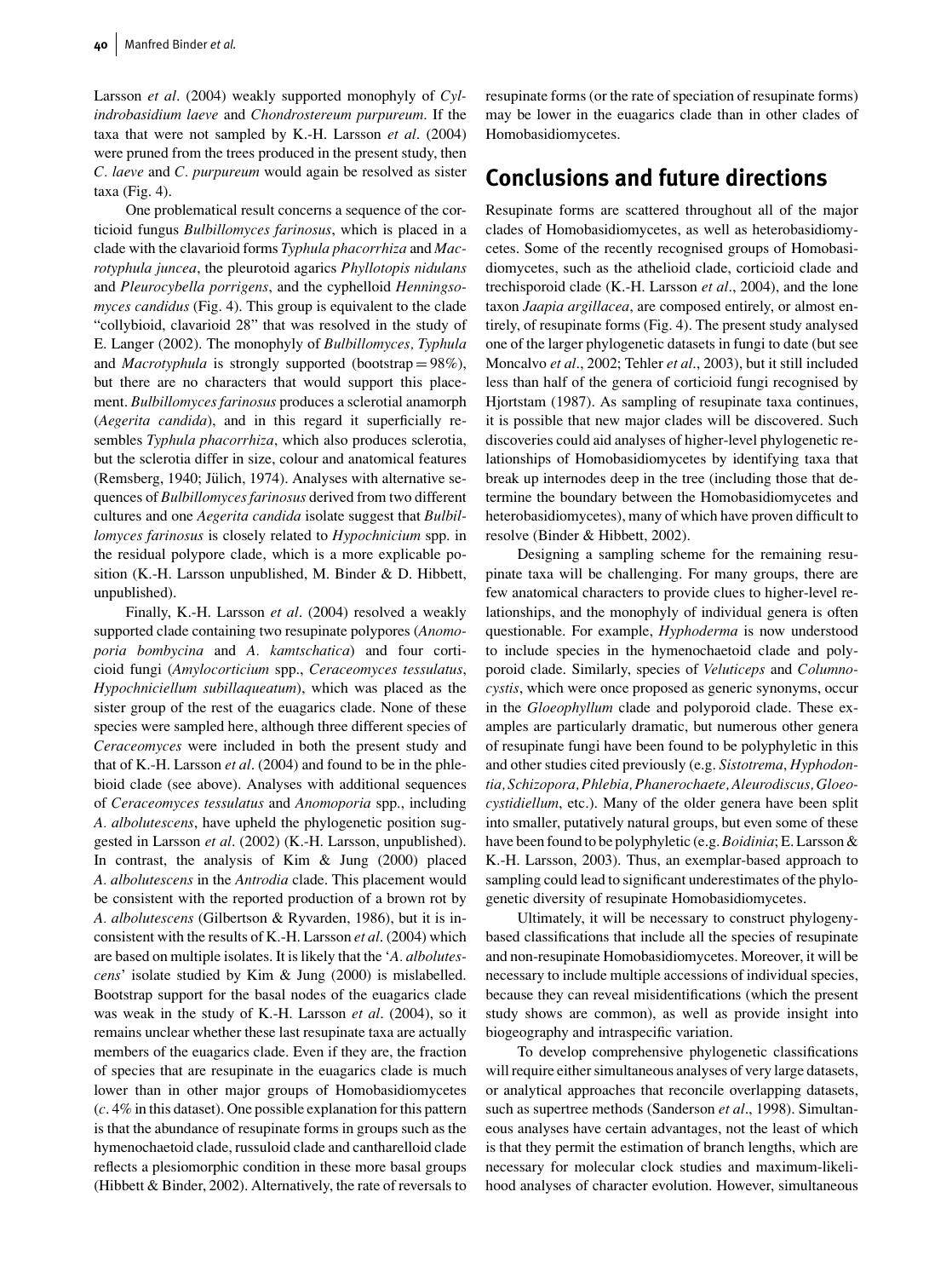Larsson *et al*. (2004) weakly supported monophyly of *Cylindrobasidium laeve* and *Chondrostereum purpureum*. If the taxa that were not sampled by K.-H. Larsson *et al*. (2004) were pruned from the trees produced in the present study, then *C. laeve* and *C. purpureum* would again be resolved as sister taxa (Fig. 4).

One problematical result concerns a sequence of the corticioid fungus *Bulbillomyces farinosus*, which is placed in a clade with the clavarioid forms *Typhula phacorrhiza* and *Macrotyphula juncea*, the pleurotoid agarics *Phyllotopis nidulans* and *Pleurocybella porrigens*, and the cyphelloid *Henningsomyces candidus* (Fig. 4). This group is equivalent to the clade "collybioid, clavarioid 28" that was resolved in the study of E. Langer (2002). The monophyly of *Bulbillomyces, Typhula* and *Macrotyphula* is strongly supported (bootstrap = 98%), but there are no characters that would support this placement. *Bulbillomyces farinosus* produces a sclerotial anamorph (*Aegerita candida*), and in this regard it superficially resembles *Typhula phacorrhiza*, which also produces sclerotia, but the sclerotia differ in size, colour and anatomical features (Remsberg, 1940; Jülich, 1974). Analyses with alternative sequences of *Bulbillomyces farinosus* derived from two different cultures and one *Aegerita candida* isolate suggest that *Bulbillomyces farinosus* is closely related to *Hypochnicium* spp. in the residual polypore clade, which is a more explicable position (K.-H. Larsson unpublished, M. Binder & D. Hibbett, unpublished).

Finally, K.-H. Larsson *et al*. (2004) resolved a weakly supported clade containing two resupinate polypores (*Anomoporia bombycina* and *A. kamtschatica*) and four corticioid fungi (*Amylocorticium* spp., *Ceraceomyces tessulatus*, *Hypochniciellum subillaqueatum*), which was placed as the sister group of the rest of the euagarics clade. None of these species were sampled here, although three different species of *Ceraceomyces* were included in both the present study and that of K.-H. Larsson *et al*. (2004) and found to be in the phlebioid clade (see above). Analyses with additional sequences of *Ceraceomyces tessulatus* and *Anomoporia* spp., including *A. albolutescens*, have upheld the phylogenetic position suggested in Larsson *et al*. (2002) (K.-H. Larsson, unpublished). In contrast, the analysis of Kim & Jung (2000) placed *A. albolutescens* in the *Antrodia* clade. This placement would be consistent with the reported production of a brown rot by *A. albolutescens* (Gilbertson & Ryvarden, 1986), but it is inconsistent with the results of K.-H. Larsson *et al*. (2004) which are based on multiple isolates. It is likely that the '*A. albolutescens*' isolate studied by Kim & Jung (2000) is mislabelled. Bootstrap support for the basal nodes of the euagarics clade was weak in the study of K.-H. Larsson *et al*. (2004), so it remains unclear whether these last resupinate taxa are actually members of the euagarics clade. Even if they are, the fraction of species that are resupinate in the euagarics clade is much lower than in other major groups of Homobasidiomycetes (*c*. 4% in this dataset). One possible explanation for this pattern is that the abundance of resupinate forms in groups such as the hymenochaetoid clade, russuloid clade and cantharelloid clade reflects a plesiomorphic condition in these more basal groups (Hibbett & Binder, 2002). Alternatively, the rate of reversals to resupinate forms (or the rate of speciation of resupinate forms) may be lower in the euagarics clade than in other clades of Homobasidiomycetes.

## Conclusions and future directions

Resupinate forms are scattered throughout all of the major clades of Homobasidiomycetes, as well as heterobasidiomycetes. Some of the recently recognised groups of Homobasidiomycetes, such as the athelioid clade, corticioid clade and trechisporoid clade (K.-H. Larsson *et al*., 2004), and the lone taxon *Jaapia argillacea*, are composed entirely, or almost entirely, of resupinate forms (Fig. 4). The present study analysed one of the larger phylogenetic datasets in fungi to date (but see Moncalvo *et al*., 2002; Tehler *et al*., 2003), but it still included less than half of the genera of corticioid fungi recognised by Hjortstam (1987). As sampling of resupinate taxa continues, it is possible that new major clades will be discovered. Such discoveries could aid analyses of higher-level phylogenetic relationships of Homobasidiomycetes by identifying taxa that break up internodes deep in the tree (including those that determine the boundary between the Homobasidiomycetes and heterobasidiomycetes), many of which have proven difficult to resolve (Binder & Hibbett, 2002).

Designing a sampling scheme for the remaining resupinate taxa will be challenging. For many groups, there are few anatomical characters to provide clues to higher-level relationships, and the monophyly of individual genera is often questionable. For example, *Hyphoderma* is now understood to include species in the hymenochaetoid clade and polyporoid clade. Similarly, species of *Veluticeps* and *Columnocystis*, which were once proposed as generic synonyms, occur in the *Gloeophyllum* clade and polyporoid clade. These examples are particularly dramatic, but numerous other genera of resupinate fungi have been found to be polyphyletic in this and other studies cited previously (e.g. *Sistotrema*, *Hyphodontia, Schizopora, Phlebia, Phanerochaete, Aleurodiscus, Gloeocystidiellum*, etc.). Many of the older genera have been split into smaller, putatively natural groups, but even some of these have been found to be polyphyletic (e.g. *Boidinia*; E. Larsson & K.-H. Larsson, 2003). Thus, an exemplar-based approach to sampling could lead to significant underestimates of the phylogenetic diversity of resupinate Homobasidiomycetes.

Ultimately, it will be necessary to construct phylogeny-based classifications that include all the species of resupinate and non-resupinate Homobasidiomycetes. Moreover, it will be necessary to include multiple accessions of individual species, because they can reveal misidentifications (which the present study shows are common), as well as provide insight into biogeography and intraspecific variation.

To develop comprehensive phylogenetic classifications will require either simultaneous analyses of very large datasets, or analytical approaches that reconcile overlapping datasets, such as supertree methods (Sanderson *et al*., 1998). Simultaneous analyses have certain advantages, not the least of which is that they permit the estimation of branch lengths, which are necessary for molecular clock studies and maximum-likelihood analyses of character evolution. However, simultaneous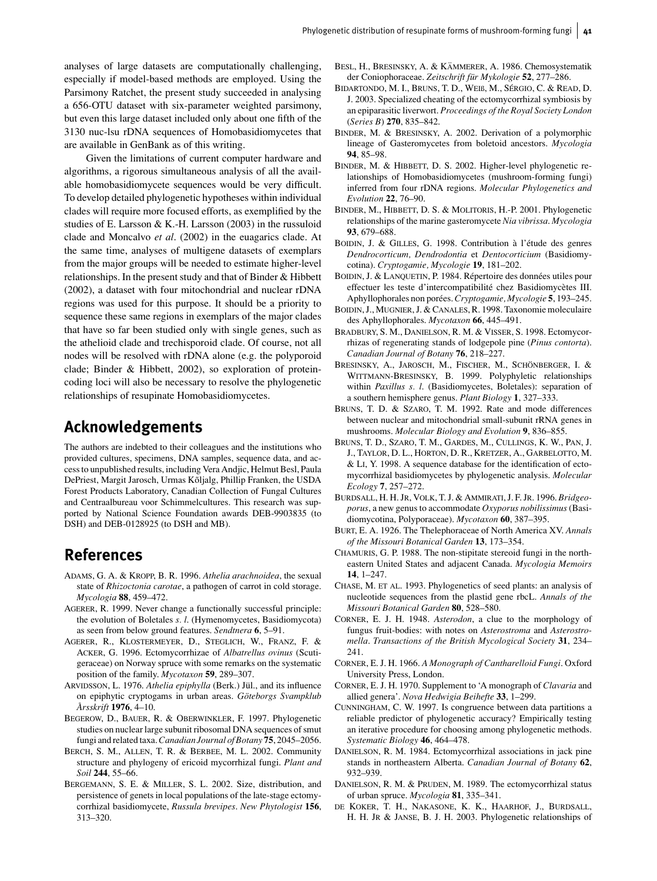analyses of large datasets are computationally challenging, especially if model-based methods are employed. Using the Parsimony Ratchet, the present study succeeded in analysing a 656-OTU dataset with six-parameter weighted parsimony, but even this large dataset included only about one fifth of the 3130 nuc-lsu rDNA sequences of Homobasidiomycetes that are available in GenBank as of this writing.

Given the limitations of current computer hardware and algorithms, a rigorous simultaneous analysis of all the available homobasidiomycete sequences would be very difficult. To develop detailed phylogenetic hypotheses within individual clades will require more focused efforts, as exemplified by the studies of E. Larsson & K.-H. Larsson (2003) in the russuloid clade and Moncalvo *et al*. (2002) in the euagarics clade. At the same time, analyses of multigene datasets of exemplars from the major groups will be needed to estimate higher-level relationships. In the present study and that of Binder & Hibbett (2002), a dataset with four mitochondrial and nuclear rDNA regions was used for this purpose. It should be a priority to sequence these same regions in exemplars of the major clades that have so far been studied only with single genes, such as the athelioid clade and trechisporoid clade. Of course, not all nodes will be resolved with rDNA alone (e.g. the polyporoid clade; Binder & Hibbett, 2002), so exploration of protein-coding loci will also be necessary to resolve the phylogenetic relationships of resupinate Homobasidiomycetes.

## Acknowledgements

The authors are indebted to their colleagues and the institutions who provided cultures, specimens, DNA samples, sequence data, and access to unpublished results, including Vera Andjic, Helmut Besl, Paula DePriest, Margit Jarosch, Urmas Kõljalg, Phillip Franken, the USDA Forest Products Laboratory, Canadian Collection of Fungal Cultures and Centraalbureau voor Schimmelcultures. This research was supported by National Science Foundation awards DEB-9903835 (to DSH) and DEB-0128925 (to DSH and MB).

## References

Adams, G. A. & Kropp, B. R. 1996. *Athelia arachnoidea*, the sexual state of *Rhizoctonia carotae*, a pathogen of carrot in cold storage. *Mycologia* **88**, 459–472.

Agerer, R. 1999. Never change a functionally successful principle: the evolution of Boletales *s. l.* (Hymenomycetes, Basidiomycota) as seen from below ground features. *Sendtnera* **6**, 5–91.

Agerer, R., Klostermeyer, D., Steglich, W., Franz, F. & Acker, G. 1996. Ectomycorrhizae of *Albatrellus ovinus* (Scutigeraceae) on Norway spruce with some remarks on the systematic position of the family. *Mycotaxon* **59**, 289–307.

Arvidsson, L. 1976. *Athelia epiphylla* (Berk.) Jül., and its influence on epiphytic cryptogams in urban areas. *Göteborgs Svampklub Årsskrift* **1976**, 4–10.

Begerow, D., Bauer, R. & Oberwinkler, F. 1997. Phylogenetic studies on nuclear large subunit ribosomal DNA sequences of smut fungi and related taxa. *Canadian Journal of Botany* **75**, 2045–2056.

Berch, S. M., Allen, T. R. & Berbee, M. L. 2002. Community structure and phylogeny of ericoid mycorrhizal fungi. *Plant and Soil* **244**, 55–66.

Bergemann, S. E. & Miller, S. L. 2002. Size, distribution, and persistence of genets in local populations of the late-stage ectomycorrhizal basidiomycete, *Russula brevipes*. *New Phytologist* **156**, 313–320.

Besl, H., Bresinsky, A. & Kämmerer, A. 1986. Chemosystematik der Coniophoraceae. *Zeitschrift für Mykologie* **52**, 277–286.

Bidartondo, M. I., Bruns, T. D., Weiß, M., Sérgio, C. & Read, D. J. 2003. Specialized cheating of the ectomycorrhizal symbiosis by an epiparasitic liverwort. *Proceedings of the Royal Society London* (*Series B*) **270**, 835–842.

Binder, M. & Bresinsky, A. 2002. Derivation of a polymorphic lineage of Gasteromycetes from boletoid ancestors. *Mycologia* **94**, 85–98.

Binder, M. & Hibbett, D. S. 2002. Higher-level phylogenetic relationships of Homobasidiomycetes (mushroom-forming fungi) inferred from four rDNA regions. *Molecular Phylogenetics and Evolution* **22**, 76–90.

Binder, M., Hibbett, D. S. & Molitoris, H.-P. 2001. Phylogenetic relationships of the marine gasteromycete *Nia vibrissa*. *Mycologia* **93**, 679–688.

Boidin, J. & Gilles, G. 1998. Contribution à l'étude des genres *Dendrocorticum, Dendrodontia* et *Dentocorticium* (Basidiomycotina). *Cryptogamie, Mycologie* **19**, 181–202.

Boidin, J. & Lanquetin, P. 1984. Répertoire des données utiles pour effectuer les teste d'intercompatibilité chez Basidiomycètes III. Aphyllophorales non porées. *Cryptogamie, Mycologie* **5**, 193–245.

Boidin, J., Mugnier, J. & Canales, R. 1998. Taxonomie moleculaire des Aphyllophorales. *Mycotaxon* **66**, 445–491.

Bradbury, S. M., Danielson, R. M. & Visser, S. 1998. Ectomycorrhizas of regenerating stands of lodgepole pine (*Pinus contorta*). *Canadian Journal of Botany* **76**, 218–227.

Bresinsky, A., Jarosch, M., Fischer, M., Schönberger, I. & Wittmann-Bresinsky, B. 1999. Polyphyletic relationships within *Paxillus s. l.* (Basidiomycetes, Boletales): separation of a southern hemisphere genus. *Plant Biology* **1**, 327–333.

Bruns, T. D. & Szaro, T. M. 1992. Rate and mode differences between nuclear and mitochondrial small-subunit rRNA genes in mushrooms. *Molecular Biology and Evolution* **9**, 836–855.

Bruns, T. D., Szaro, T. M., Gardes, M., Cullings, K. W., Pan, J. J., Taylor, D. L., Horton, D. R., Kretzer, A., Garbelotto, M. & Li, Y. 1998. A sequence database for the identification of ectomycorrhizal basidiomycetes by phylogenetic analysis. *Molecular Ecology* **7**, 257–272.

Burdsall, H. H. Jr, Volk, T. J. & Ammirati, J. F. Jr. 1996. *Bridgeoporus*, a new genus to accommodate *Oxyporus nobilissimus* (Basidiomycotina, Polyporaceae). *Mycotaxon* **60**, 387–395.

Burt, E. A. 1926. The Thelephoraceae of North America XV. *Annals of the Missouri Botanical Garden* **13**, 173–354.

Chamuris, G. P. 1988. The non-stipitate stereoid fungi in the northeastern United States and adjacent Canada. *Mycologia Memoirs* **14**, 1–247.

Chase, M. et al. 1993. Phylogenetics of seed plants: an analysis of nucleotide sequences from the plastid gene rbcL. *Annals of the Missouri Botanical Garden* **80**, 528–580.

Corner, E. J. H. 1948. *Asterodon*, a clue to the morphology of fungus fruit-bodies: with notes on *Asterostroma* and *Asterostromella*. *Transactions of the British Mycological Society* **31**, 234–241.

Corner, E. J. H. 1966. *A Monograph of Cantharelloid Fungi*. Oxford University Press, London.

Corner, E. J. H. 1970. Supplement to 'A monograph of *Clavaria* and allied genera'. *Nova Hedwigia Beihefte* **33**, 1–299.

Cunningham, C. W. 1997. Is congruence between data partitions a reliable predictor of phylogenetic accuracy? Empirically testing an iterative procedure for choosing among phylogenetic methods. *Systematic Biology* **46**, 464–478.

Danielson, R. M. 1984. Ectomycorrhizal associations in jack pine stands in northeastern Alberta. *Canadian Journal of Botany* **62**, 932–939.

Danielson, R. M. & Pruden, M. 1989. The ectomycorrhizal status of urban spruce. *Mycologia* **81**, 335–341.

de Koker, T. H., Nakasone, K. K., Haarhof, J., Burdsall, H. H. Jr & Janse, B. J. H. 2003. Phylogenetic relationships of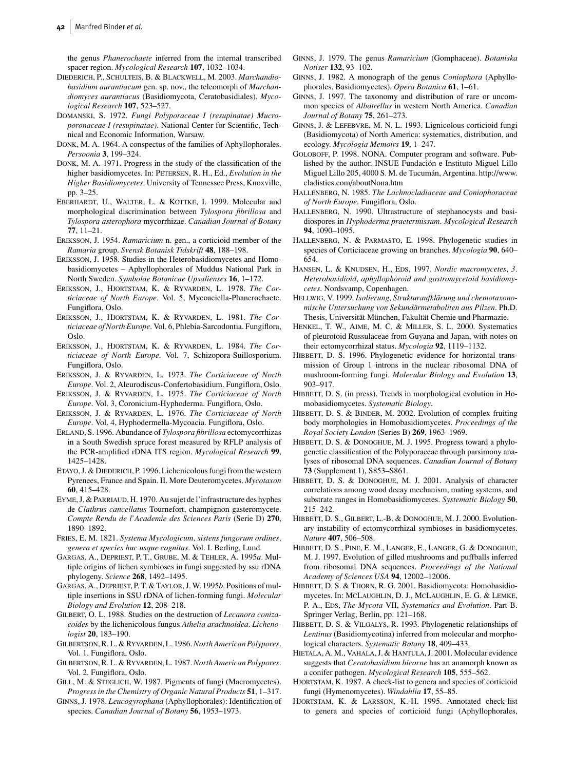the genus *Phanerochaete* inferred from the internal transcribed spacer region. *Mycological Research* **107**, 1032–1034.

DIEDERICH, P., SCHULTEIS, B. & BLACKWELL, M. 2003. *Marchandiobasidium aurantiacum* gen. sp. nov., the teleomorph of *Marchandiomyces aurantiacus* (Basidiomycota, Ceratobasidiales). *Mycological Research* **107**, 523–527.

DOMANSKI, S. 1972. *Fungi Polyporaceae I (resupinatae) Mucroporonaceae I (resupinatae).* National Center for Scientific, Technical and Economic Information, Warsaw.

DONK, M. A. 1964. A conspectus of the families of Aphyllophorales. *Persoonia* **3**, 199–324.

DONK, M. A. 1971. Progress in the study of the classification of the higher basidiomycetes. In: PETERSEN, R. H., Ed., *Evolution in the Higher Basidiomycetes*. University of Tennessee Press, Knoxville, pp. 3–25.

EBERHARDT, U., WALTER, L. & KOTTKE, I. 1999. Molecular and morphological discrimination between *Tylospora fibrillosa* and *Tylospora asterophora* mycorrhizae. *Canadian Journal of Botany* **77**, 11–21.

ERIKSSON, J. 1954. *Ramaricium* n. gen., a corticioid member of the *Ramaria* group. *Svensk Botanisk Tidskrift* **48**, 188–198.

ERIKSSON, J. 1958. Studies in the Heterobasidiomycetes and Homobasidiomycetes – Aphyllophorales of Muddus National Park in North Sweden. *Symbolae Botanicae Upsalienses* **16**, 1–172.

ERIKSSON, J., HJORTSTAM, K. & RYVARDEN, L. 1978. *The Corticiaceae of North Europe*. Vol. 5, Mycoaciella-Phanerochaete. Fungiflora, Oslo.

ERIKSSON, J., HJORTSTAM, K. & RYVARDEN, L. 1981. *The Corticiaceae of North Europe*. Vol. 6, Phlebia-Sarcodontia. Fungiflora, Oslo.

ERIKSSON, J., HJORTSTAM, K. & RYVARDEN, L. 1984. *The Corticiaceae of North Europe*. Vol. 7, Schizopora-Suillosporium. Fungiflora, Oslo.

ERIKSSON, J. & RYVARDEN, L. 1973. *The Corticiaceae of North Europe*. Vol. 2, Aleurodiscus-Confertobasidium. Fungiflora, Oslo.

ERIKSSON, J. & RYVARDEN, L. 1975. *The Corticiaceae of North Europe*. Vol. 3, Coronicium-Hyphoderma. Fungiflora, Oslo.

ERIKSSON, J. & RYVARDEN, L. 1976. *The Corticiaceae of North Europe*. Vol. 4, Hyphodermella-Mycoacia. Fungiflora, Oslo.

ERLAND, S. 1996. Abundance of *Tylospora fibrillosa* ectomycorrhizas in a South Swedish spruce forest measured by RFLP analysis of the PCR-amplified rDNA ITS region. *Mycological Research* **99**, 1425–1428.

ETAYO, J. & DIEDERICH, P. 1996. Lichenicolous fungi from the western Pyrenees, France and Spain. II. More Deuteromycetes. *Mycotaxon* **60**, 415–428.

EYME, J. & PARRIAUD, H. 1970. Au sujet de l'infrastructure des hyphes de *Clathrus cancellatus* Tournefort, champignon gasteromycete. *Compte Rendu de l'Academie des Sciences Paris* (Serie D) **270**, 1890–1892.

FRIES, E. M. 1821. *Systema Mycologicum, sistens fungorum ordines, genera et species huc usque cognitas*. Vol. I. Berling, Lund.

GARGAS, A., DEPRIEST, P. T., GRUBE, M. & TEHLER, A. 1995*a*. Multiple origins of lichen symbioses in fungi suggested by ssu rDNA phylogeny. *Science* **268**, 1492–1495.

GARGAS, A., DEPRIEST, P. T. & TAYLOR, J. W. 1995*b*. Positions of multiple insertions in SSU rDNA of lichen-forming fungi. *Molecular Biology and Evolution* **12**, 208–218.

GILBERT, O. L. 1988. Studies on the destruction of *Lecanora conizaeoides* by the lichenicolous fungus *Athelia arachnoidea*. *Lichenologist* **20**, 183–190.

GILBERTSON, R. L. & RYVARDEN, L. 1986. *North American Polypores*. Vol. 1. Fungiflora, Oslo.

GILBERTSON, R. L. & RYVARDEN, L. 1987. *North American Polypores*. Vol. 2. Fungiflora, Oslo.

GILL, M. & STEGLICH, W. 1987. Pigments of fungi (Macromycetes). *Progress in the Chemistry of Organic Natural Products* **51**, 1–317.

GINNS, J. 1978. *Leucogyrophana* (Aphyllophorales): Identification of species. *Canadian Journal of Botany* **56**, 1953–1973.

GINNS, J. 1979. The genus *Ramaricium* (Gomphaceae). *Botaniska Notiser* **132**, 93–102.

GINNS, J. 1982. A monograph of the genus *Coniophora* (Aphyllophorales, Basidiomycetes). *Opera Botanica* **61**, 1–61.

GINNS, J. 1997. The taxonomy and distribution of rare or uncommon species of *Albatrellus* in western North America. *Canadian Journal of Botany* **75**, 261–273.

GINNS, J. & LEFEBVRE, M. N. L. 1993. Lignicolous corticioid fungi (Basidiomycota) of North America: systematics, distribution, and ecology. *Mycologia Memoirs* **19**, 1–247.

GOLOBOFF, P. 1998. NONA. Computer program and software. Published by the author. INSUE Fundación e Instituto Miguel Lillo Miguel Lillo 205, 4000 S. M. de Tucumán, Argentina. http://www.cladistics.com/aboutNona.htm

HALLENBERG, N. 1985. *The Lachnocladiaceae and Coniophoraceae of North Europe*. Fungiflora, Oslo.

HALLENBERG, N. 1990. Ultrastructure of stephanocysts and basidiospores in *Hyphoderma praetermissum*. *Mycological Research* **94**, 1090–1095.

HALLENBERG, N. & PARMASTO, E. 1998. Phylogenetic studies in species of Corticiaceae growing on branches. *Mycologia* **90**, 640–654.

HANSEN, L. & KNUDSEN, H., EDS, 1997. *Nordic macromycetes, 3. Heterobasidioid, aphyllophoroid and gastromycetoid basidiomycetes*. Nordsvamp, Copenhagen.

HELLWIG, V. 1999. *Isolierung, Strukturaufklärung und chemotaxonomische Untersuchung von Sekundärmetaboliten aus Pilzen*. Ph.D. Thesis, Universität München, Fakultät Chemie und Pharmazie.

HENKEL, T. W., AIME, M. C. & MILLER, S. L. 2000. Systematics of pleurotoid Russulaceae from Guyana and Japan, with notes on their ectomycorrhizal status. *Mycologia* **92**, 1119–1132.

HIBBETT, D. S. 1996. Phylogenetic evidence for horizontal transmission of Group 1 introns in the nuclear ribosomal DNA of mushroom-forming fungi. *Molecular Biology and Evolution* **13**, 903–917.

HIBBETT, D. S. (in press). Trends in morphological evolution in Homobasidiomycetes. *Systematic Biology*.

HIBBETT, D. S. & BINDER, M. 2002. Evolution of complex fruiting body morphologies in Homobasidiomycetes. *Proceedings of the Royal Society London* (Series B) **269**, 1963–1969.

HIBBETT, D. S. & DONOGHUE, M. J. 1995. Progress toward a phylogenetic classification of the Polyporaceae through parsimony analyses of ribosomal DNA sequences. *Canadian Journal of Botany* **73** (Supplement 1), S853–S861.

HIBBETT, D. S. & DONOGHUE, M. J. 2001. Analysis of character correlations among wood decay mechanism, mating systems, and substrate ranges in Homobasidiomycetes. *Systematic Biology* **50**, 215–242.

HIBBETT, D. S., GILBERT, L.-B. & DONOGHUE, M. J. 2000. Evolutionary instability of ectomycorrhizal symbioses in basidiomycetes. *Nature* **407**, 506–508.

HIBBETT, D. S., PINE, E. M., LANGER, E., LANGER, G. & DONOGHUE, M. J. 1997. Evolution of gilled mushrooms and puffballs inferred from ribosomal DNA sequences. *Proceedings of the National Academy of Sciences USA* **94**, 12002–12006.

HIBBETT, D. S. & THORN, R. G. 2001. Basidiomycota: Homobasidiomycetes. In: MCLAUGHLIN, D. J., MCLAUGHLIN, E. G. & LEMKE, P. A., EDS, *The Mycota* VII, *Systematics and Evolution*. Part B. Springer Verlag, Berlin, pp. 121–168.

HIBBETT, D. S. & VILGALYS, R. 1993. Phylogenetic relationships of *Lentinus* (Basidiomycotina) inferred from molecular and morphological characters. *Systematic Botany* **18**, 409–433.

HIETALA, A. M., VAHALA, J. & HANTULA, J. 2001. Molecular evidence suggests that *Ceratobasidium bicorne* has an anamorph known as a conifer pathogen. *Mycological Research* **105**, 555–562.

HJORTSTAM, K. 1987. A check-list to genera and species of corticioid fungi (Hymenomycetes). *Windahlia* **17**, 55–85.

HJORTSTAM, K. & LARSSON, K.-H. 1995. Annotated check-list to genera and species of corticioid fungi (Aphyllophorales,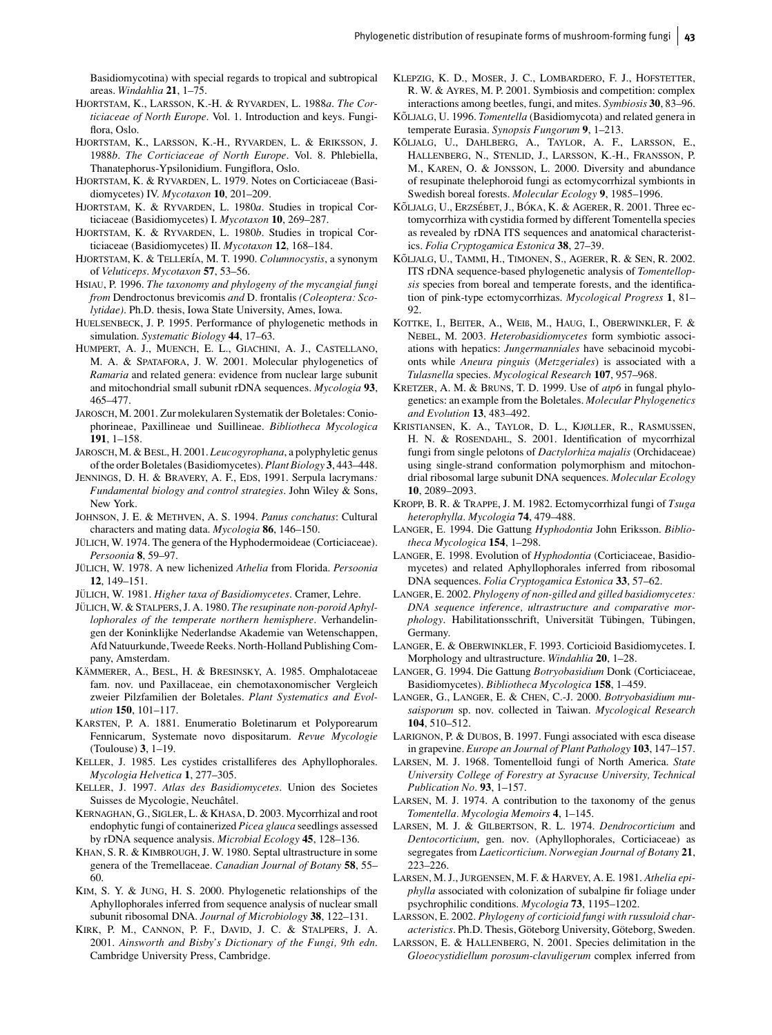Basidiomycotina) with special regards to tropical and subtropical areas. *Windahlia* **21**, 1–75.

HJORTSTAM, K., LARSSON, K.-H. & RYVARDEN, L. 1988*a*. *The Corticiaceae of North Europe*. Vol. 1. Introduction and keys. Fungiflora, Oslo.

HJORTSTAM, K., LARSSON, K.-H., RYVARDEN, L. & ERIKSSON, J. 1988*b*. *The Corticiaceae of North Europe*. Vol. 8. Phlebiella, Thanatephorus-Ypsilonidium. Fungiflora, Oslo.

HJORTSTAM, K. & RYVARDEN, L. 1979. Notes on Corticiaceae (Basidiomycetes) IV. *Mycotaxon* **10**, 201–209.

HJORTSTAM, K. & RYVARDEN, L. 1980*a*. Studies in tropical Corticiaceae (Basidiomycetes) I. *Mycotaxon* **10**, 269–287.

HJORTSTAM, K. & RYVARDEN, L. 1980*b*. Studies in tropical Corticiaceae (Basidiomycetes) II. *Mycotaxon* **12**, 168–184.

HJORTSTAM, K. & TELLERÍA, M. T. 1990. *Columnocystis*, a synonym of *Veluticeps*. *Mycotaxon* **57**, 53–56.

HSIAU, P. 1996. *The taxonomy and phylogeny of the mycangial fungi from* Dendroctonus brevicomis *and* D. frontalis *(Coleoptera: Scolytidae)*. Ph.D. thesis, Iowa State University, Ames, Iowa.

HUELSENBECK, J. P. 1995. Performance of phylogenetic methods in simulation. *Systematic Biology* **44**, 17–63.

HUMPERT, A. J., MUENCH, E. L., GIACHINI, A. J., CASTELLANO, M. A. & SPATAFORA, J. W. 2001. Molecular phylogenetics of *Ramaria* and related genera: evidence from nuclear large subunit and mitochondrial small subunit rDNA sequences. *Mycologia* **93**, 465–477.

JAROSCH, M. 2001. Zur molekularen Systematik der Boletales: Coniophorineae, Paxillineae und Suillineae. *Bibliotheca Mycologica* **191**, 1–158.

JAROSCH, M. & BESL, H. 2001. *Leucogyrophana*, a polyphyletic genus of the order Boletales (Basidiomycetes). *Plant Biology* **3**, 443–448.

JENNINGS, D. H. & BRAVERY, A. F., EDS, 1991. Serpula lacrymans*: Fundamental biology and control strategies*. John Wiley & Sons, New York.

JOHNSON, J. E. & METHVEN, A. S. 1994. *Panus conchatus*: Cultural characters and mating data. *Mycologia* **86**, 146–150.

JÜLICH, W. 1974. The genera of the Hyphodermoideae (Corticiaceae). *Persoonia* **8**, 59–97.

JÜLICH, W. 1978. A new lichenized *Athelia* from Florida. *Persoonia* **12**, 149–151.

JÜLICH, W. 1981. *Higher taxa of Basidiomycetes*. Cramer, Lehre.

JÜLICH, W. & STALPERS, J. A. 1980. *The resupinate non-poroid Aphyllophorales of the temperate northern hemisphere*. Verhandelingen der Koninklijke Nederlandse Akademie van Wetenschappen, Afd Natuurkunde, Tweede Reeks. North-Holland Publishing Company, Amsterdam.

KÄMMERER, A., BESL, H. & BRESINSKY, A. 1985. Omphalotaceae fam. nov. und Paxillaceae, ein chemotaxonomischer Vergleich zweier Pilzfamilien der Boletales. *Plant Systematics and Evolution* **150**, 101–117.

KARSTEN, P. A. 1881. Enumeratio Boletinarum et Polyporearum Fennicarum, Systemate novo dispositarum. *Revue Mycologie* (Toulouse) **3**, 1–19.

KELLER, J. 1985. Les cystides cristalliferes des Aphyllophorales. *Mycologia Helvetica* **1**, 277–305.

KELLER, J. 1997. *Atlas des Basidiomycetes*. Union des Societes Suisses de Mycologie, Neuchâtel.

KERNAGHAN, G., SIGLER, L. & KHASA, D. 2003. Mycorrhizal and root endophytic fungi of containerized *Picea glauca* seedlings assessed by rDNA sequence analysis. *Microbial Ecology* **45**, 128–136.

KHAN, S. R. & KIMBROUGH, J. W. 1980. Septal ultrastructure in some genera of the Tremellaceae. *Canadian Journal of Botany* **58**, 55–60.

KIM, S. Y. & JUNG, H. S. 2000. Phylogenetic relationships of the Aphyllophorales inferred from sequence analysis of nuclear small subunit ribosomal DNA. *Journal of Microbiology* **38**, 122–131.

KIRK, P. M., CANNON, P. F., DAVID, J. C. & STALPERS, J. A. 2001. *Ainsworth and Bisby's Dictionary of the Fungi, 9th edn*. Cambridge University Press, Cambridge.

KLEPZIG, K. D., MOSER, J. C., LOMBARDERO, F. J., HOFSTETTER, R. W. & AYRES, M. P. 2001. Symbiosis and competition: complex interactions among beetles, fungi, and mites. *Symbiosis* **30**, 83–96.

KÕLJALG, U. 1996. *Tomentella* (Basidiomycota) and related genera in temperate Eurasia. *Synopsis Fungorum* **9**, 1–213.

KÕLJALG, U., DAHLBERG, A., TAYLOR, A. F., LARSSON, E., HALLENBERG, N., STENLID, J., LARSSON, K.-H., FRANSSON, P. M., KAREN, O. & JONSSON, L. 2000. Diversity and abundance of resupinate thelephoroid fungi as ectomycorrhizal symbionts in Swedish boreal forests. *Molecular Ecology* **9**, 1985–1996.

KÕLJALG, U., ERZSÉBET, J., BÓKA, K. & AGERER, R. 2001. Three ectomycorrhiza with cystidia formed by different Tomentella species as revealed by rDNA ITS sequences and anatomical characteristics. *Folia Cryptogamica Estonica* **38**, 27–39.

KÕLJALG, U., TAMMI, H., TIMONEN, S., AGERER, R. & SEN, R. 2002. ITS rDNA sequence-based phylogenetic analysis of *Tomentellopsis* species from boreal and temperate forests, and the identification of pink-type ectomycorrhizas. *Mycological Progress* **1**, 81–92.

KOTTKE, I., BEITER, A., WEIß, M., HAUG, I., OBERWINKLER, F. & NEBEL, M. 2003. *Heterobasidiomycetes* form symbiotic associations with hepatics: *Jungermanniales* have sebacinoid mycobionts while *Aneura pinguis* (*Metzgeriales*) is associated with a *Tulasnella* species. *Mycological Research* **107**, 957–968.

KRETZER, A. M. & BRUNS, T. D. 1999. Use of *atp6* in fungal phylogenetics: an example from the Boletales. *Molecular Phylogenetics and Evolution* **13**, 483–492.

KRISTIANSEN, K. A., TAYLOR, D. L., KJØLLER, R., RASMUSSEN, H. N. & ROSENDAHL, S. 2001. Identification of mycorrhizal fungi from single pelotons of *Dactylorhiza majalis* (Orchidaceae) using single-strand conformation polymorphism and mitochondrial ribosomal large subunit DNA sequences. *Molecular Ecology* **10**, 2089–2093.

KROPP, B. R. & TRAPPE, J. M. 1982. Ectomycorrhizal fungi of *Tsuga heterophylla*. *Mycologia* **74**, 479–488.

LANGER, E. 1994. Die Gattung *Hyphodontia* John Eriksson. *Bibliotheca Mycologica* **154**, 1–298.

LANGER, E. 1998. Evolution of *Hyphodontia* (Corticiaceae, Basidiomycetes) and related Aphyllophorales inferred from ribosomal DNA sequences. *Folia Cryptogamica Estonica* **33**, 57–62.

LANGER, E. 2002. *Phylogeny of non-gilled and gilled basidiomycetes: DNA sequence inference, ultrastructure and comparative morphology*. Habilitationsschrift, Universität Tübingen, Tübingen, Germany.

LANGER, E. & OBERWINKLER, F. 1993. Corticioid Basidiomycetes. I. Morphology and ultrastructure. *Windahlia* **20**, 1–28.

LANGER, G. 1994. Die Gattung *Botryobasidium* Donk (Corticiaceae, Basidiomycetes). *Bibliotheca Mycologica* **158**, 1–459.

LANGER, G., LANGER, E. & CHEN, C.-J. 2000. *Botryobasidium musaisporum* sp. nov. collected in Taiwan. *Mycological Research* **104**, 510–512.

LARIGNON, P. & DUBOS, B. 1997. Fungi associated with esca disease in grapevine. *Europe an Journal of Plant Pathology* **103**, 147–157.

LARSEN, M. J. 1968. Tomentelloid fungi of North America. *State University College of Forestry at Syracuse University, Technical Publication No*. **93**, 1–157.

LARSEN, M. J. 1974. A contribution to the taxonomy of the genus *Tomentella*. *Mycologia Memoirs* **4**, 1–145.

LARSEN, M. J. & GILBERTSON, R. L. 1974. *Dendrocorticium* and *Dentocorticium*, gen. nov. (Aphyllophorales, Corticiaceae) as segregates from *Laeticorticium*. *Norwegian Journal of Botany* **21**, 223–226.

LARSEN, M. J., JURGENSEN, M. F. & HARVEY, A. E. 1981. *Athelia epiphylla* associated with colonization of subalpine fir foliage under psychrophilic conditions. *Mycologia* **73**, 1195–1202.

LARSSON, E. 2002. *Phylogeny of corticioid fungi with russuloid characteristics*. Ph.D. Thesis, Göteborg University, Göteborg, Sweden.

LARSSON, E. & HALLENBERG, N. 2001. Species delimitation in the *Gloeocystidiellum porosum-clavuligerum* complex inferred from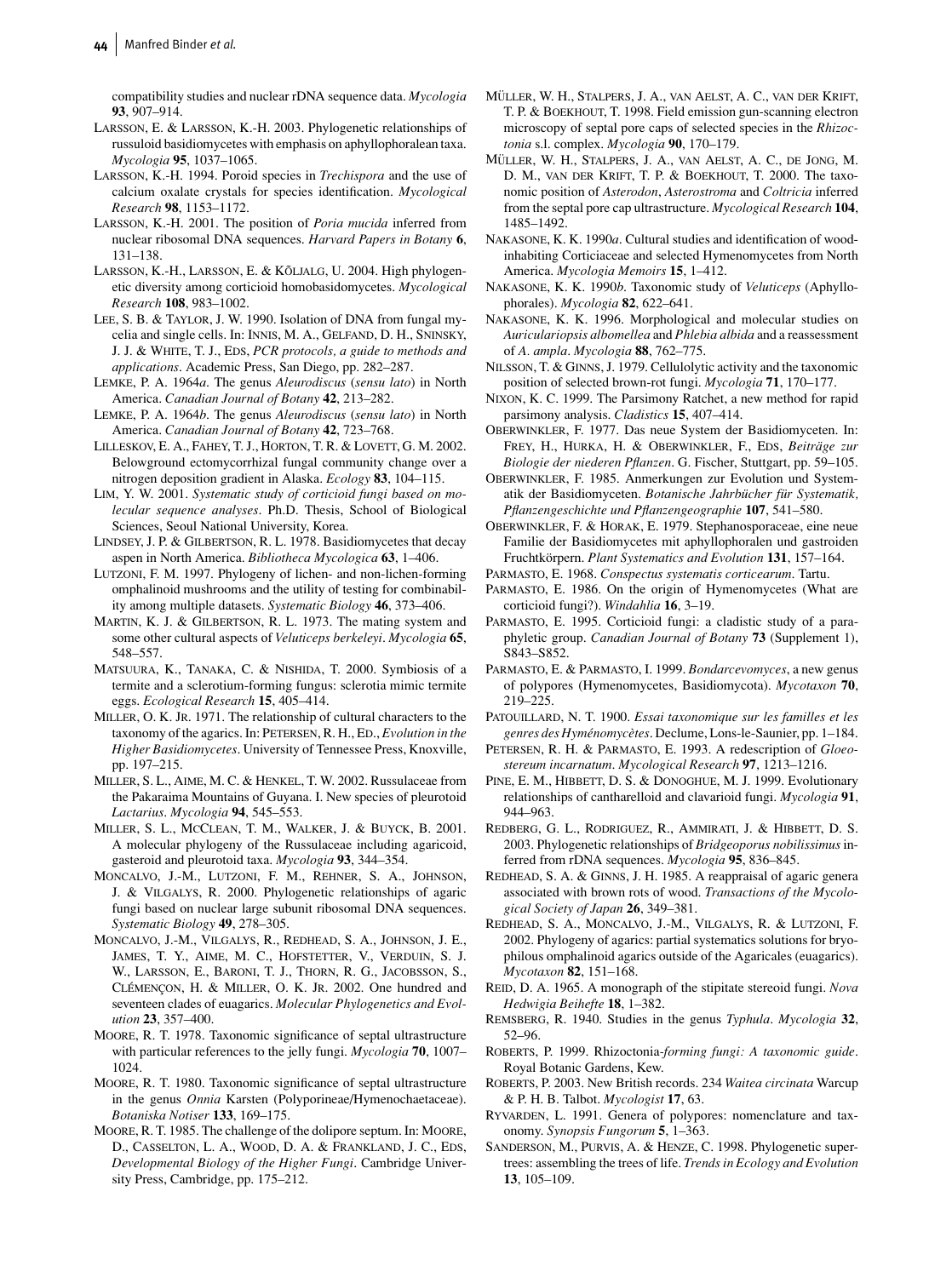compatibility studies and nuclear rDNA sequence data. *Mycologia* **93**, 907–914.

LARSSON, E. & LARSSON, K.-H. 2003. Phylogenetic relationships of russuloid basidiomycetes with emphasis on aphyllophoralean taxa. *Mycologia* **95**, 1037–1065.

LARSSON, K.-H. 1994. Poroid species in *Trechispora* and the use of calcium oxalate crystals for species identification. *Mycological Research* **98**, 1153–1172.

LARSSON, K.-H. 2001. The position of *Poria mucida* inferred from nuclear ribosomal DNA sequences. *Harvard Papers in Botany* **6**, 131–138.

LARSSON, K.-H., LARSSON, E. & KÕLJALG, U. 2004. High phylogenetic diversity among corticioid homobasidomycetes. *Mycological Research* **108**, 983–1002.

LEE, S. B. & TAYLOR, J. W. 1990. Isolation of DNA from fungal mycelia and single cells. In: INNIS, M. A., GELFAND, D. H., SNINSKY, J. J. & WHITE, T. J., EDS, *PCR protocols, a guide to methods and applications*. Academic Press, San Diego, pp. 282–287.

LEMKE, P. A. 1964*a*. The genus *Aleurodiscus* (*sensu lato*) in North America. *Canadian Journal of Botany* **42**, 213–282.

LEMKE, P. A. 1964*b*. The genus *Aleurodiscus* (*sensu lato*) in North America. *Canadian Journal of Botany* **42**, 723–768.

LILLESKOV, E. A., FAHEY, T. J., HORTON, T. R. & LOVETT, G. M. 2002. Belowground ectomycorrhizal fungal community change over a nitrogen deposition gradient in Alaska. *Ecology* **83**, 104–115.

LIM, Y. W. 2001. *Systematic study of corticioid fungi based on molecular sequence analyses*. Ph.D. Thesis, School of Biological Sciences, Seoul National University, Korea.

LINDSEY, J. P. & GILBERTSON, R. L. 1978. Basidiomycetes that decay aspen in North America. *Bibliotheca Mycologica* **63**, 1–406.

LUTZONI, F. M. 1997. Phylogeny of lichen- and non-lichen-forming omphalinoid mushrooms and the utility of testing for combinability among multiple datasets. *Systematic Biology* **46**, 373–406.

MARTIN, K. J. & GILBERTSON, R. L. 1973. The mating system and some other cultural aspects of *Veluticeps berkeleyi*. *Mycologia* **65**, 548–557.

MATSUURA, K., TANAKA, C. & NISHIDA, T. 2000. Symbiosis of a termite and a sclerotium-forming fungus: sclerotia mimic termite eggs. *Ecological Research* **15**, 405–414.

MILLER, O. K. JR. 1971. The relationship of cultural characters to the taxonomy of the agarics. In: PETERSEN, R. H., ED., *Evolution in the Higher Basidiomycetes*. University of Tennessee Press, Knoxville, pp. 197–215.

MILLER, S. L., AIME, M. C. & HENKEL, T. W. 2002. Russulaceae from the Pakaraima Mountains of Guyana. I. New species of pleurotoid *Lactarius*. *Mycologia* **94**, 545–553.

MILLER, S. L., MCCLEAN, T. M., WALKER, J. & BUYCK, B. 2001. A molecular phylogeny of the Russulaceae including agaricoid, gasteroid and pleurotoid taxa. *Mycologia* **93**, 344–354.

MONCALVO, J.-M., LUTZONI, F. M., REHNER, S. A., JOHNSON, J. & VILGALYS, R. 2000. Phylogenetic relationships of agaric fungi based on nuclear large subunit ribosomal DNA sequences. *Systematic Biology* **49**, 278–305.

MONCALVO, J.-M., VILGALYS, R., REDHEAD, S. A., JOHNSON, J. E., JAMES, T. Y., AIME, M. C., HOFSTETTER, V., VERDUIN, S. J. W., LARSSON, E., BARONI, T. J., THORN, R. G., JACOBSSON, S., CLÉMENÇON, H. & MILLER, O. K. JR. 2002. One hundred and seventeen clades of euagarics. *Molecular Phylogenetics and Evolution* **23**, 357–400.

MOORE, R. T. 1978. Taxonomic significance of septal ultrastructure with particular references to the jelly fungi. *Mycologia* **70**, 1007–1024.

MOORE, R. T. 1980. Taxonomic significance of septal ultrastructure in the genus *Onnia* Karsten (Polyporineae/Hymenochaetaceae). *Botaniska Notiser* **133**, 169–175.

MOORE, R. T. 1985. The challenge of the dolipore septum. In: MOORE, D., CASSELTON, L. A., WOOD, D. A. & FRANKLAND, J. C., EDS, *Developmental Biology of the Higher Fungi*. Cambridge University Press, Cambridge, pp. 175–212.

MÜLLER, W. H., STALPERS, J. A., VAN AELST, A. C., VAN DER KRIFT, T. P. & BOEKHOUT, T. 1998. Field emission gun-scanning electron microscopy of septal pore caps of selected species in the *Rhizoctonia* s.l. complex. *Mycologia* **90**, 170–179.

MÜLLER, W. H., STALPERS, J. A., VAN AELST, A. C., DE JONG, M. D. M., VAN DER KRIFT, T. P. & BOEKHOUT, T. 2000. The taxonomic position of *Asterodon*, *Asterostroma* and *Coltricia* inferred from the septal pore cap ultrastructure. *Mycological Research* **104**, 1485–1492.

NAKASONE, K. K. 1990*a*. Cultural studies and identification of wood-inhabiting Corticiaceae and selected Hymenomycetes from North America. *Mycologia Memoirs* **15**, 1–412.

NAKASONE, K. K. 1990*b*. Taxonomic study of *Veluticeps* (Aphyllophorales). *Mycologia* **82**, 622–641.

NAKASONE, K. K. 1996. Morphological and molecular studies on *Auriculariopsis albomellea* and *Phlebia albida* and a reassessment of *A. ampla*. *Mycologia* **88**, 762–775.

NILSSON, T. & GINNS, J. 1979. Cellulolytic activity and the taxonomic position of selected brown-rot fungi. *Mycologia* **71**, 170–177.

NIXON, K. C. 1999. The Parsimony Ratchet, a new method for rapid parsimony analysis. *Cladistics* **15**, 407–414.

OBERWINKLER, F. 1977. Das neue System der Basidiomyceten. In: FREY, H., HURKA, H. & OBERWINKLER, F., EDS, *Beiträge zur Biologie der niederen Pflanzen*. G. Fischer, Stuttgart, pp. 59–105.

OBERWINKLER, F. 1985. Anmerkungen zur Evolution und Systematik der Basidiomyceten. *Botanische Jahrbücher für Systematik, Pflanzengeschichte und Pflanzengeographie* **107**, 541–580.

OBERWINKLER, F. & HORAK, E. 1979. Stephanosporaceae, eine neue Familie der Basidiomycetes mit aphyllophoralen und gastroiden Fruchtkörpern. *Plant Systematics and Evolution* **131**, 157–164.

PARMASTO, E. 1968. *Conspectus systematis corticearum*. Tartu.

PARMASTO, E. 1986. On the origin of Hymenomycetes (What are corticioid fungi?). *Windahlia* **16**, 3–19.

PARMASTO, E. 1995. Corticioid fungi: a cladistic study of a paraphyletic group. *Canadian Journal of Botany* **73** (Supplement 1), S843–S852.

PARMASTO, E. & PARMASTO, I. 1999. *Bondarcevomyces*, a new genus of polypores (Hymenomycetes, Basidiomycota). *Mycotaxon* **70**, 219–225.

PATOUILLARD, N. T. 1900. *Essai taxonomique sur les familles et les genres des Hyménomycètes*. Declume, Lons-le-Saunier, pp. 1–184.

PETERSEN, R. H. & PARMASTO, E. 1993. A redescription of *Gloeostereum incarnatum*. *Mycological Research* **97**, 1213–1216.

PINE, E. M., HIBBETT, D. S. & DONOGHUE, M. J. 1999. Evolutionary relationships of cantharelloid and clavarioid fungi. *Mycologia* **91**, 944–963.

REDBERG, G. L., RODRIGUEZ, R., AMMIRATI, J. & HIBBETT, D. S. 2003. Phylogenetic relationships of *Bridgeoporus nobilissimus* inferred from rDNA sequences. *Mycologia* **95**, 836–845.

REDHEAD, S. A. & GINNS, J. H. 1985. A reappraisal of agaric genera associated with brown rots of wood. *Transactions of the Mycological Society of Japan* **26**, 349–381.

REDHEAD, S. A., MONCALVO, J.-M., VILGALYS, R. & LUTZONI, F. 2002. Phylogeny of agarics: partial systematics solutions for bryophilous omphalinoid agarics outside of the Agaricales (euagarics). *Mycotaxon* **82**, 151–168.

REID, D. A. 1965. A monograph of the stipitate stereoid fungi. *Nova Hedwigia Beihefte* **18**, 1–382.

REMSBERG, R. 1940. Studies in the genus *Typhula*. *Mycologia* **32**, 52–96.

ROBERTS, P. 1999. Rhizoctonia*-forming fungi: A taxonomic guide*. Royal Botanic Gardens, Kew.

ROBERTS, P. 2003. New British records. 234 *Waitea circinata* Warcup & P. H. B. Talbot. *Mycologist* **17**, 63.

RYVARDEN, L. 1991. Genera of polypores: nomenclature and taxonomy. *Synopsis Fungorum* **5**, 1–363.

SANDERSON, M., PURVIS, A. & HENZE, C. 1998. Phylogenetic supertrees: assembling the trees of life. *Trends in Ecology and Evolution* **13**, 105–109.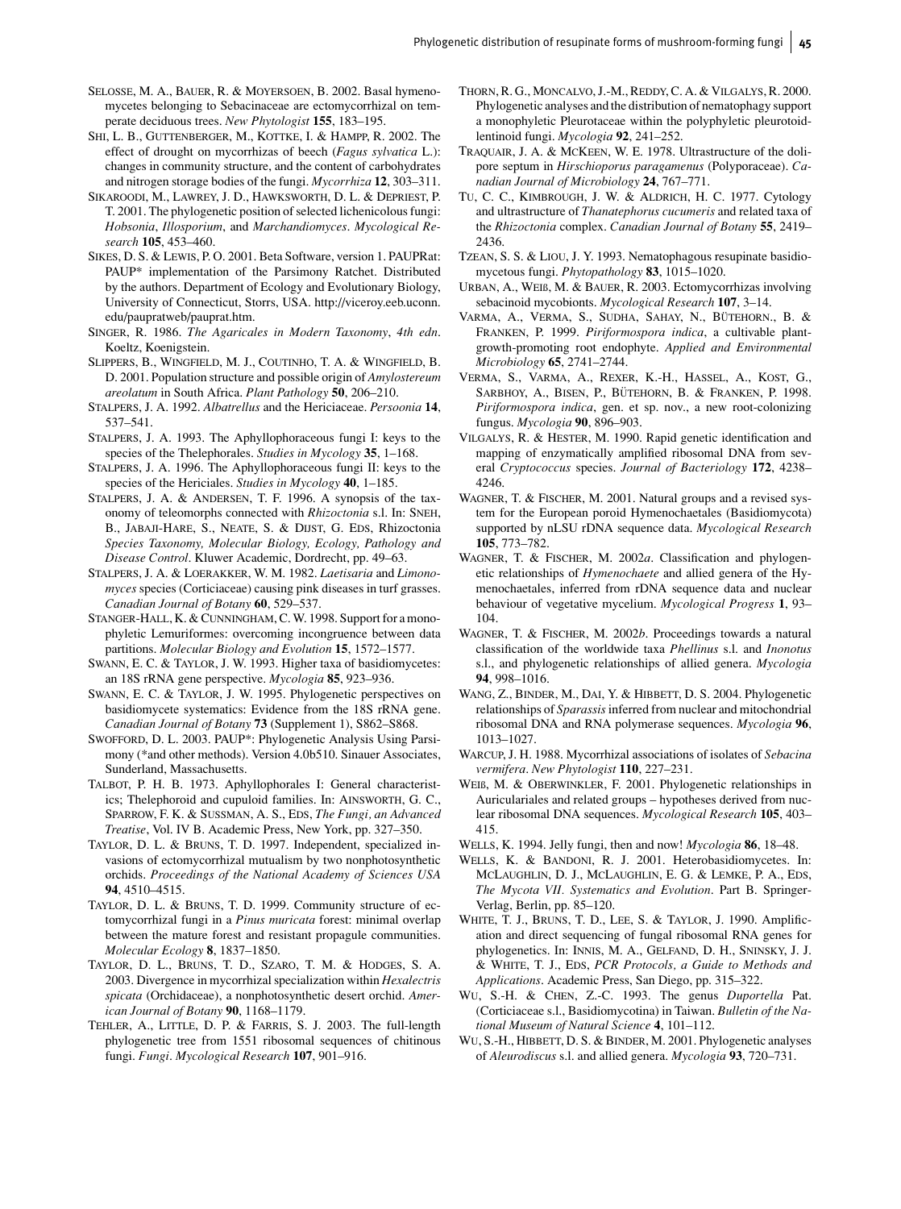SELOSSE, M. A., BAUER, R. & MOYERSOEN, B. 2002. Basal hymenomycetes belonging to Sebacinaceae are ectomycorrhizal on temperate deciduous trees. *New Phytologist* **155**, 183–195.

SHI, L. B., GUTTENBERGER, M., KOTTKE, I. & HAMPP, R. 2002. The effect of drought on mycorrhizas of beech (*Fagus sylvatica* L.): changes in community structure, and the content of carbohydrates and nitrogen storage bodies of the fungi. *Mycorrhiza* **12**, 303–311.

SIKAROODI, M., LAWREY, J. D., HAWKSWORTH, D. L. & DEPRIEST, P. T. 2001. The phylogenetic position of selected lichenicolous fungi: *Hobsonia*, *Illosporium*, and *Marchandiomyces*. *Mycological Research* **105**, 453–460.

SIKES, D. S. & LEWIS, P. O. 2001. Beta Software, version 1. PAUPRat: PAUP* implementation of the Parsimony Ratchet. Distributed by the authors. Department of Ecology and Evolutionary Biology, University of Connecticut, Storrs, USA. http://viceroy.eeb.uconn.edu/paupratweb/pauprat.htm.

SINGER, R. 1986. *The Agaricales in Modern Taxonomy*, *4th edn*. Koeltz, Koenigstein.

SLIPPERS, B., WINGFIELD, M. J., COUTINHO, T. A. & WINGFIELD, B. D. 2001. Population structure and possible origin of *Amylostereum areolatum* in South Africa. *Plant Pathology* **50**, 206–210.

STALPERS, J. A. 1992. *Albatrellus* and the Hericiaceae. *Persoonia* **14**, 537–541.

STALPERS, J. A. 1993. The Aphyllophoraceous fungi I: keys to the species of the Thelephorales. *Studies in Mycology* **35**, 1–168.

STALPERS, J. A. 1996. The Aphyllophoraceous fungi II: keys to the species of the Hericiales. *Studies in Mycology* **40**, 1–185.

STALPERS, J. A. & ANDERSEN, T. F. 1996. A synopsis of the taxonomy of teleomorphs connected with *Rhizoctonia* s.l. In: SNEH, B., JABAJI-HARE, S., NEATE, S. & DIJST, G. EDS, Rhizoctonia *Species Taxonomy, Molecular Biology, Ecology, Pathology and Disease Control*. Kluwer Academic, Dordrecht, pp. 49–63.

STALPERS, J. A. & LOERAKKER, W. M. 1982. *Laetisaria* and *Limonomyces* species (Corticiaceae) causing pink diseases in turf grasses. *Canadian Journal of Botany* **60**, 529–537.

STANGER-HALL, K. & CUNNINGHAM, C. W. 1998. Support for a monophyletic Lemuriformes: overcoming incongruence between data partitions. *Molecular Biology and Evolution* **15**, 1572–1577.

SWANN, E. C. & TAYLOR, J. W. 1993. Higher taxa of basidiomycetes: an 18S rRNA gene perspective. *Mycologia* **85**, 923–936.

SWANN, E. C. & TAYLOR, J. W. 1995. Phylogenetic perspectives on basidiomycete systematics: Evidence from the 18S rRNA gene. *Canadian Journal of Botany* **73** (Supplement 1), S862–S868.

SWOFFORD, D. L. 2003. PAUP*: Phylogenetic Analysis Using Parsimony (*and other methods). Version 4.0b510. Sinauer Associates, Sunderland, Massachusetts.

TALBOT, P. H. B. 1973. Aphyllophorales I: General characteristics; Thelephoroid and cupuloid families. In: AINSWORTH, G. C., SPARROW, F. K. & SUSSMAN, A. S., EDS, *The Fungi, an Advanced Treatise*, Vol. IV B. Academic Press, New York, pp. 327–350.

TAYLOR, D. L. & BRUNS, T. D. 1997. Independent, specialized invasions of ectomycorrhizal mutualism by two nonphotosynthetic orchids. *Proceedings of the National Academy of Sciences USA* **94**, 4510–4515.

TAYLOR, D. L. & BRUNS, T. D. 1999. Community structure of ectomycorrhizal fungi in a *Pinus muricata* forest: minimal overlap between the mature forest and resistant propagule communities. *Molecular Ecology* **8**, 1837–1850.

TAYLOR, D. L., BRUNS, T. D., SZARO, T. M. & HODGES, S. A. 2003. Divergence in mycorrhizal specialization within *Hexalectris spicata* (Orchidaceae), a nonphotosynthetic desert orchid. *American Journal of Botany* **90**, 1168–1179.

TEHLER, A., LITTLE, D. P. & FARRIS, S. J. 2003. The full-length phylogenetic tree from 1551 ribosomal sequences of chitinous fungi. *Fungi*. *Mycological Research* **107**, 901–916.

THORN, R. G., MONCALVO, J.-M., REDDY, C. A. & VILGALYS, R. 2000. Phylogenetic analyses and the distribution of nematophagy support a monophyletic Pleurotaceae within the polyphyletic pleurotoid-lentinoid fungi. *Mycologia* **92**, 241–252.

TRAQUAIR, J. A. & MCKEEN, W. E. 1978. Ultrastructure of the dolipore septum in *Hirschioporus paragamenus* (Polyporaceae). *Canadian Journal of Microbiology* **24**, 767–771.

TU, C. C., KIMBROUGH, J. W. & ALDRICH, H. C. 1977. Cytology and ultrastructure of *Thanatephorus cucumeris* and related taxa of the *Rhizoctonia* complex. *Canadian Journal of Botany* **55**, 2419–2436.

TZEAN, S. S. & LIOU, J. Y. 1993. Nematophagous resupinate basidiomycetous fungi. *Phytopathology* **83**, 1015–1020.

URBAN, A., WEIß, M. & BAUER, R. 2003. Ectomycorrhizas involving sebacinoid mycobionts. *Mycological Research* **107**, 3–14.

VARMA, A., VERMA, S., SUDHA, SAHAY, N., BÜTEHORN., B. & FRANKEN, P. 1999. *Piriformospora indica*, a cultivable plant-growth-promoting root endophyte. *Applied and Environmental Microbiology* **65**, 2741–2744.

VERMA, S., VARMA, A., REXER, K.-H., HASSEL, A., KOST, G., SARBHOY, A., BISEN, P., BÜTEHORN, B. & FRANKEN, P. 1998. *Piriformospora indica*, gen. et sp. nov., a new root-colonizing fungus. *Mycologia* **90**, 896–903.

VILGALYS, R. & HESTER, M. 1990. Rapid genetic identification and mapping of enzymatically amplified ribosomal DNA from several *Cryptococcus* species. *Journal of Bacteriology* **172**, 4238–4246.

WAGNER, T. & FISCHER, M. 2001. Natural groups and a revised system for the European poroid Hymenochaetales (Basidiomycota) supported by nLSU rDNA sequence data. *Mycological Research* **105**, 773–782.

WAGNER, T. & FISCHER, M. 2002*a*. Classification and phylogenetic relationships of *Hymenochaete* and allied genera of the Hymenochaetales, inferred from rDNA sequence data and nuclear behaviour of vegetative mycelium. *Mycological Progress* **1**, 93–104.

WAGNER, T. & FISCHER, M. 2002*b*. Proceedings towards a natural classification of the worldwide taxa *Phellinus* s.l. and *Inonotus* s.l., and phylogenetic relationships of allied genera. *Mycologia* **94**, 998–1016.

WANG, Z., BINDER, M., DAI, Y. & HIBBETT, D. S. 2004. Phylogenetic relationships of *Sparassis* inferred from nuclear and mitochondrial ribosomal DNA and RNA polymerase sequences. *Mycologia* **96**, 1013–1027.

WARCUP, J. H. 1988. Mycorrhizal associations of isolates of *Sebacina vermifera*. *New Phytologist* **110**, 227–231.

WEIß, M. & OBERWINKLER, F. 2001. Phylogenetic relationships in Auriculariales and related groups – hypotheses derived from nuclear ribosomal DNA sequences. *Mycological Research* **105**, 403–415.

WELLS, K. 1994. Jelly fungi, then and now! *Mycologia* **86**, 18–48.

WELLS, K. & BANDONI, R. J. 2001. Heterobasidiomycetes. In: MCLAUGHLIN, D. J., MCLAUGHLIN, E. G. & LEMKE, P. A., EDS, *The Mycota VII. Systematics and Evolution*. Part B. Springer-Verlag, Berlin, pp. 85–120.

WHITE, T. J., BRUNS, T. D., LEE, S. & TAYLOR, J. 1990. Amplification and direct sequencing of fungal ribosomal RNA genes for phylogenetics. In: INNIS, M. A., GELFAND, D. H., SNINSKY, J. J. & WHITE, T. J., EDS, *PCR Protocols, a Guide to Methods and Applications*. Academic Press, San Diego, pp. 315–322.

WU, S.-H. & CHEN, Z.-C. 1993. The genus *Duportella* Pat. (Corticiaceae s.l., Basidiomycotina) in Taiwan. *Bulletin of the National Museum of Natural Science* **4**, 101–112.

WU, S.-H., HIBBETT, D. S. & BINDER, M. 2001. Phylogenetic analyses of *Aleurodiscus* s.l. and allied genera. *Mycologia* **93**, 720–731.